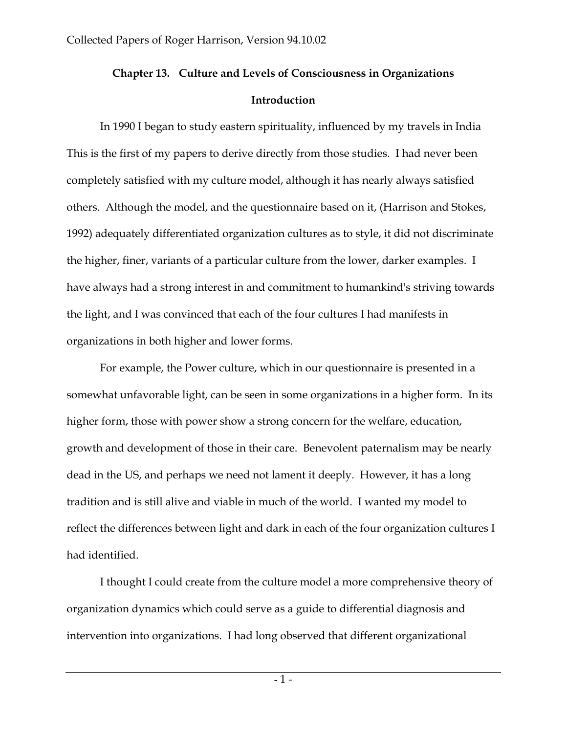## Chapter 13. Culture and Levels of Consciousness in Organizations

### Introduction

In 1990 I began to study eastern spirituality, influenced by my travels in India This is the first of my papers to derive directly from those studies. I had never been completely satisfied with my culture model, although it has nearly always satisfied others. Although the model, and the questionnaire based on it, (Harrison and Stokes, 1992) adequately differentiated organization cultures as to style, it did not discriminate the higher, finer, variants of a particular culture from the lower, darker examples. I have always had a strong interest in and commitment to humankind's striving towards the light, and I was convinced that each of the four cultures I had manifests in organizations in both higher and lower forms.

For example, the Power culture, which in our questionnaire is presented in a somewhat unfavorable light, can be seen in some organizations in a higher form. In its higher form, those with power show a strong concern for the welfare, education, growth and development of those in their care. Benevolent paternalism may be nearly dead in the US, and perhaps we need not lament it deeply. However, it has a long tradition and is still alive and viable in much of the world. I wanted my model to reflect the differences between light and dark in each of the four organization cultures I had identified.

I thought I could create from the culture model a more comprehensive theory of organization dynamics which could serve as a guide to differential diagnosis and intervention into organizations. I had long observed that different organizational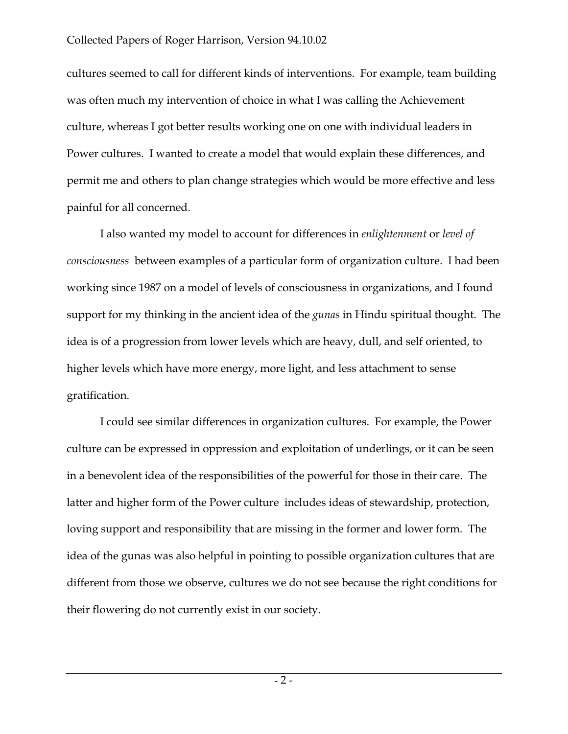cultures seemed to call for different kinds of interventions. For example, team building was often much my intervention of choice in what I was calling the Achievement culture, whereas I got better results working one on one with individual leaders in Power cultures. I wanted to create a model that would explain these differences, and permit me and others to plan change strategies which would be more effective and less painful for all concerned.

I also wanted my model to account for differences in *enlightenment* or *level of consciousness* between examples of a particular form of organization culture. I had been working since 1987 on a model of levels of consciousness in organizations, and I found support for my thinking in the ancient idea of the *gunas* in Hindu spiritual thought. The idea is of a progression from lower levels which are heavy, dull, and self oriented, to higher levels which have more energy, more light, and less attachment to sense gratification.

I could see similar differences in organization cultures. For example, the Power culture can be expressed in oppression and exploitation of underlings, or it can be seen in a benevolent idea of the responsibilities of the powerful for those in their care. The latter and higher form of the Power culture includes ideas of stewardship, protection, loving support and responsibility that are missing in the former and lower form. The idea of the gunas was also helpful in pointing to possible organization cultures that are different from those we observe, cultures we do not see because the right conditions for their flowering do not currently exist in our society.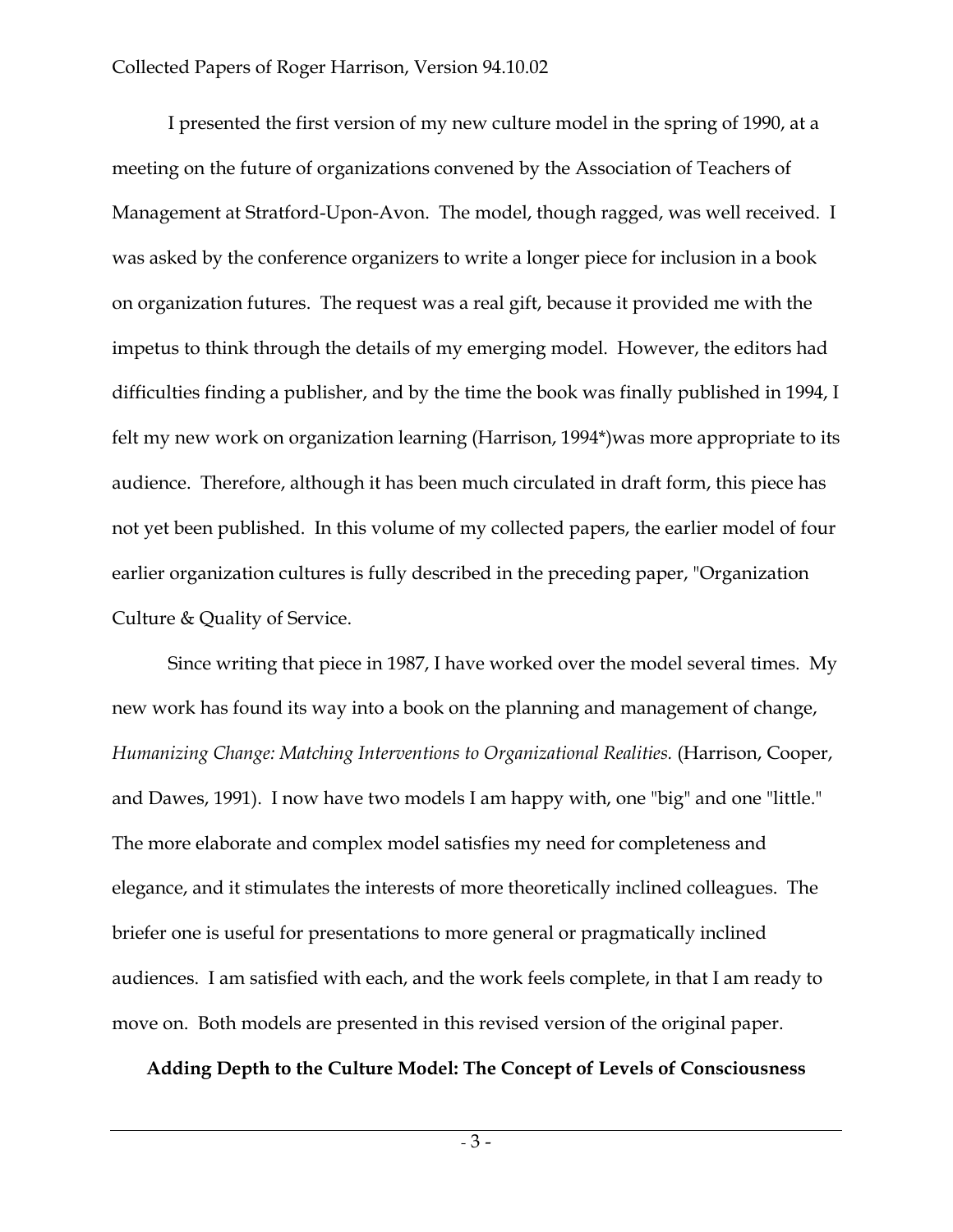I presented the first version of my new culture model in the spring of 1990, at a meeting on the future of organizations convened by the Association of Teachers of Management at Stratford-Upon-Avon. The model, though ragged, was well received. I was asked by the conference organizers to write a longer piece for inclusion in a book on organization futures. The request was a real gift, because it provided me with the impetus to think through the details of my emerging model. However, the editors had difficulties finding a publisher, and by the time the book was finally published in 1994, I felt my new work on organization learning (Harrison, 1994*)was more appropriate to its audience. Therefore, although it has been much circulated in draft form, this piece has not yet been published. In this volume of my collected papers, the earlier model of four earlier organization cultures is fully described in the preceding paper, "Organization Culture & Quality of Service.

Since writing that piece in 1987, I have worked over the model several times. My new work has found its way into a book on the planning and management of change, *Humanizing Change: Matching Interventions to Organizational Realities.* (Harrison, Cooper, and Dawes, 1991). I now have two models I am happy with, one "big" and one "little." The more elaborate and complex model satisfies my need for completeness and elegance, and it stimulates the interests of more theoretically inclined colleagues. The briefer one is useful for presentations to more general or pragmatically inclined audiences. I am satisfied with each, and the work feels complete, in that I am ready to move on. Both models are presented in this revised version of the original paper.

**Adding Depth to the Culture Model: The Concept of Levels of Consciousness**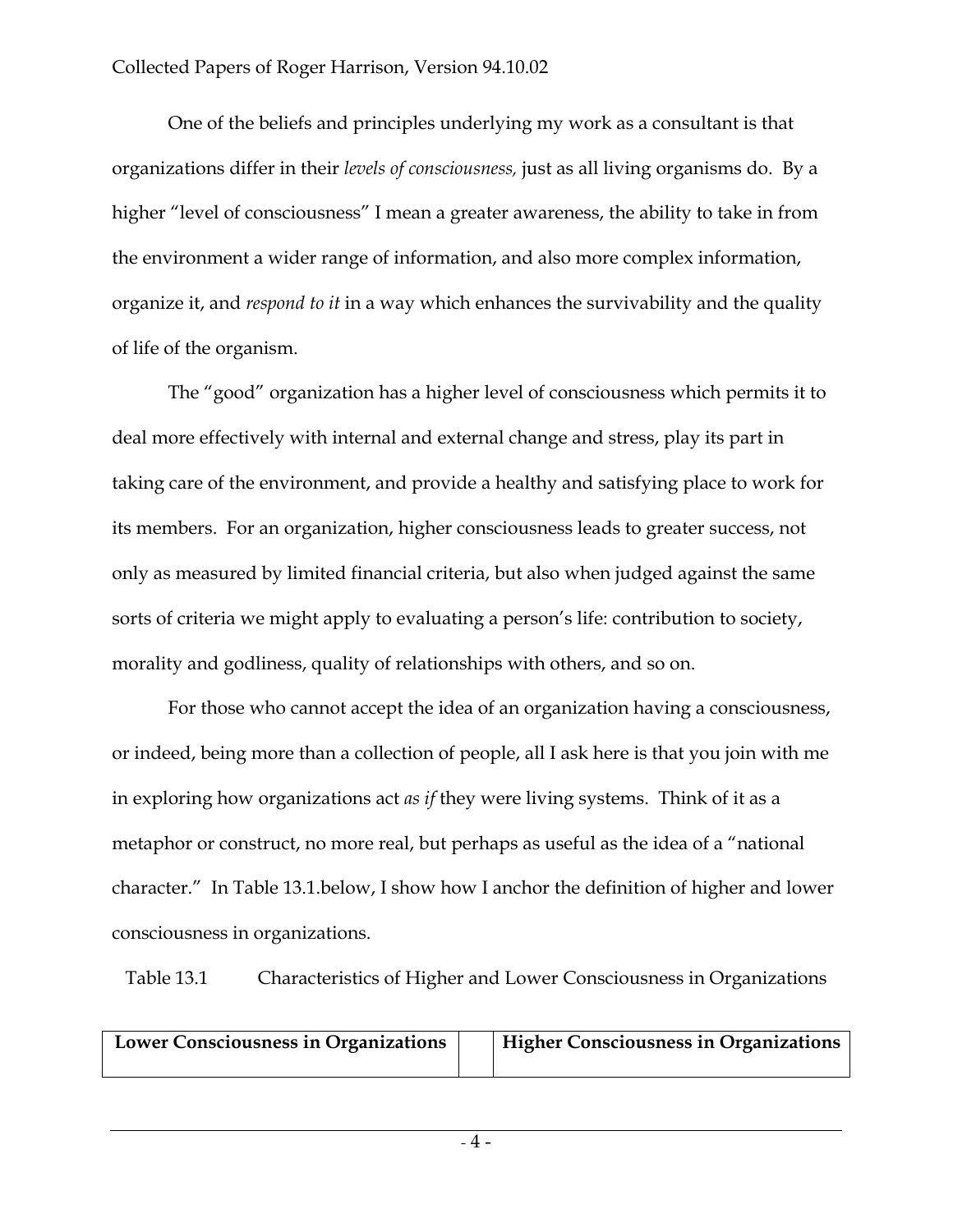One of the beliefs and principles underlying my work as a consultant is that organizations differ in their *levels of consciousness,* just as all living organisms do. By a higher "level of consciousness" I mean a greater awareness, the ability to take in from the environment a wider range of information, and also more complex information, organize it, and *respond to it* in a way which enhances the survivability and the quality of life of the organism.

The "good" organization has a higher level of consciousness which permits it to deal more effectively with internal and external change and stress, play its part in taking care of the environment, and provide a healthy and satisfying place to work for its members. For an organization, higher consciousness leads to greater success, not only as measured by limited financial criteria, but also when judged against the same sorts of criteria we might apply to evaluating a person's life: contribution to society, morality and godliness, quality of relationships with others, and so on.

For those who cannot accept the idea of an organization having a consciousness, or indeed, being more than a collection of people, all I ask here is that you join with me in exploring how organizations act *as if* they were living systems. Think of it as a metaphor or construct, no more real, but perhaps as useful as the idea of a "national character." In Table 13.1.below, I show how I anchor the definition of higher and lower consciousness in organizations.

Table 13.1 Characteristics of Higher and Lower Consciousness in Organizations

| **Lower Consciousness in Organizations** | | **Higher Consciousness in Organizations** |
|---|---|---|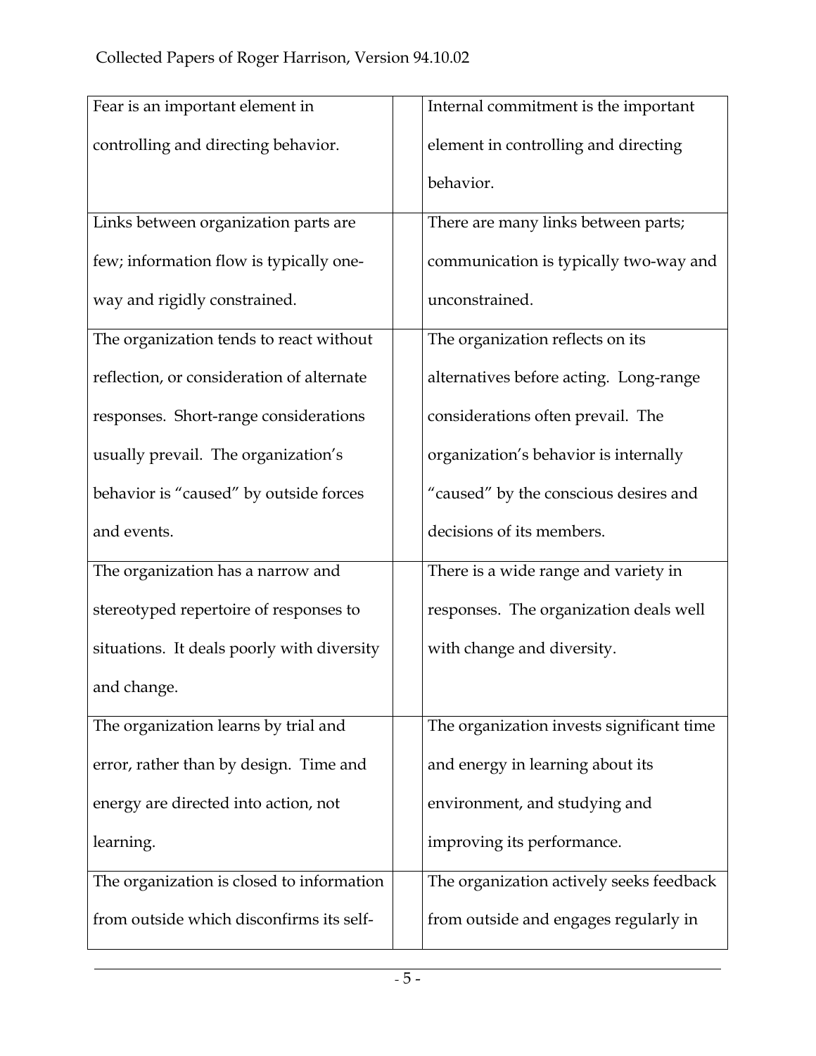| | | |
|---|---|---|
| Fear is an important element in controlling and directing behavior. | | Internal commitment is the important element in controlling and directing behavior. |
| Links between organization parts are few; information flow is typically one-way and rigidly constrained. | | There are many links between parts; communication is typically two-way and unconstrained. |
| The organization tends to react without reflection, or consideration of alternate responses. Short-range considerations usually prevail. The organization's behavior is "caused" by outside forces and events. | | The organization reflects on its alternatives before acting. Long-range considerations often prevail. The organization's behavior is internally "caused" by the conscious desires and decisions of its members. |
| The organization has a narrow and stereotyped repertoire of responses to situations. It deals poorly with diversity and change. | | There is a wide range and variety in responses. The organization deals well with change and diversity. |
| The organization learns by trial and error, rather than by design. Time and energy are directed into action, not learning. | | The organization invests significant time and energy in learning about its environment, and studying and improving its performance. |
| The organization is closed to information from outside which disconfirms its self- | | The organization actively seeks feedback from outside and engages regularly in |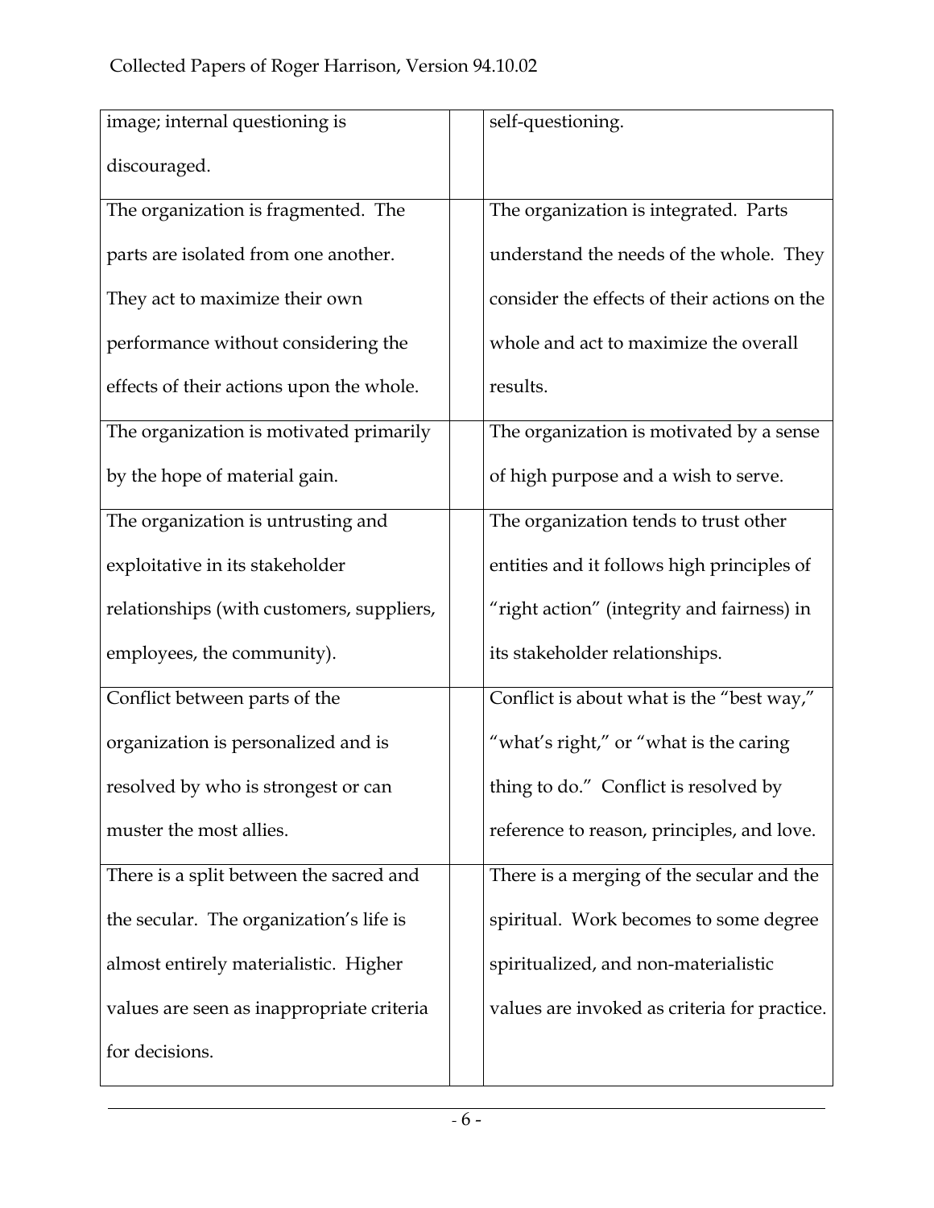| | | |
|---|---|---|
| image; internal questioning is discouraged. | | self-questioning. |
| The organization is fragmented. The parts are isolated from one another. They act to maximize their own performance without considering the effects of their actions upon the whole. | | The organization is integrated. Parts understand the needs of the whole. They consider the effects of their actions on the whole and act to maximize the overall results. |
| The organization is motivated primarily by the hope of material gain. | | The organization is motivated by a sense of high purpose and a wish to serve. |
| The organization is untrusting and exploitative in its stakeholder relationships (with customers, suppliers, employees, the community). | | The organization tends to trust other entities and it follows high principles of "right action" (integrity and fairness) in its stakeholder relationships. |
| Conflict between parts of the organization is personalized and is resolved by who is strongest or can muster the most allies. | | Conflict is about what is the "best way," "what's right," or "what is the caring thing to do." Conflict is resolved by reference to reason, principles, and love. |
| There is a split between the sacred and the secular. The organization's life is almost entirely materialistic. Higher values are seen as inappropriate criteria for decisions. | | There is a merging of the secular and the spiritual. Work becomes to some degree spiritualized, and non-materialistic values are invoked as criteria for practice. |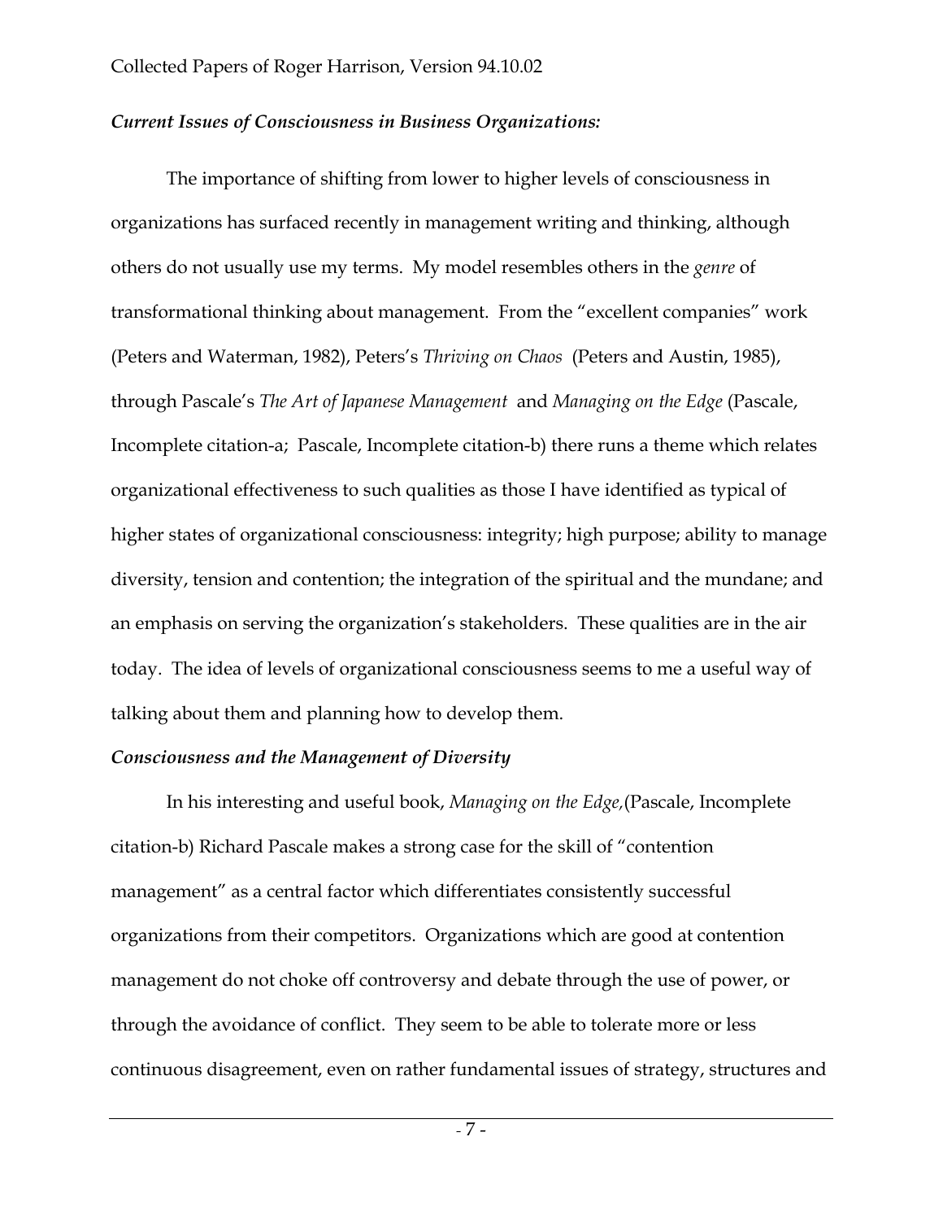### *Current Issues of Consciousness in Business Organizations:*

The importance of shifting from lower to higher levels of consciousness in organizations has surfaced recently in management writing and thinking, although others do not usually use my terms. My model resembles others in the *genre* of transformational thinking about management. From the "excellent companies" work (Peters and Waterman, 1982), Peters's *Thriving on Chaos* (Peters and Austin, 1985), through Pascale's *The Art of Japanese Management* and *Managing on the Edge* (Pascale, Incomplete citation-a; Pascale, Incomplete citation-b) there runs a theme which relates organizational effectiveness to such qualities as those I have identified as typical of higher states of organizational consciousness: integrity; high purpose; ability to manage diversity, tension and contention; the integration of the spiritual and the mundane; and an emphasis on serving the organization's stakeholders. These qualities are in the air today. The idea of levels of organizational consciousness seems to me a useful way of talking about them and planning how to develop them.

### *Consciousness and the Management of Diversity*

In his interesting and useful book, *Managing on the Edge,*(Pascale, Incomplete citation-b) Richard Pascale makes a strong case for the skill of "contention management" as a central factor which differentiates consistently successful organizations from their competitors. Organizations which are good at contention management do not choke off controversy and debate through the use of power, or through the avoidance of conflict. They seem to be able to tolerate more or less continuous disagreement, even on rather fundamental issues of strategy, structures and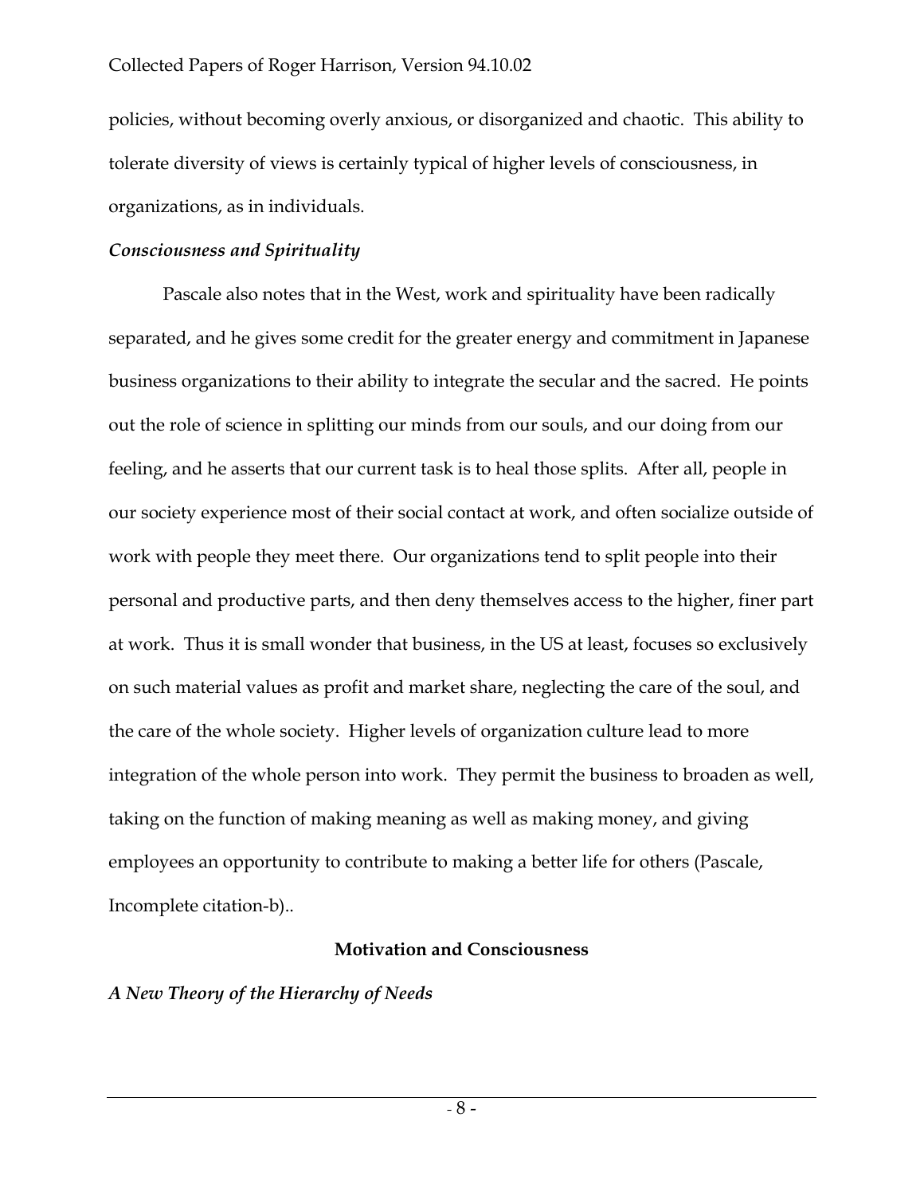policies, without becoming overly anxious, or disorganized and chaotic. This ability to tolerate diversity of views is certainly typical of higher levels of consciousness, in organizations, as in individuals.

### *Consciousness and Spirituality*

Pascale also notes that in the West, work and spirituality have been radically separated, and he gives some credit for the greater energy and commitment in Japanese business organizations to their ability to integrate the secular and the sacred. He points out the role of science in splitting our minds from our souls, and our doing from our feeling, and he asserts that our current task is to heal those splits. After all, people in our society experience most of their social contact at work, and often socialize outside of work with people they meet there. Our organizations tend to split people into their personal and productive parts, and then deny themselves access to the higher, finer part at work. Thus it is small wonder that business, in the US at least, focuses so exclusively on such material values as profit and market share, neglecting the care of the soul, and the care of the whole society. Higher levels of organization culture lead to more integration of the whole person into work. They permit the business to broaden as well, taking on the function of making meaning as well as making money, and giving employees an opportunity to contribute to making a better life for others (Pascale, Incomplete citation-b)..

## Motivation and Consciousness

### *A New Theory of the Hierarchy of Needs*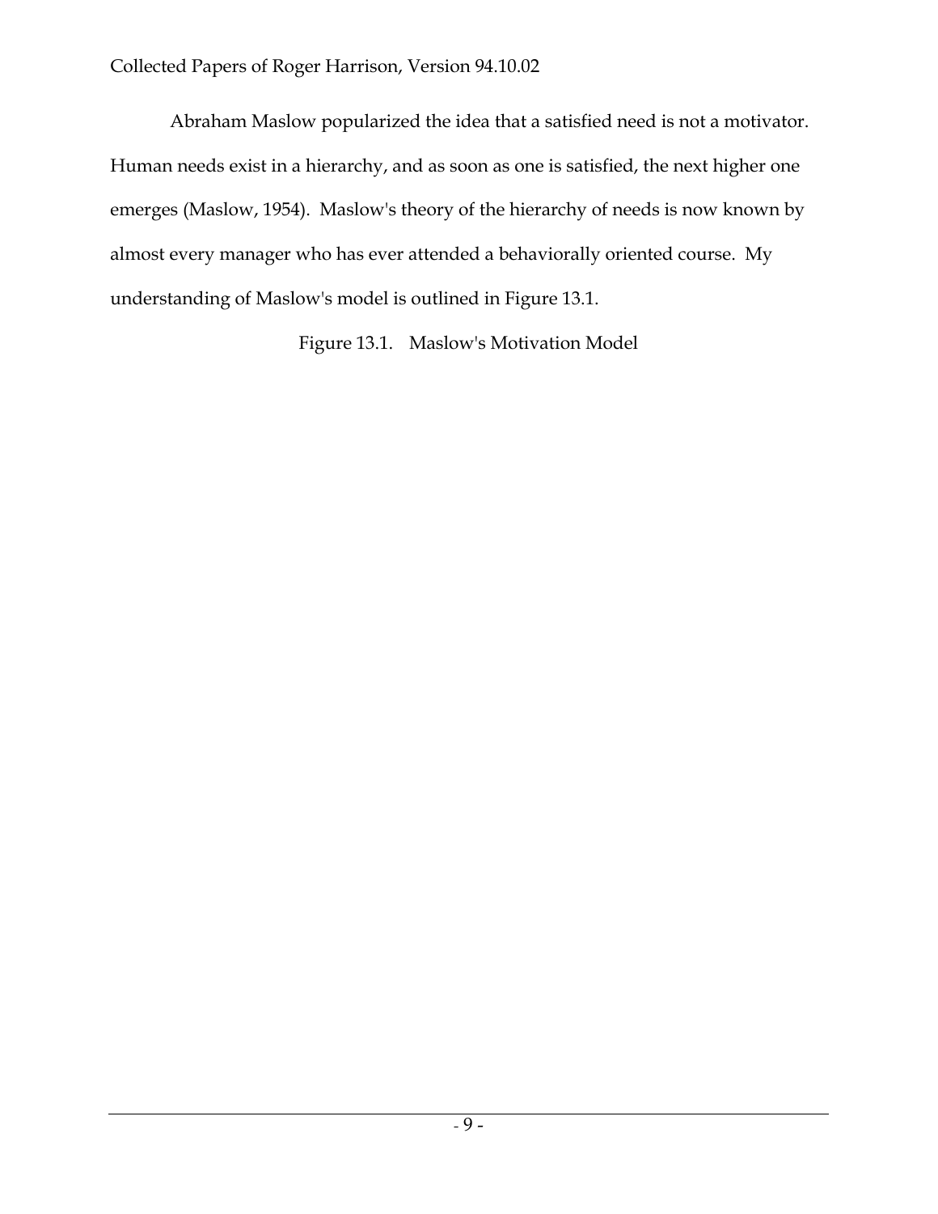Abraham Maslow popularized the idea that a satisfied need is not a motivator. Human needs exist in a hierarchy, and as soon as one is satisfied, the next higher one emerges (Maslow, 1954). Maslow's theory of the hierarchy of needs is now known by almost every manager who has ever attended a behaviorally oriented course. My understanding of Maslow's model is outlined in Figure 13.1.

Figure 13.1. Maslow's Motivation Model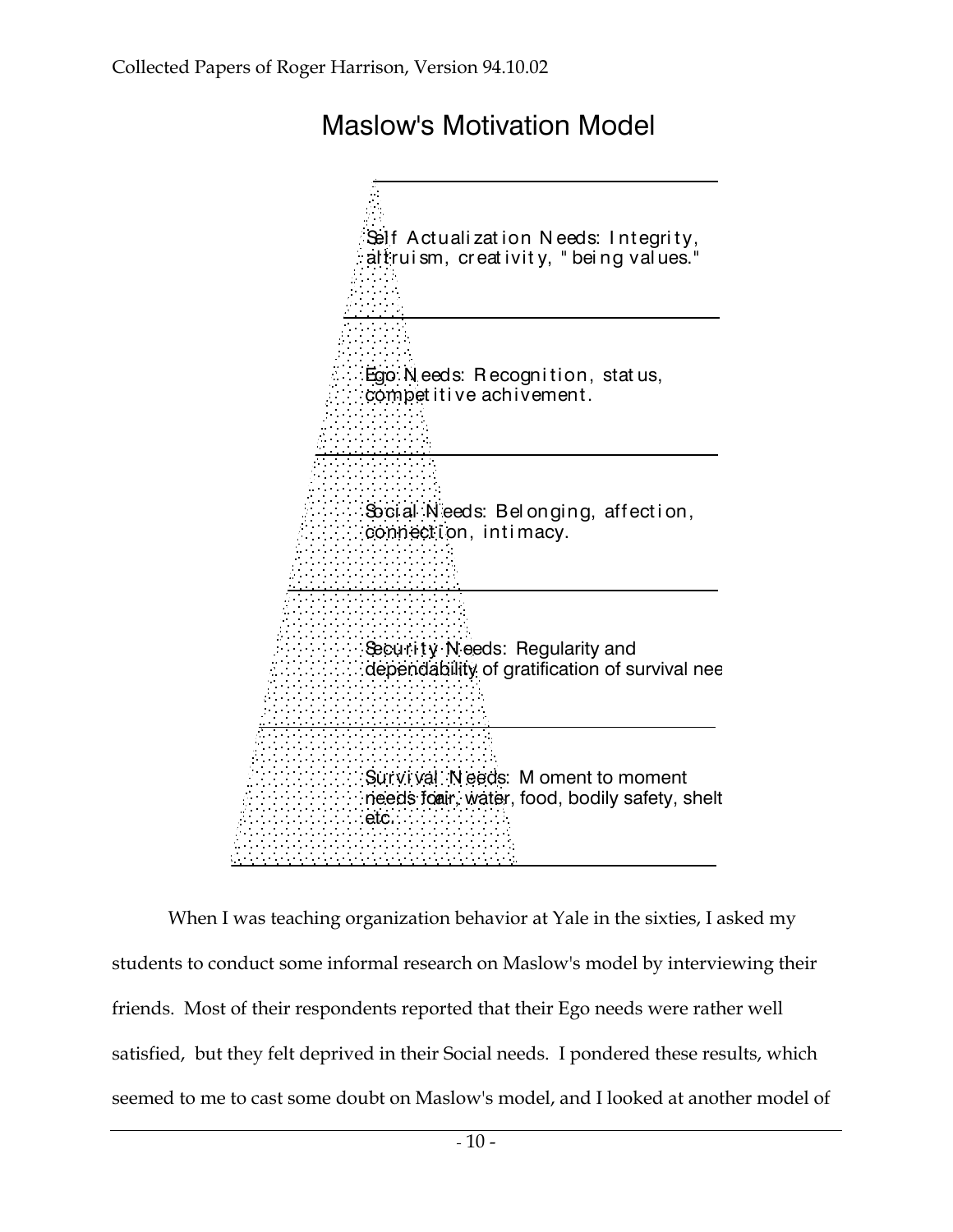## Maslow's Motivation Model

Self Actualization Needs: Integrity, altruism, creativity, "being values."

Ego Needs: Recognition, status, competitive achivement.

Social Needs: Belonging, affection, connection, intimacy.

Security Needs: Regularity and dependability of gratification of survival nee

Survival Needs: Moment to moment needs for air, water, food, bodily safety, shelt etc.

When I was teaching organization behavior at Yale in the sixties, I asked my students to conduct some informal research on Maslow's model by interviewing their friends. Most of their respondents reported that their Ego needs were rather well satisfied, but they felt deprived in their Social needs. I pondered these results, which seemed to me to cast some doubt on Maslow's model, and I looked at another model of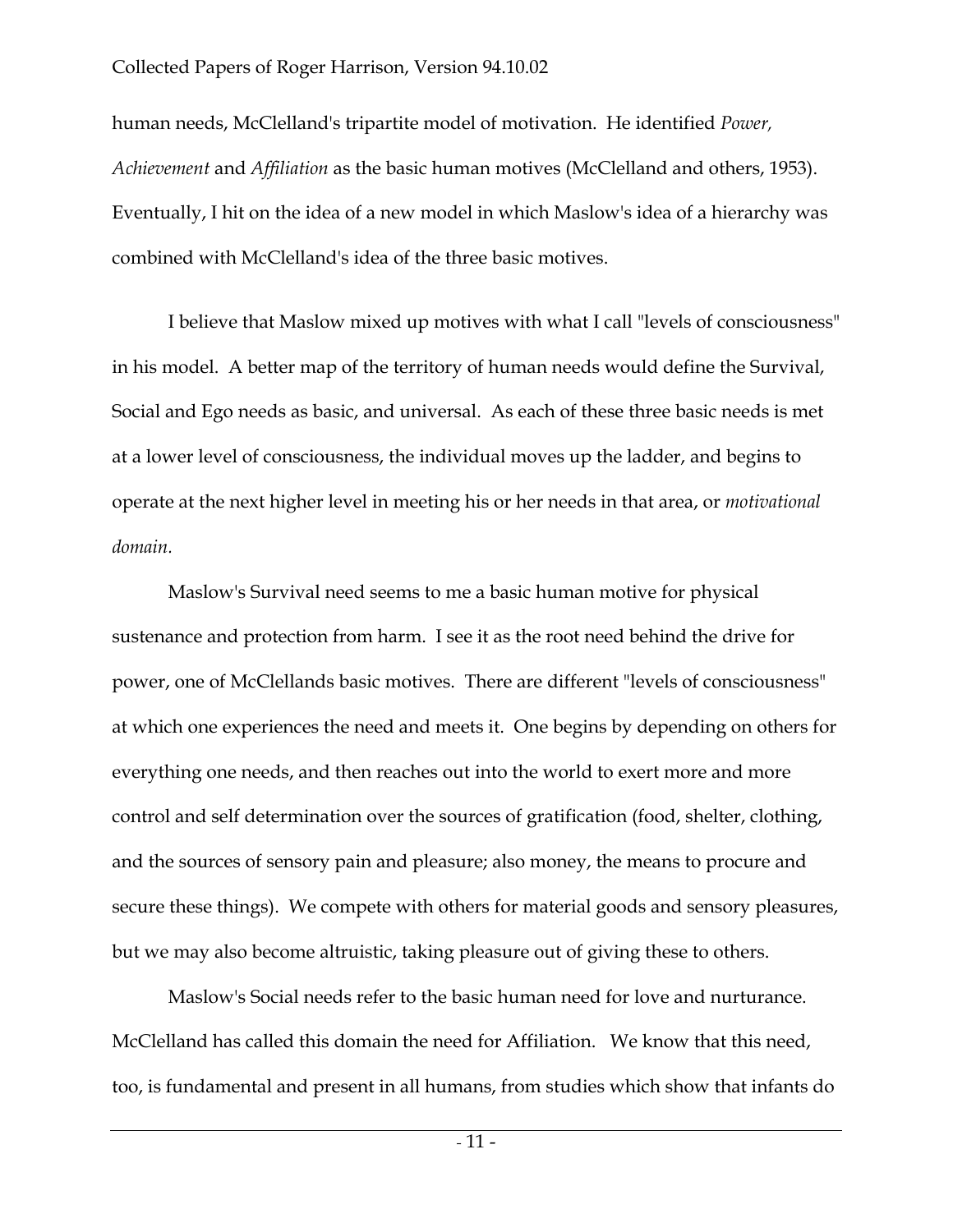human needs, McClelland's tripartite model of motivation. He identified *Power, Achievement* and *Affiliation* as the basic human motives (McClelland and others, 1953). Eventually, I hit on the idea of a new model in which Maslow's idea of a hierarchy was combined with McClelland's idea of the three basic motives.

I believe that Maslow mixed up motives with what I call "levels of consciousness" in his model. A better map of the territory of human needs would define the Survival, Social and Ego needs as basic, and universal. As each of these three basic needs is met at a lower level of consciousness, the individual moves up the ladder, and begins to operate at the next higher level in meeting his or her needs in that area, or *motivational domain.*

Maslow's Survival need seems to me a basic human motive for physical sustenance and protection from harm. I see it as the root need behind the drive for power, one of McClellands basic motives. There are different "levels of consciousness" at which one experiences the need and meets it. One begins by depending on others for everything one needs, and then reaches out into the world to exert more and more control and self determination over the sources of gratification (food, shelter, clothing, and the sources of sensory pain and pleasure; also money, the means to procure and secure these things). We compete with others for material goods and sensory pleasures, but we may also become altruistic, taking pleasure out of giving these to others.

Maslow's Social needs refer to the basic human need for love and nurturance. McClelland has called this domain the need for Affiliation. We know that this need, too, is fundamental and present in all humans, from studies which show that infants do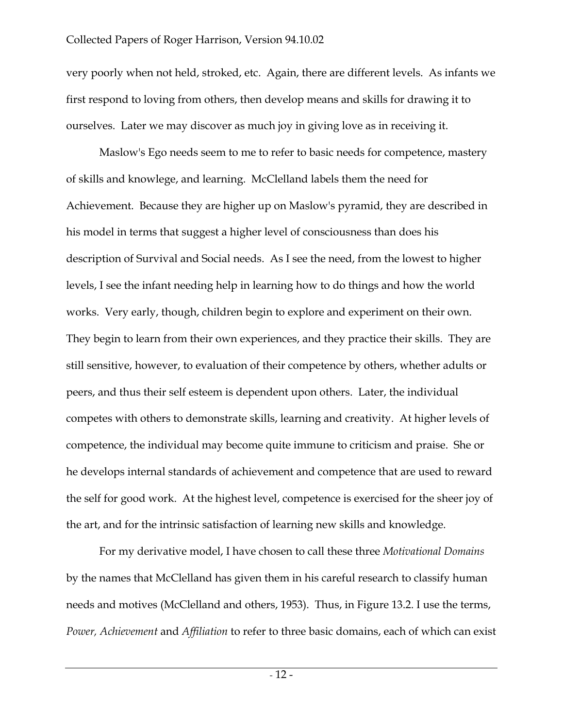very poorly when not held, stroked, etc. Again, there are different levels. As infants we first respond to loving from others, then develop means and skills for drawing it to ourselves. Later we may discover as much joy in giving love as in receiving it.

Maslow's Ego needs seem to me to refer to basic needs for competence, mastery of skills and knowlege, and learning. McClelland labels them the need for Achievement. Because they are higher up on Maslow's pyramid, they are described in his model in terms that suggest a higher level of consciousness than does his description of Survival and Social needs. As I see the need, from the lowest to higher levels, I see the infant needing help in learning how to do things and how the world works. Very early, though, children begin to explore and experiment on their own. They begin to learn from their own experiences, and they practice their skills. They are still sensitive, however, to evaluation of their competence by others, whether adults or peers, and thus their self esteem is dependent upon others. Later, the individual competes with others to demonstrate skills, learning and creativity. At higher levels of competence, the individual may become quite immune to criticism and praise. She or he develops internal standards of achievement and competence that are used to reward the self for good work. At the highest level, competence is exercised for the sheer joy of the art, and for the intrinsic satisfaction of learning new skills and knowledge.

For my derivative model, I have chosen to call these three *Motivational Domains* by the names that McClelland has given them in his careful research to classify human needs and motives (McClelland and others, 1953). Thus, in Figure 13.2. I use the terms, *Power, Achievement* and *Affiliation* to refer to three basic domains, each of which can exist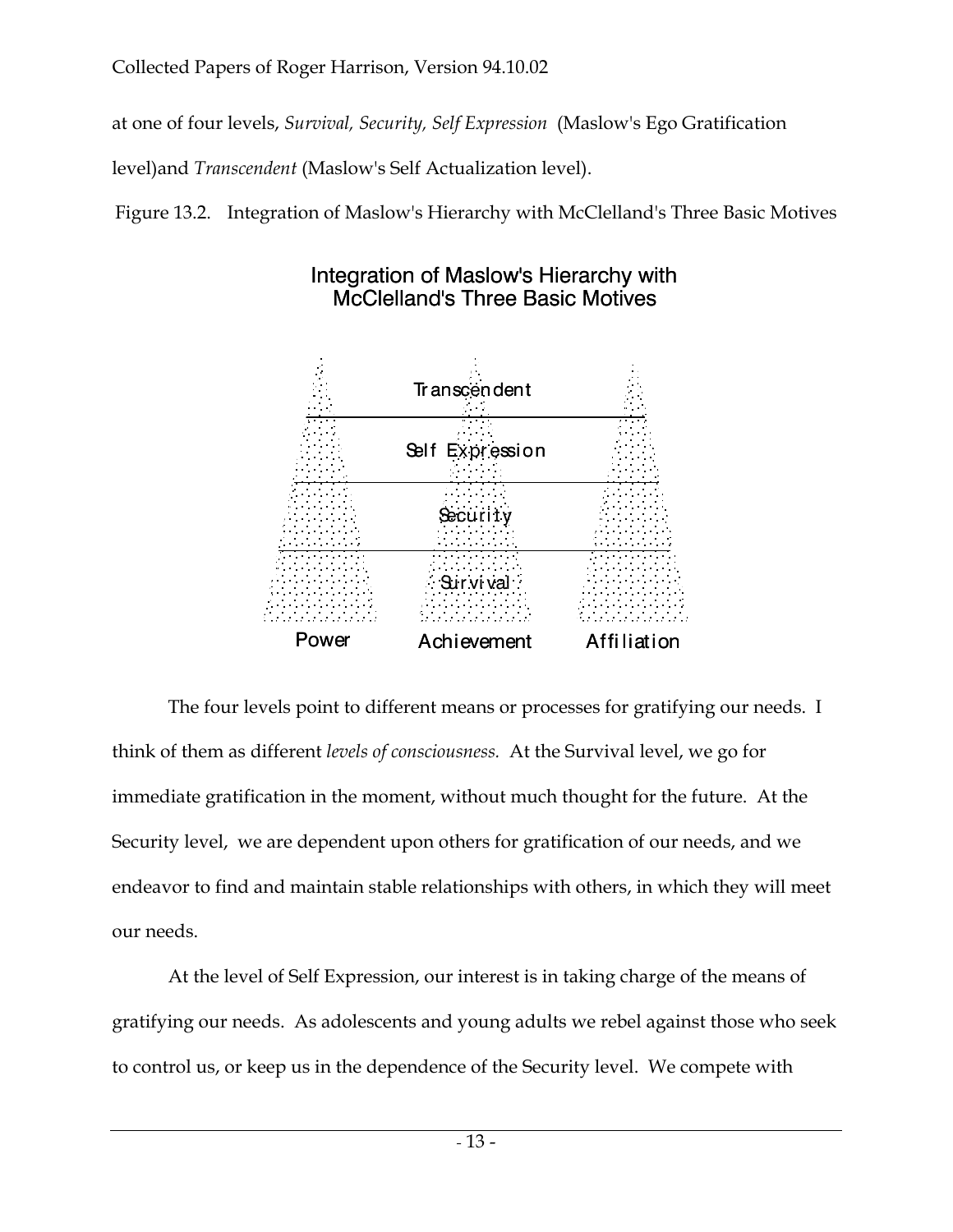at one of four levels, *Survival, Security, Self Expression* (Maslow's Ego Gratification level)and *Transcendent* (Maslow's Self Actualization level).

Figure 13.2. Integration of Maslow's Hierarchy with McClelland's Three Basic Motives

Integration of Maslow's Hierarchy with McClelland's Three Basic Motives

Transcendent

Self Expression

Security

Survival

Power Achievement Affiliation

The four levels point to different means or processes for gratifying our needs. I think of them as different *levels of consciousness.* At the Survival level, we go for immediate gratification in the moment, without much thought for the future. At the Security level, we are dependent upon others for gratification of our needs, and we endeavor to find and maintain stable relationships with others, in which they will meet our needs.

At the level of Self Expression, our interest is in taking charge of the means of gratifying our needs. As adolescents and young adults we rebel against those who seek to control us, or keep us in the dependence of the Security level. We compete with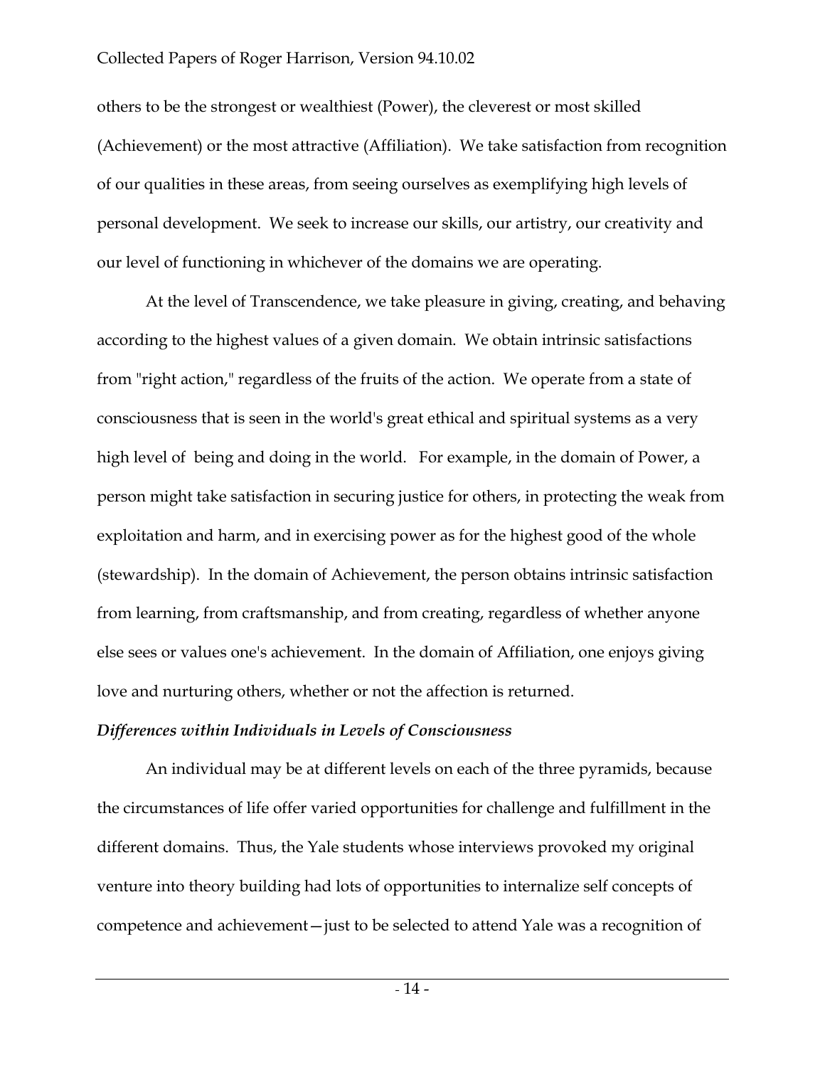others to be the strongest or wealthiest (Power), the cleverest or most skilled (Achievement) or the most attractive (Affiliation). We take satisfaction from recognition of our qualities in these areas, from seeing ourselves as exemplifying high levels of personal development. We seek to increase our skills, our artistry, our creativity and our level of functioning in whichever of the domains we are operating.

At the level of Transcendence, we take pleasure in giving, creating, and behaving according to the highest values of a given domain. We obtain intrinsic satisfactions from "right action," regardless of the fruits of the action. We operate from a state of consciousness that is seen in the world's great ethical and spiritual systems as a very high level of being and doing in the world. For example, in the domain of Power, a person might take satisfaction in securing justice for others, in protecting the weak from exploitation and harm, and in exercising power as for the highest good of the whole (stewardship). In the domain of Achievement, the person obtains intrinsic satisfaction from learning, from craftsmanship, and from creating, regardless of whether anyone else sees or values one's achievement. In the domain of Affiliation, one enjoys giving love and nurturing others, whether or not the affection is returned.

***Differences within Individuals in Levels of Consciousness***

An individual may be at different levels on each of the three pyramids, because the circumstances of life offer varied opportunities for challenge and fulfillment in the different domains. Thus, the Yale students whose interviews provoked my original venture into theory building had lots of opportunities to internalize self concepts of competence and achievement—just to be selected to attend Yale was a recognition of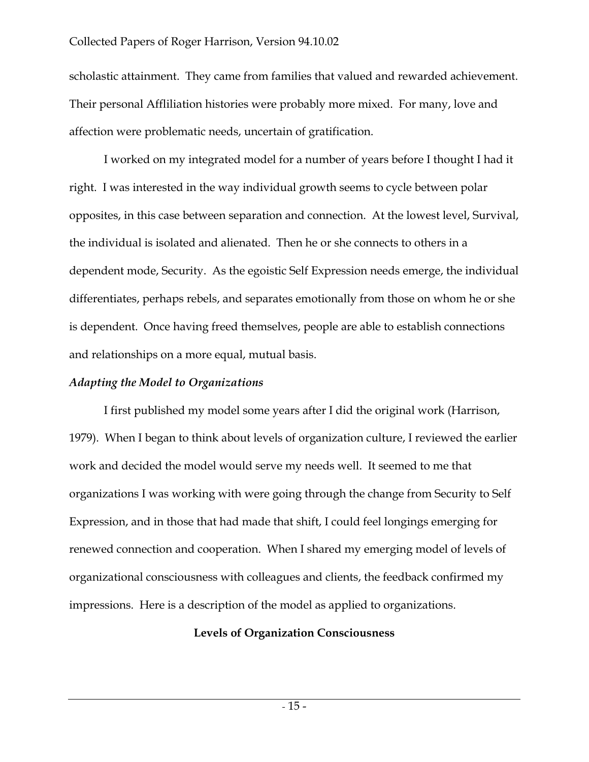scholastic attainment. They came from families that valued and rewarded achievement. Their personal Afflliliation histories were probably more mixed. For many, love and affection were problematic needs, uncertain of gratification.

I worked on my integrated model for a number of years before I thought I had it right. I was interested in the way individual growth seems to cycle between polar opposites, in this case between separation and connection. At the lowest level, Survival, the individual is isolated and alienated. Then he or she connects to others in a dependent mode, Security. As the egoistic Self Expression needs emerge, the individual differentiates, perhaps rebels, and separates emotionally from those on whom he or she is dependent. Once having freed themselves, people are able to establish connections and relationships on a more equal, mutual basis.

### *Adapting the Model to Organizations*

I first published my model some years after I did the original work (Harrison, 1979). When I began to think about levels of organization culture, I reviewed the earlier work and decided the model would serve my needs well. It seemed to me that organizations I was working with were going through the change from Security to Self Expression, and in those that had made that shift, I could feel longings emerging for renewed connection and cooperation. When I shared my emerging model of levels of organizational consciousness with colleagues and clients, the feedback confirmed my impressions. Here is a description of the model as applied to organizations.

**Levels of Organization Consciousness**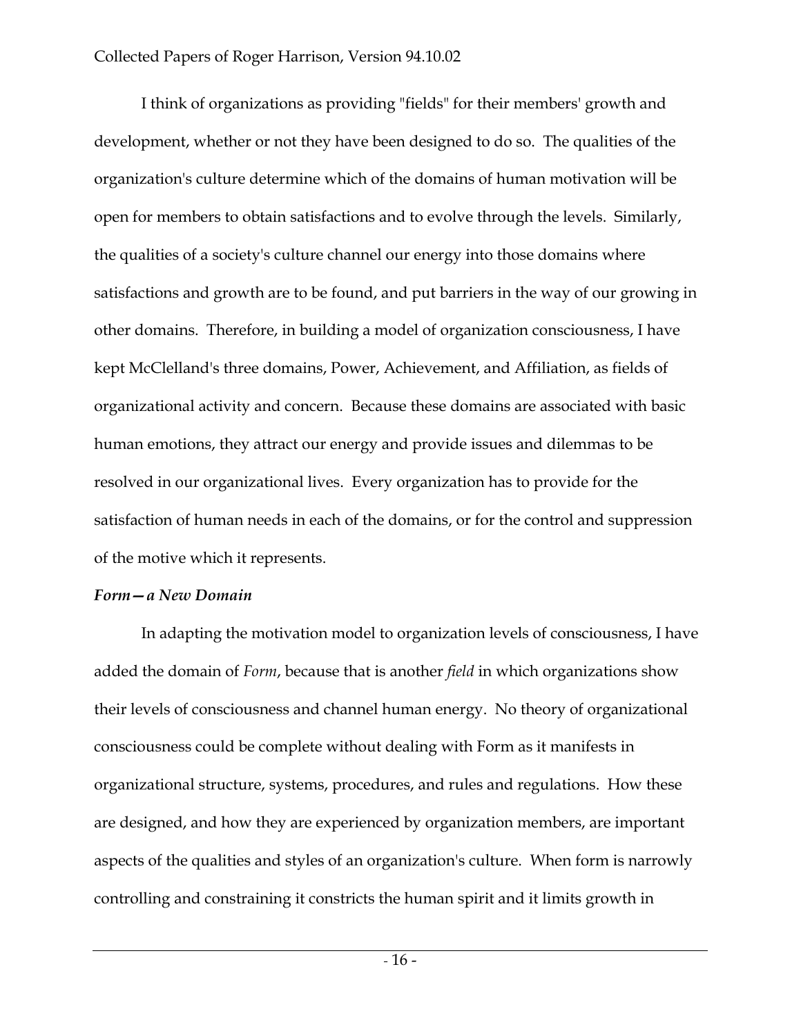I think of organizations as providing "fields" for their members' growth and development, whether or not they have been designed to do so. The qualities of the organization's culture determine which of the domains of human motivation will be open for members to obtain satisfactions and to evolve through the levels. Similarly, the qualities of a society's culture channel our energy into those domains where satisfactions and growth are to be found, and put barriers in the way of our growing in other domains. Therefore, in building a model of organization consciousness, I have kept McClelland's three domains, Power, Achievement, and Affiliation, as fields of organizational activity and concern. Because these domains are associated with basic human emotions, they attract our energy and provide issues and dilemmas to be resolved in our organizational lives. Every organization has to provide for the satisfaction of human needs in each of the domains, or for the control and suppression of the motive which it represents.

### *Form—a New Domain*

In adapting the motivation model to organization levels of consciousness, I have added the domain of *Form*, because that is another *field* in which organizations show their levels of consciousness and channel human energy. No theory of organizational consciousness could be complete without dealing with Form as it manifests in organizational structure, systems, procedures, and rules and regulations. How these are designed, and how they are experienced by organization members, are important aspects of the qualities and styles of an organization's culture. When form is narrowly controlling and constraining it constricts the human spirit and it limits growth in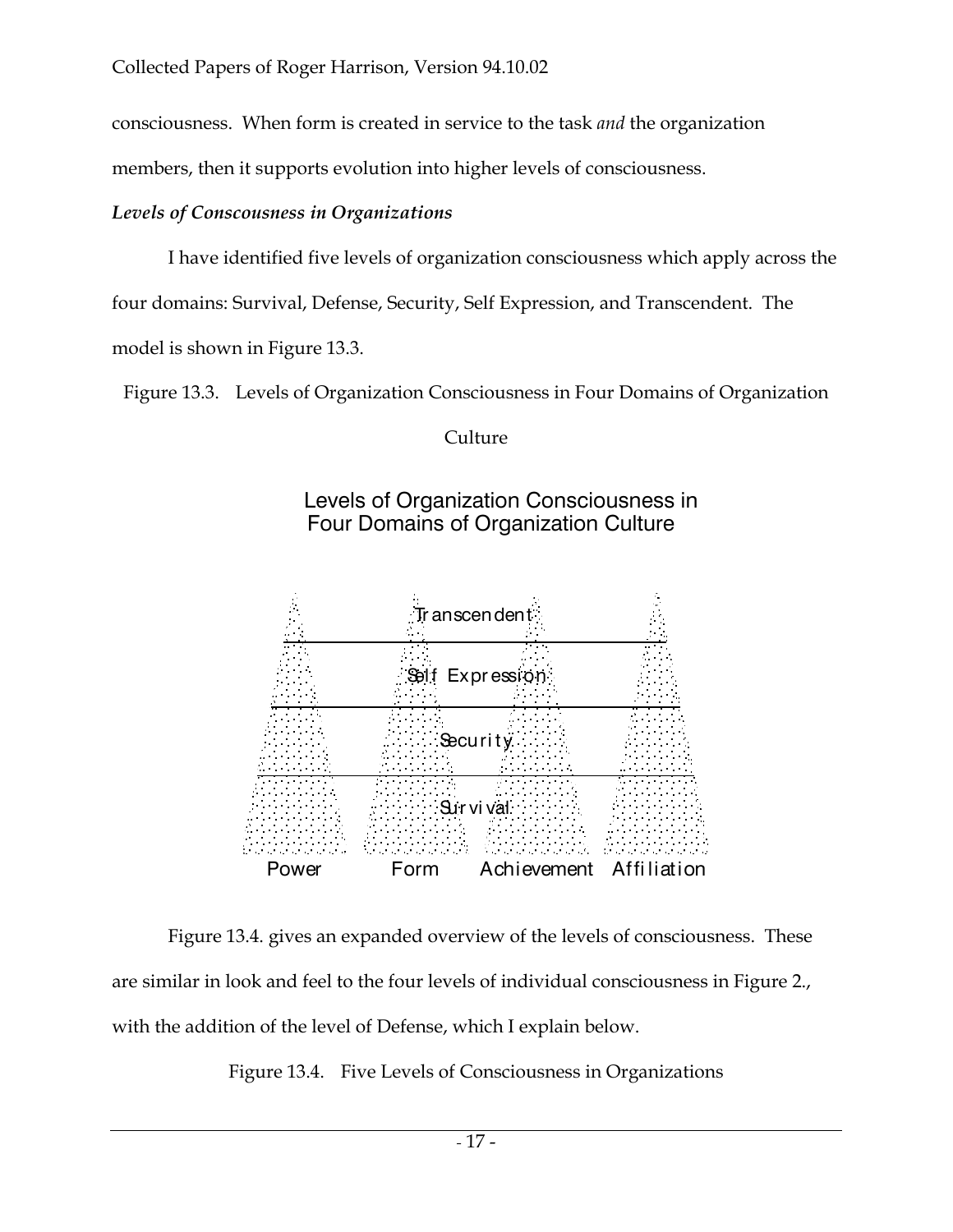consciousness. When form is created in service to the task *and* the organization members, then it supports evolution into higher levels of consciousness.

***Levels of Conscousness in Organizations***

I have identified five levels of organization consciousness which apply across the four domains: Survival, Defense, Security, Self Expression, and Transcendent. The model is shown in Figure 13.3.

Figure 13.3. Levels of Organization Consciousness in Four Domains of Organization Culture

Levels of Organization Consciousness in Four Domains of Organization Culture

Transcendent

Self Expression

Security

Survival

Power Form Achievement Affiliation

Figure 13.4. gives an expanded overview of the levels of consciousness. These are similar in look and feel to the four levels of individual consciousness in Figure 2., with the addition of the level of Defense, which I explain below.

Figure 13.4. Five Levels of Consciousness in Organizations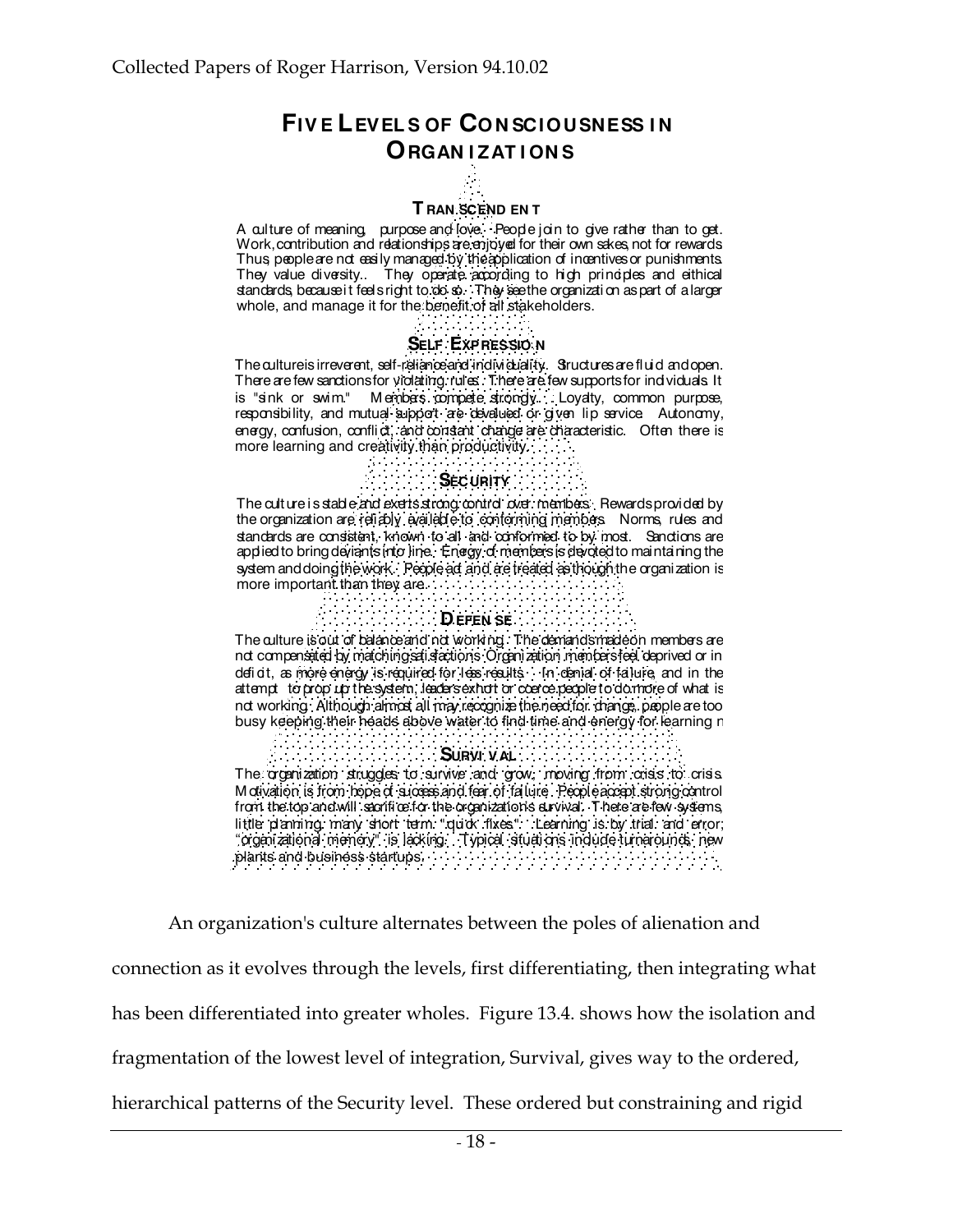## FIVE LEVELS OF CONSCIOUSNESS IN ORGANIZATIONS

### TRANSCENDENT

A culture of meaning, purpose and love. People join to give rather than to get. Work, contribution and relationships are enjoyed for their own sakes, not for rewards. Thus, people are not easily managed by the application of incentives or punishments. They value diversity.. They operate according to high principles and eithical standards, because it feels right to do so. They see the organization as part of a larger whole, and manage it for the benefit of all stakeholders.

### SELF EXPRESSION

The culture is irreverent, self-reliance and individuality. Structures are fluid and open. There are few sanctions for violating rules. There are few supports for individuals. It is "sink or swim." Members compete strongly.. Loyalty, common purpose, responsibility, and mutual support are devalued or given lip service. Autonomy, energy, confusion, conflict, and constant change are characteristic. Often there is more learning and creativity than productivity.

### SECURITY

The culture is stable and exerts strong control over members. Rewards provided by the organization are reliably available to conforming members. Norms, rules and standards are consistent, known to all and conformed to by most. Sanctions are applied to bring deviants into line. Energy of members is devoted to maintaining the system and doing the work. People act and are treated as though the organization is more important than they are.

### DEFENSE

The culture is out of balance and not working. The demands made on members are not compensated by matching satisfactions. Organization members feel deprived or in deficit, as more energy is required for less results. In denial of failure, and in the attempt to prop up the system, leaders exhort or coerce people to do more of what is not working. Although almost all may recognize the need for change, people are too busy keeping their heads above water to find time and energy for learning n

### SURVIVAL

The organization struggles to survive and grow, moving from crisis to crisis. Motivation is from hope of success and fear of failure. People accept strong control from the top and will sacrifice for the organization's survival. There are few systems, little planning; many short term "quick fixes". Learning is by trial and error; "organizational memory" is lacking. Typical situations include turnarounds, new plants and business startups.

An organization's culture alternates between the poles of alienation and connection as it evolves through the levels, first differentiating, then integrating what has been differentiated into greater wholes. Figure 13.4. shows how the isolation and fragmentation of the lowest level of integration, Survival, gives way to the ordered, hierarchical patterns of the Security level. These ordered but constraining and rigid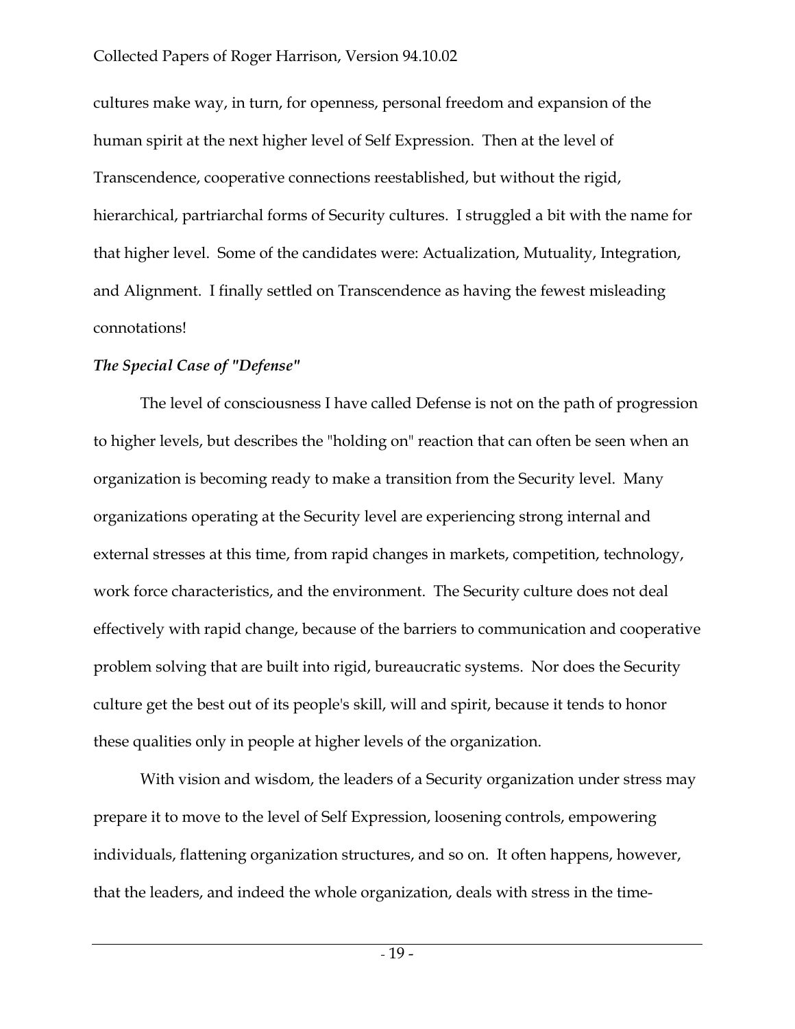cultures make way, in turn, for openness, personal freedom and expansion of the human spirit at the next higher level of Self Expression. Then at the level of Transcendence, cooperative connections reestablished, but without the rigid, hierarchical, partriarchal forms of Security cultures. I struggled a bit with the name for that higher level. Some of the candidates were: Actualization, Mutuality, Integration, and Alignment. I finally settled on Transcendence as having the fewest misleading connotations!

***The Special Case of "Defense"***

The level of consciousness I have called Defense is not on the path of progression to higher levels, but describes the "holding on" reaction that can often be seen when an organization is becoming ready to make a transition from the Security level. Many organizations operating at the Security level are experiencing strong internal and external stresses at this time, from rapid changes in markets, competition, technology, work force characteristics, and the environment. The Security culture does not deal effectively with rapid change, because of the barriers to communication and cooperative problem solving that are built into rigid, bureaucratic systems. Nor does the Security culture get the best out of its people's skill, will and spirit, because it tends to honor these qualities only in people at higher levels of the organization.

With vision and wisdom, the leaders of a Security organization under stress may prepare it to move to the level of Self Expression, loosening controls, empowering individuals, flattening organization structures, and so on. It often happens, however, that the leaders, and indeed the whole organization, deals with stress in the time-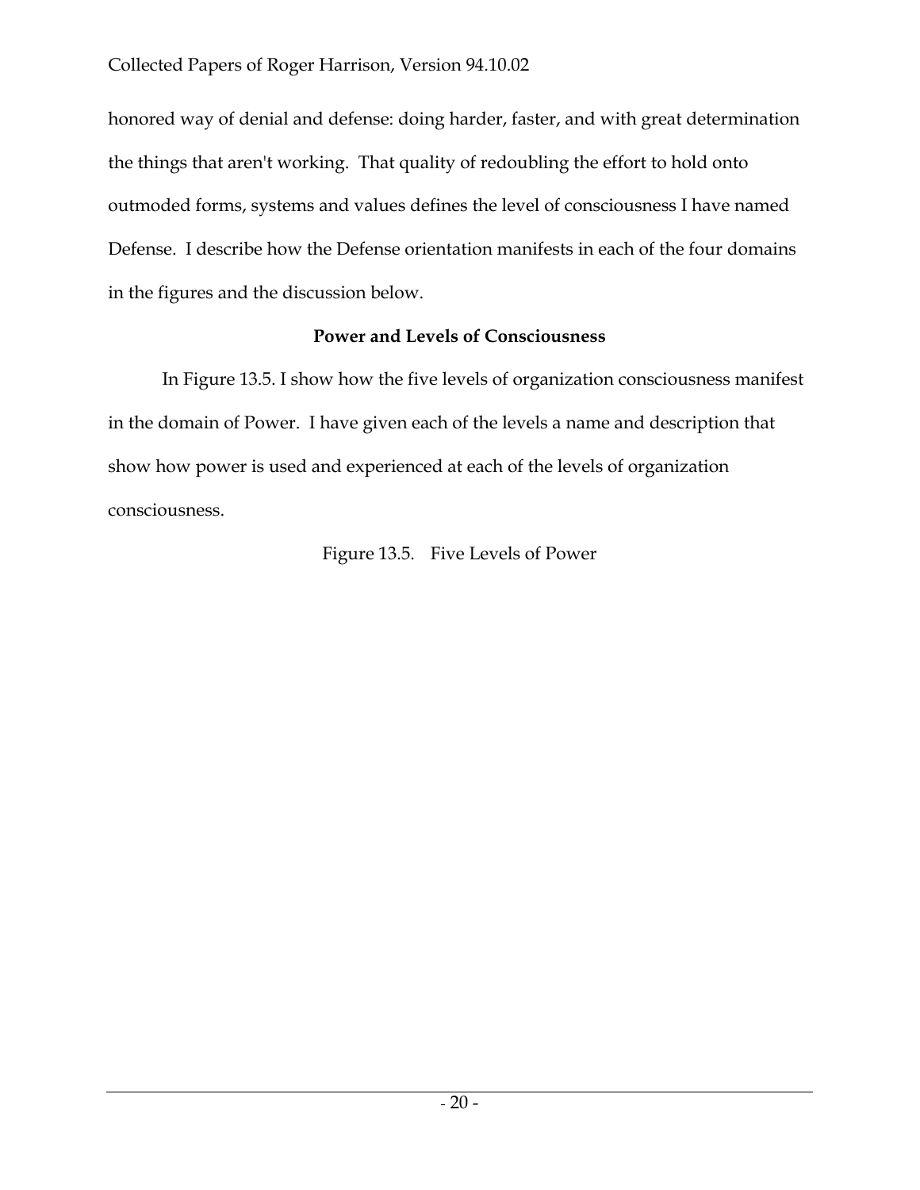honored way of denial and defense: doing harder, faster, and with great determination the things that aren't working. That quality of redoubling the effort to hold onto outmoded forms, systems and values defines the level of consciousness I have named Defense. I describe how the Defense orientation manifests in each of the four domains in the figures and the discussion below.

### Power and Levels of Consciousness

In Figure 13.5. I show how the five levels of organization consciousness manifest in the domain of Power. I have given each of the levels a name and description that show how power is used and experienced at each of the levels of organization consciousness.

Figure 13.5. Five Levels of Power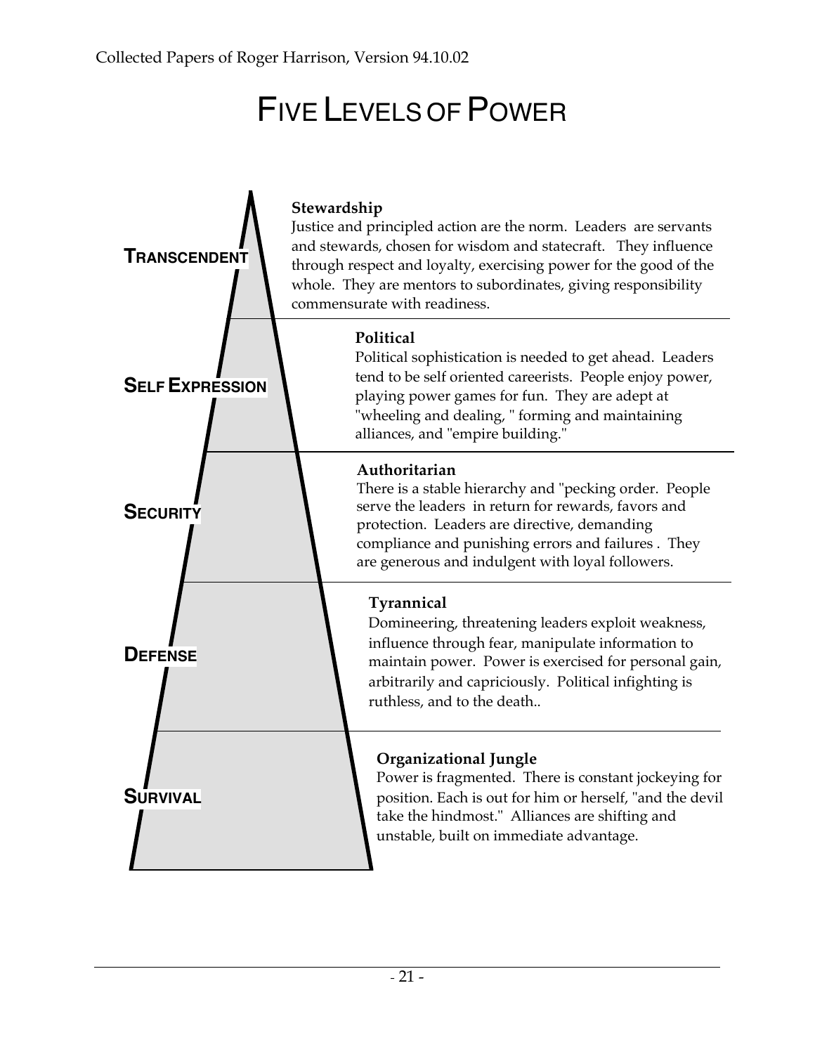# FIVE LEVELS OF POWER

**TRANSCENDENT**

**Stewardship**
Justice and principled action are the norm. Leaders are servants and stewards, chosen for wisdom and statecraft. They influence through respect and loyalty, exercising power for the good of the whole. They are mentors to subordinates, giving responsibility commensurate with readiness.

**SELF EXPRESSION**

**Political**
Political sophistication is needed to get ahead. Leaders tend to be self oriented careerists. People enjoy power, playing power games for fun. They are adept at "wheeling and dealing, " forming and maintaining alliances, and "empire building."

**SECURITY**

**Authoritarian**
There is a stable hierarchy and "pecking order. People serve the leaders in return for rewards, favors and protection. Leaders are directive, demanding compliance and punishing errors and failures . They are generous and indulgent with loyal followers.

**DEFENSE**

**Tyrannical**
Domineering, threatening leaders exploit weakness, influence through fear, manipulate information to maintain power. Power is exercised for personal gain, arbitrarily and capriciously. Political infighting is ruthless, and to the death..

**SURVIVAL**

**Organizational Jungle**
Power is fragmented. There is constant jockeying for position. Each is out for him or herself, "and the devil take the hindmost." Alliances are shifting and unstable, built on immediate advantage.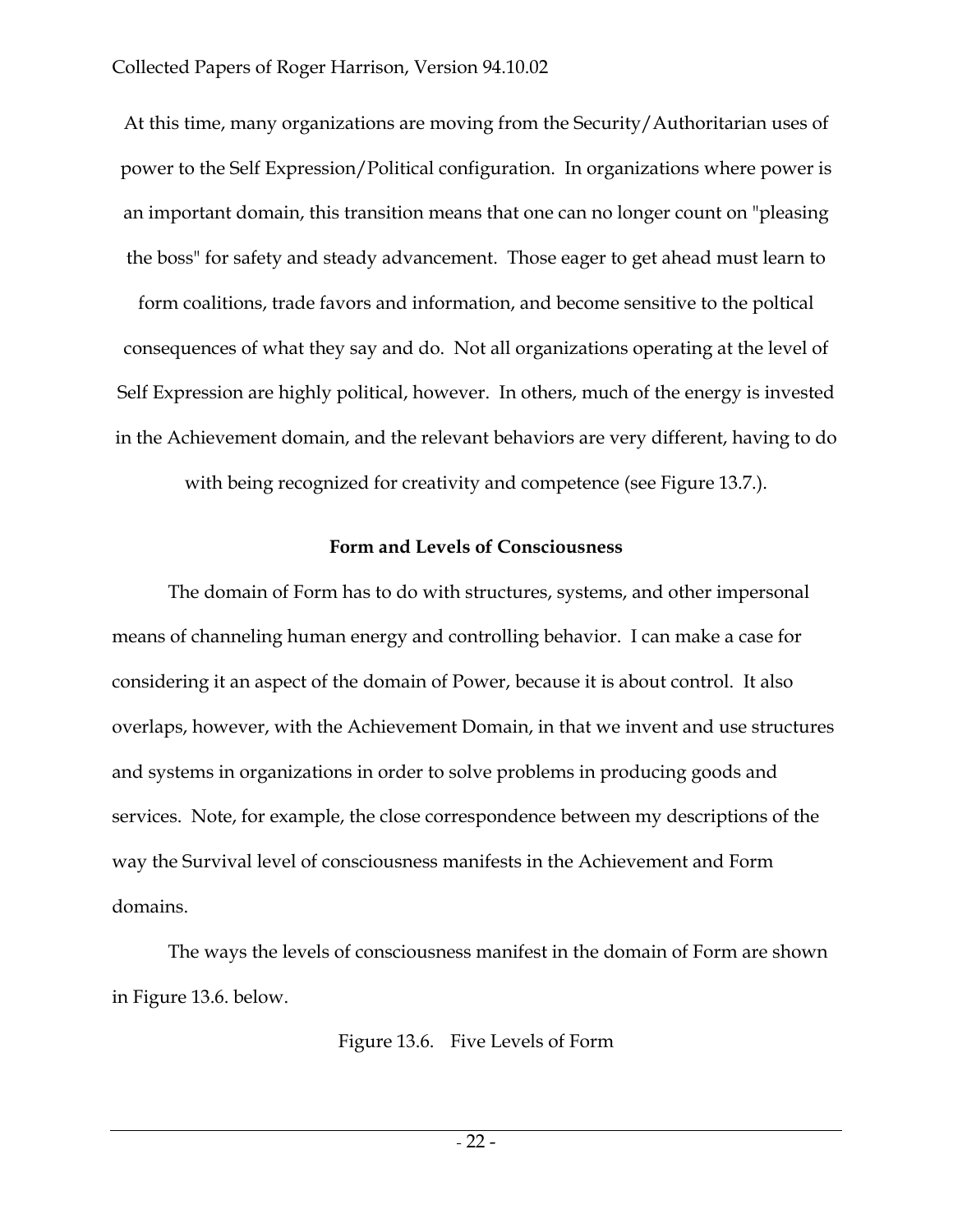At this time, many organizations are moving from the Security/Authoritarian uses of power to the Self Expression/Political configuration. In organizations where power is an important domain, this transition means that one can no longer count on "pleasing the boss" for safety and steady advancement. Those eager to get ahead must learn to form coalitions, trade favors and information, and become sensitive to the poltical consequences of what they say and do. Not all organizations operating at the level of Self Expression are highly political, however. In others, much of the energy is invested in the Achievement domain, and the relevant behaviors are very different, having to do with being recognized for creativity and competence (see Figure 13.7.).

**Form and Levels of Consciousness**

The domain of Form has to do with structures, systems, and other impersonal means of channeling human energy and controlling behavior. I can make a case for considering it an aspect of the domain of Power, because it is about control. It also overlaps, however, with the Achievement Domain, in that we invent and use structures and systems in organizations in order to solve problems in producing goods and services. Note, for example, the close correspondence between my descriptions of the way the Survival level of consciousness manifests in the Achievement and Form domains.

The ways the levels of consciousness manifest in the domain of Form are shown in Figure 13.6. below.

Figure 13.6. Five Levels of Form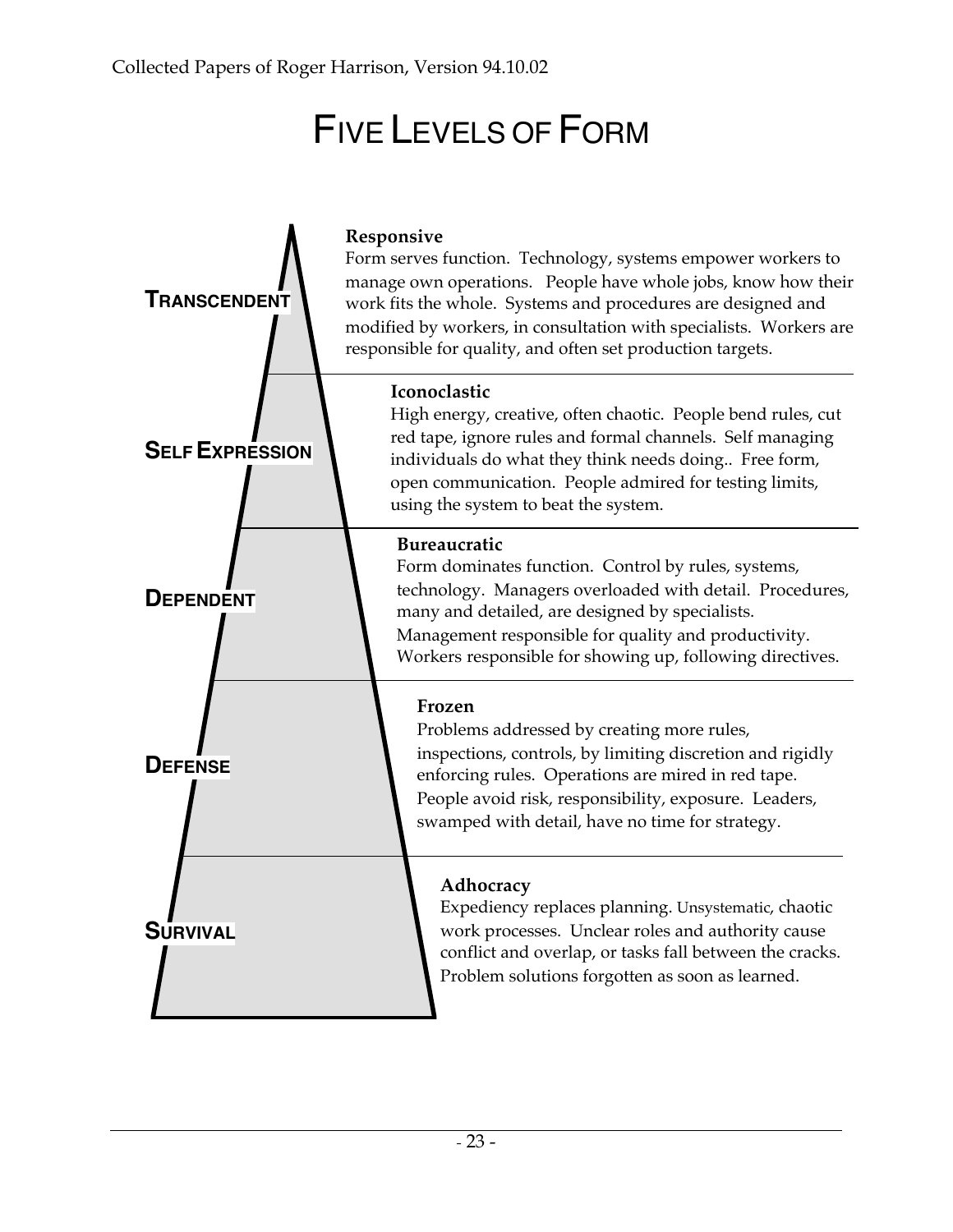# FIVE LEVELS OF FORM

**TRANSCENDENT**

**Responsive**
Form serves function. Technology, systems empower workers to manage own operations. People have whole jobs, know how their work fits the whole. Systems and procedures are designed and modified by workers, in consultation with specialists. Workers are responsible for quality, and often set production targets.

**SELF EXPRESSION**

**Iconoclastic**
High energy, creative, often chaotic. People bend rules, cut red tape, ignore rules and formal channels. Self managing individuals do what they think needs doing.. Free form, open communication. People admired for testing limits, using the system to beat the system.

**DEPENDENT**

**Bureaucratic**
Form dominates function. Control by rules, systems, technology. Managers overloaded with detail. Procedures, many and detailed, are designed by specialists. Management responsible for quality and productivity. Workers responsible for showing up, following directives.

**DEFENSE**

**Frozen**
Problems addressed by creating more rules, inspections, controls, by limiting discretion and rigidly enforcing rules. Operations are mired in red tape. People avoid risk, responsibility, exposure. Leaders, swamped with detail, have no time for strategy.

**SURVIVAL**

**Adhocracy**
Expediency replaces planning. Unsystematic, chaotic work processes. Unclear roles and authority cause conflict and overlap, or tasks fall between the cracks. Problem solutions forgotten as soon as learned.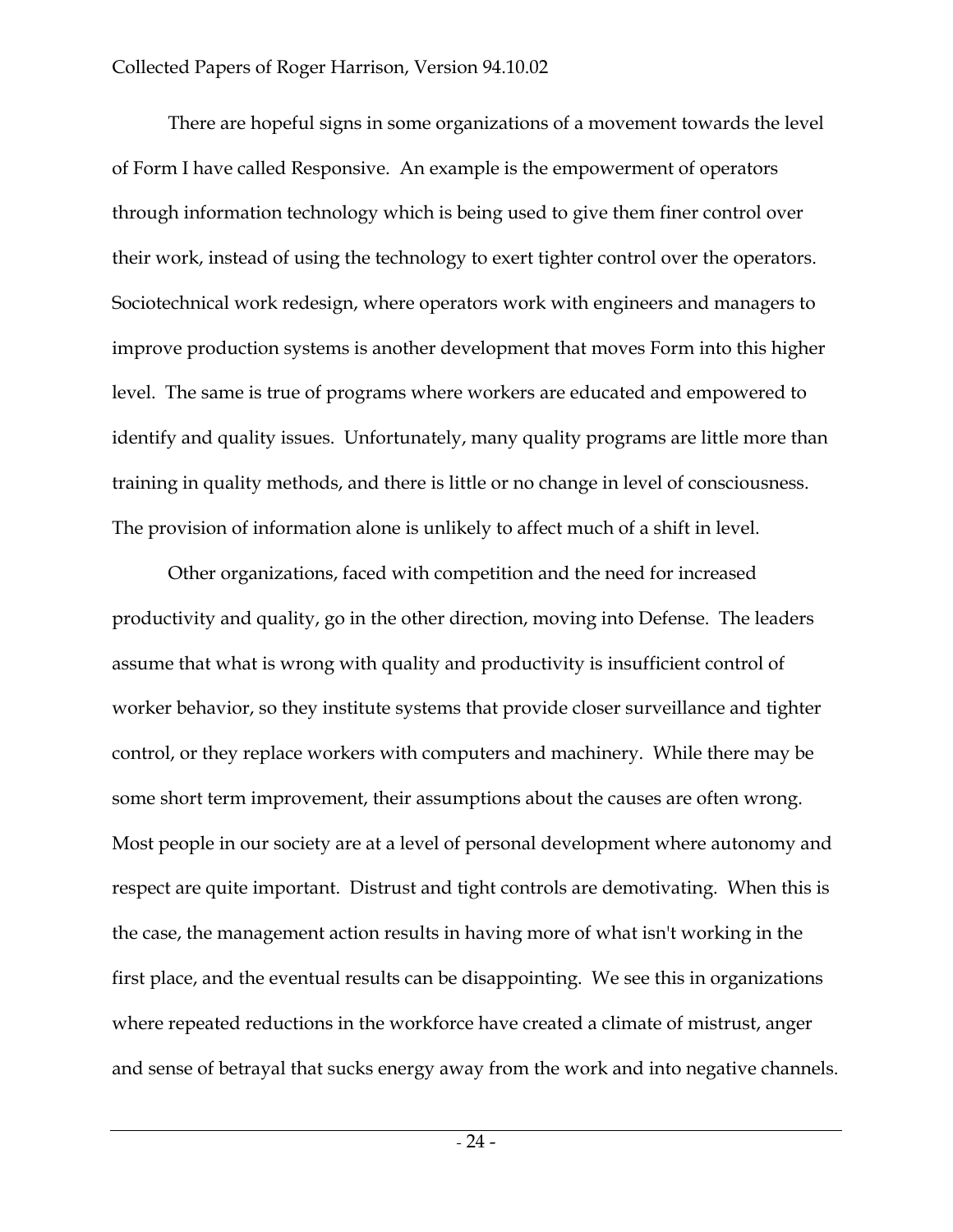There are hopeful signs in some organizations of a movement towards the level of Form I have called Responsive. An example is the empowerment of operators through information technology which is being used to give them finer control over their work, instead of using the technology to exert tighter control over the operators. Sociotechnical work redesign, where operators work with engineers and managers to improve production systems is another development that moves Form into this higher level. The same is true of programs where workers are educated and empowered to identify and quality issues. Unfortunately, many quality programs are little more than training in quality methods, and there is little or no change in level of consciousness. The provision of information alone is unlikely to affect much of a shift in level.

Other organizations, faced with competition and the need for increased productivity and quality, go in the other direction, moving into Defense. The leaders assume that what is wrong with quality and productivity is insufficient control of worker behavior, so they institute systems that provide closer surveillance and tighter control, or they replace workers with computers and machinery. While there may be some short term improvement, their assumptions about the causes are often wrong. Most people in our society are at a level of personal development where autonomy and respect are quite important. Distrust and tight controls are demotivating. When this is the case, the management action results in having more of what isn't working in the first place, and the eventual results can be disappointing. We see this in organizations where repeated reductions in the workforce have created a climate of mistrust, anger and sense of betrayal that sucks energy away from the work and into negative channels.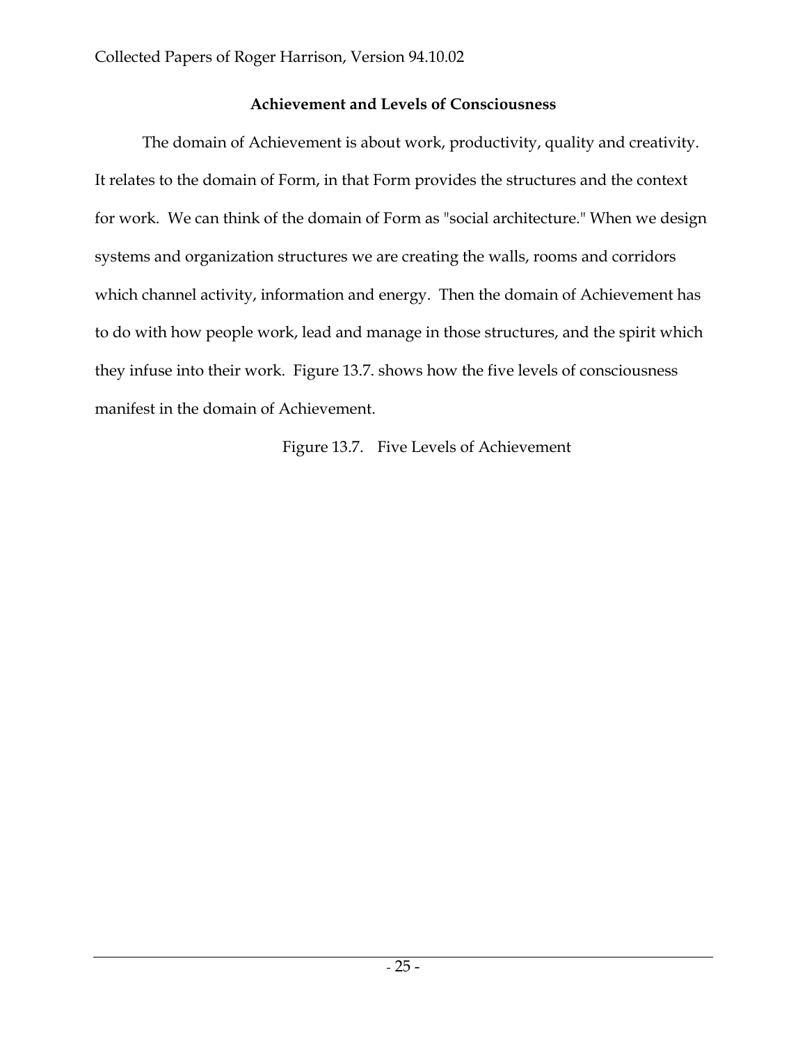### Achievement and Levels of Consciousness

The domain of Achievement is about work, productivity, quality and creativity. It relates to the domain of Form, in that Form provides the structures and the context for work. We can think of the domain of Form as "social architecture." When we design systems and organization structures we are creating the walls, rooms and corridors which channel activity, information and energy. Then the domain of Achievement has to do with how people work, lead and manage in those structures, and the spirit which they infuse into their work. Figure 13.7. shows how the five levels of consciousness manifest in the domain of Achievement.

Figure 13.7. Five Levels of Achievement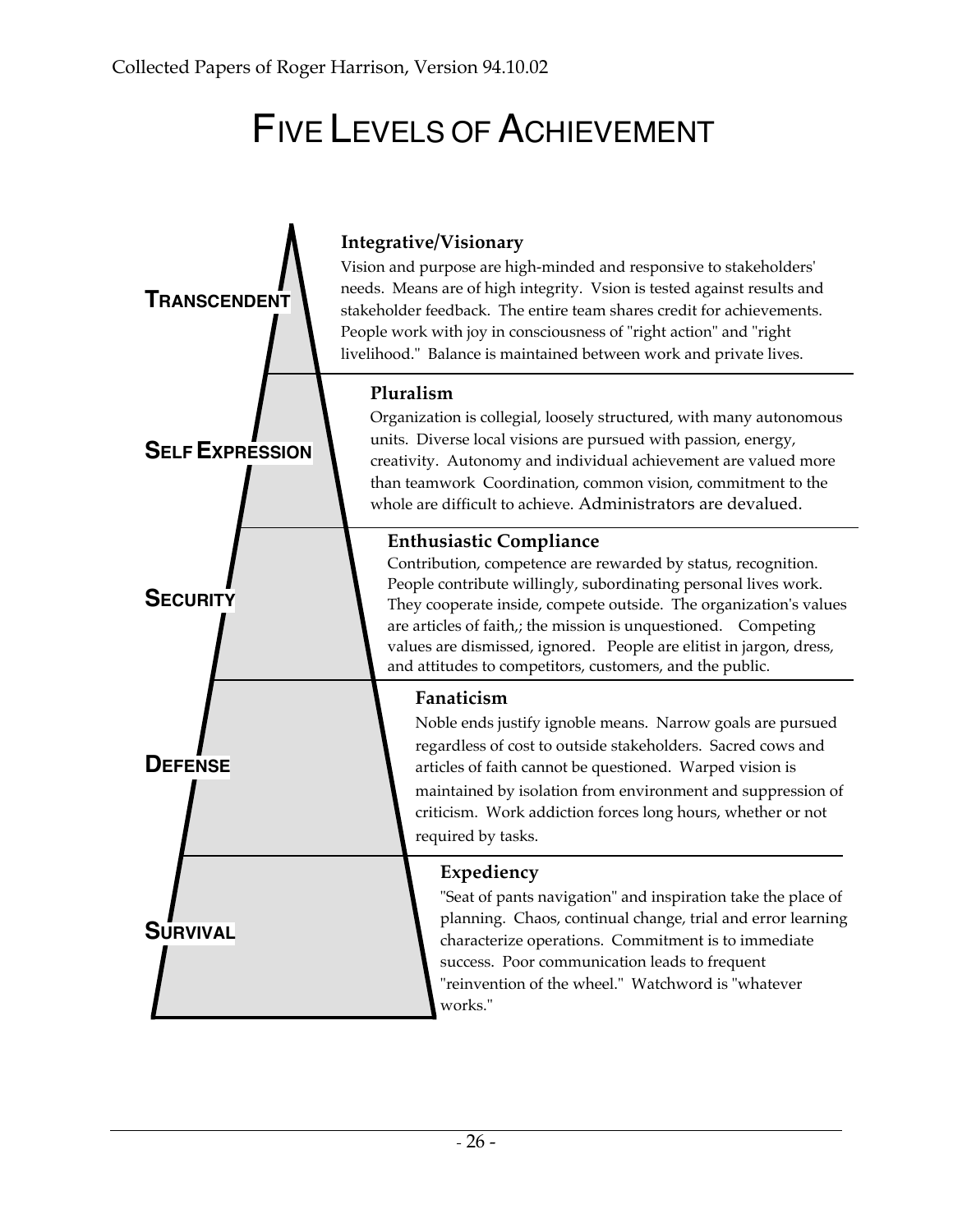# FIVE LEVELS OF ACHIEVEMENT

**TRANSCENDENT**

**Integrative/Visionary**

Vision and purpose are high-minded and responsive to stakeholders' needs. Means are of high integrity. Vsion is tested against results and stakeholder feedback. The entire team shares credit for achievements. People work with joy in consciousness of "right action" and "right livelihood." Balance is maintained between work and private lives.

**SELF EXPRESSION**

**Pluralism**

Organization is collegial, loosely structured, with many autonomous units. Diverse local visions are pursued with passion, energy, creativity. Autonomy and individual achievement are valued more than teamwork Coordination, common vision, commitment to the whole are difficult to achieve. Administrators are devalued.

**SECURITY**

**Enthusiastic Compliance**

Contribution, competence are rewarded by status, recognition. People contribute willingly, subordinating personal lives work. They cooperate inside, compete outside. The organization's values are articles of faith,; the mission is unquestioned. Competing values are dismissed, ignored. People are elitist in jargon, dress, and attitudes to competitors, customers, and the public.

**DEFENSE**

**Fanaticism**

Noble ends justify ignoble means. Narrow goals are pursued regardless of cost to outside stakeholders. Sacred cows and articles of faith cannot be questioned. Warped vision is maintained by isolation from environment and suppression of criticism. Work addiction forces long hours, whether or not required by tasks.

**SURVIVAL**

**Expediency**

"Seat of pants navigation" and inspiration take the place of planning. Chaos, continual change, trial and error learning characterize operations. Commitment is to immediate success. Poor communication leads to frequent "reinvention of the wheel." Watchword is "whatever works."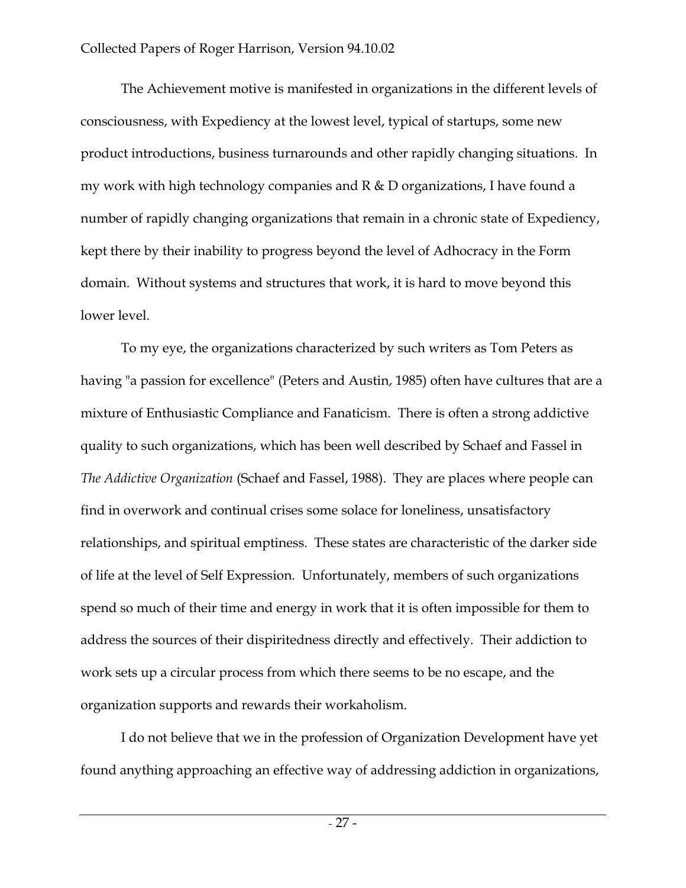The Achievement motive is manifested in organizations in the different levels of consciousness, with Expediency at the lowest level, typical of startups, some new product introductions, business turnarounds and other rapidly changing situations. In my work with high technology companies and R & D organizations, I have found a number of rapidly changing organizations that remain in a chronic state of Expediency, kept there by their inability to progress beyond the level of Adhocracy in the Form domain. Without systems and structures that work, it is hard to move beyond this lower level.

To my eye, the organizations characterized by such writers as Tom Peters as having "a passion for excellence" (Peters and Austin, 1985) often have cultures that are a mixture of Enthusiastic Compliance and Fanaticism. There is often a strong addictive quality to such organizations, which has been well described by Schaef and Fassel in *The Addictive Organization* (Schaef and Fassel, 1988). They are places where people can find in overwork and continual crises some solace for loneliness, unsatisfactory relationships, and spiritual emptiness. These states are characteristic of the darker side of life at the level of Self Expression. Unfortunately, members of such organizations spend so much of their time and energy in work that it is often impossible for them to address the sources of their dispiritedness directly and effectively. Their addiction to work sets up a circular process from which there seems to be no escape, and the organization supports and rewards their workaholism.

I do not believe that we in the profession of Organization Development have yet found anything approaching an effective way of addressing addiction in organizations,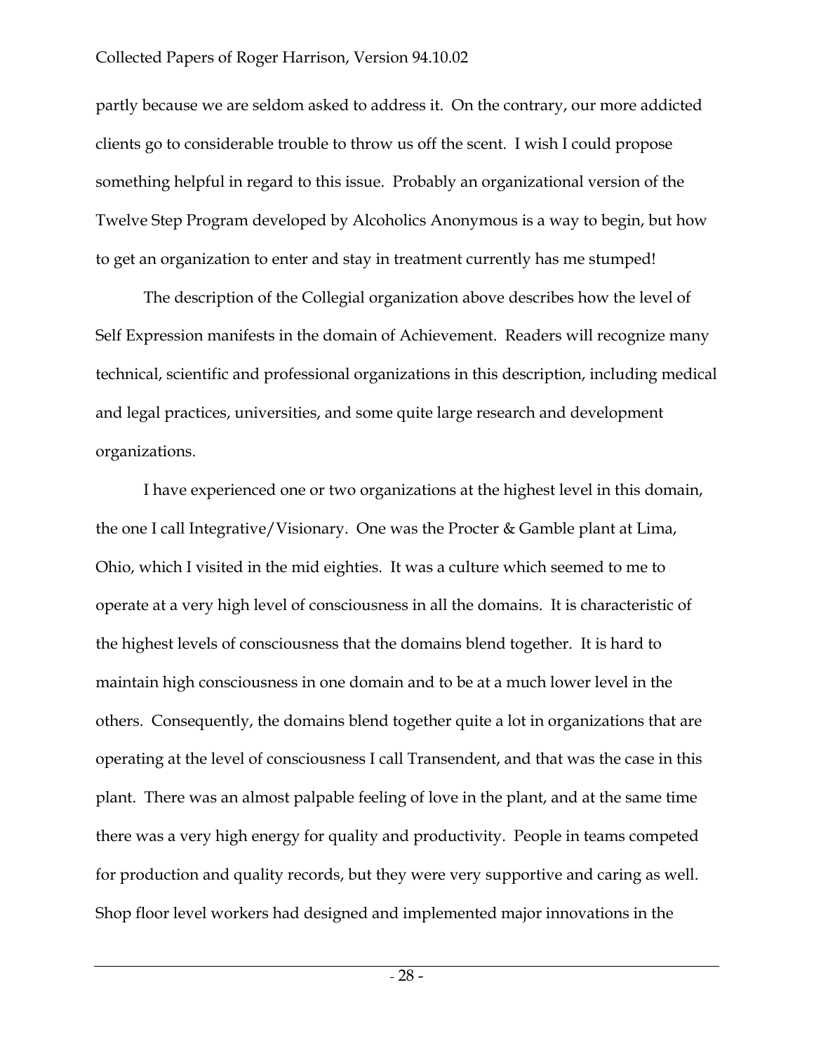partly because we are seldom asked to address it. On the contrary, our more addicted clients go to considerable trouble to throw us off the scent. I wish I could propose something helpful in regard to this issue. Probably an organizational version of the Twelve Step Program developed by Alcoholics Anonymous is a way to begin, but how to get an organization to enter and stay in treatment currently has me stumped!

The description of the Collegial organization above describes how the level of Self Expression manifests in the domain of Achievement. Readers will recognize many technical, scientific and professional organizations in this description, including medical and legal practices, universities, and some quite large research and development organizations.

I have experienced one or two organizations at the highest level in this domain, the one I call Integrative/Visionary. One was the Procter & Gamble plant at Lima, Ohio, which I visited in the mid eighties. It was a culture which seemed to me to operate at a very high level of consciousness in all the domains. It is characteristic of the highest levels of consciousness that the domains blend together. It is hard to maintain high consciousness in one domain and to be at a much lower level in the others. Consequently, the domains blend together quite a lot in organizations that are operating at the level of consciousness I call Transendent, and that was the case in this plant. There was an almost palpable feeling of love in the plant, and at the same time there was a very high energy for quality and productivity. People in teams competed for production and quality records, but they were very supportive and caring as well. Shop floor level workers had designed and implemented major innovations in the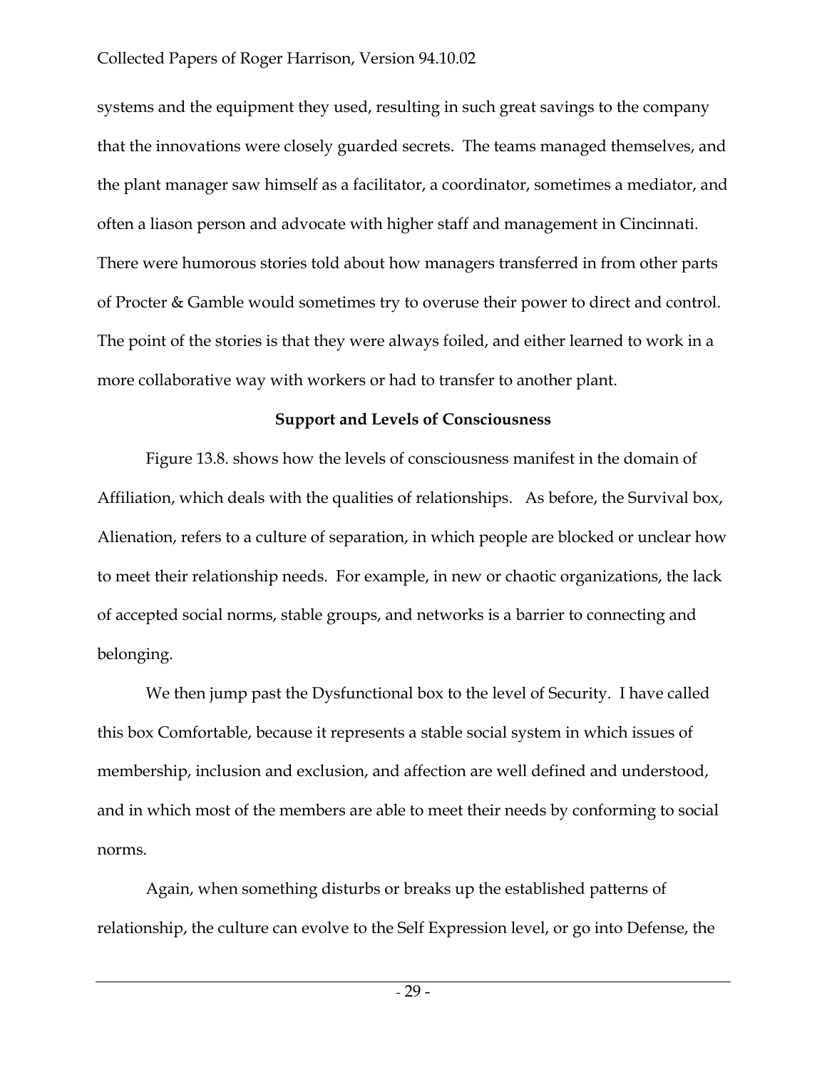systems and the equipment they used, resulting in such great savings to the company that the innovations were closely guarded secrets. The teams managed themselves, and the plant manager saw himself as a facilitator, a coordinator, sometimes a mediator, and often a liason person and advocate with higher staff and management in Cincinnati. There were humorous stories told about how managers transferred in from other parts of Procter & Gamble would sometimes try to overuse their power to direct and control. The point of the stories is that they were always foiled, and either learned to work in a more collaborative way with workers or had to transfer to another plant.

### Support and Levels of Consciousness

Figure 13.8. shows how the levels of consciousness manifest in the domain of Affiliation, which deals with the qualities of relationships. As before, the Survival box, Alienation, refers to a culture of separation, in which people are blocked or unclear how to meet their relationship needs. For example, in new or chaotic organizations, the lack of accepted social norms, stable groups, and networks is a barrier to connecting and belonging.

We then jump past the Dysfunctional box to the level of Security. I have called this box Comfortable, because it represents a stable social system in which issues of membership, inclusion and exclusion, and affection are well defined and understood, and in which most of the members are able to meet their needs by conforming to social norms.

Again, when something disturbs or breaks up the established patterns of relationship, the culture can evolve to the Self Expression level, or go into Defense, the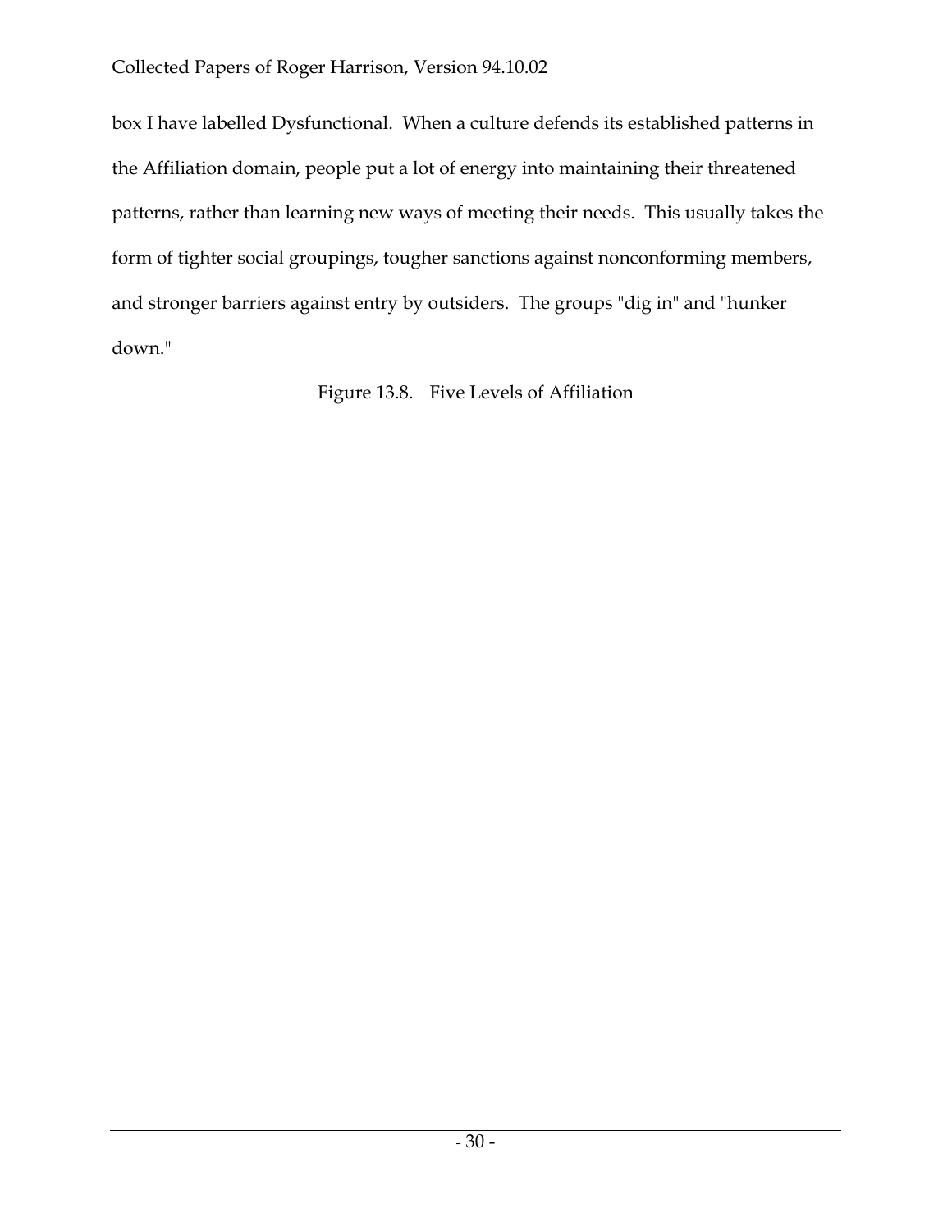box I have labelled Dysfunctional. When a culture defends its established patterns in the Affiliation domain, people put a lot of energy into maintaining their threatened patterns, rather than learning new ways of meeting their needs. This usually takes the form of tighter social groupings, tougher sanctions against nonconforming members, and stronger barriers against entry by outsiders. The groups "dig in" and "hunker down."

Figure 13.8. Five Levels of Affiliation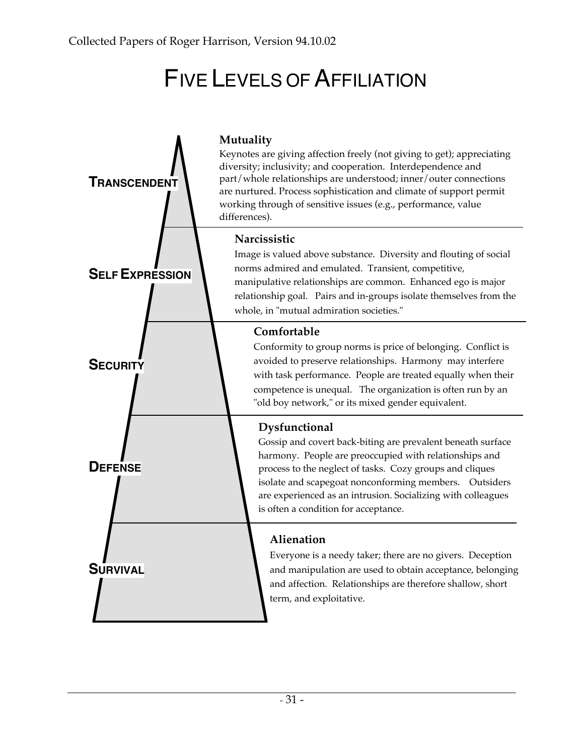# FIVE LEVELS OF AFFILIATION

**TRANSCENDENT**

**Mutuality**

Keynotes are giving affection freely (not giving to get); appreciating diversity; inclusivity; and cooperation. Interdependence and part/whole relationships are understood; inner/outer connections are nurtured. Process sophistication and climate of support permit working through of sensitive issues (e.g., performance, value differences).

**SELF EXPRESSION**

**Narcissistic**

Image is valued above substance. Diversity and flouting of social norms admired and emulated. Transient, competitive, manipulative relationships are common. Enhanced ego is major relationship goal. Pairs and in-groups isolate themselves from the whole, in "mutual admiration societies."

**SECURITY**

**Comfortable**

Conformity to group norms is price of belonging. Conflict is avoided to preserve relationships. Harmony may interfere with task performance. People are treated equally when their competence is unequal. The organization is often run by an "old boy network," or its mixed gender equivalent.

**DEFENSE**

**Dysfunctional**

Gossip and covert back-biting are prevalent beneath surface harmony. People are preoccupied with relationships and process to the neglect of tasks. Cozy groups and cliques isolate and scapegoat nonconforming members. Outsiders are experienced as an intrusion. Socializing with colleagues is often a condition for acceptance.

**SURVIVAL**

**Alienation**

Everyone is a needy taker; there are no givers. Deception and manipulation are used to obtain acceptance, belonging and affection. Relationships are therefore shallow, short term, and exploitative.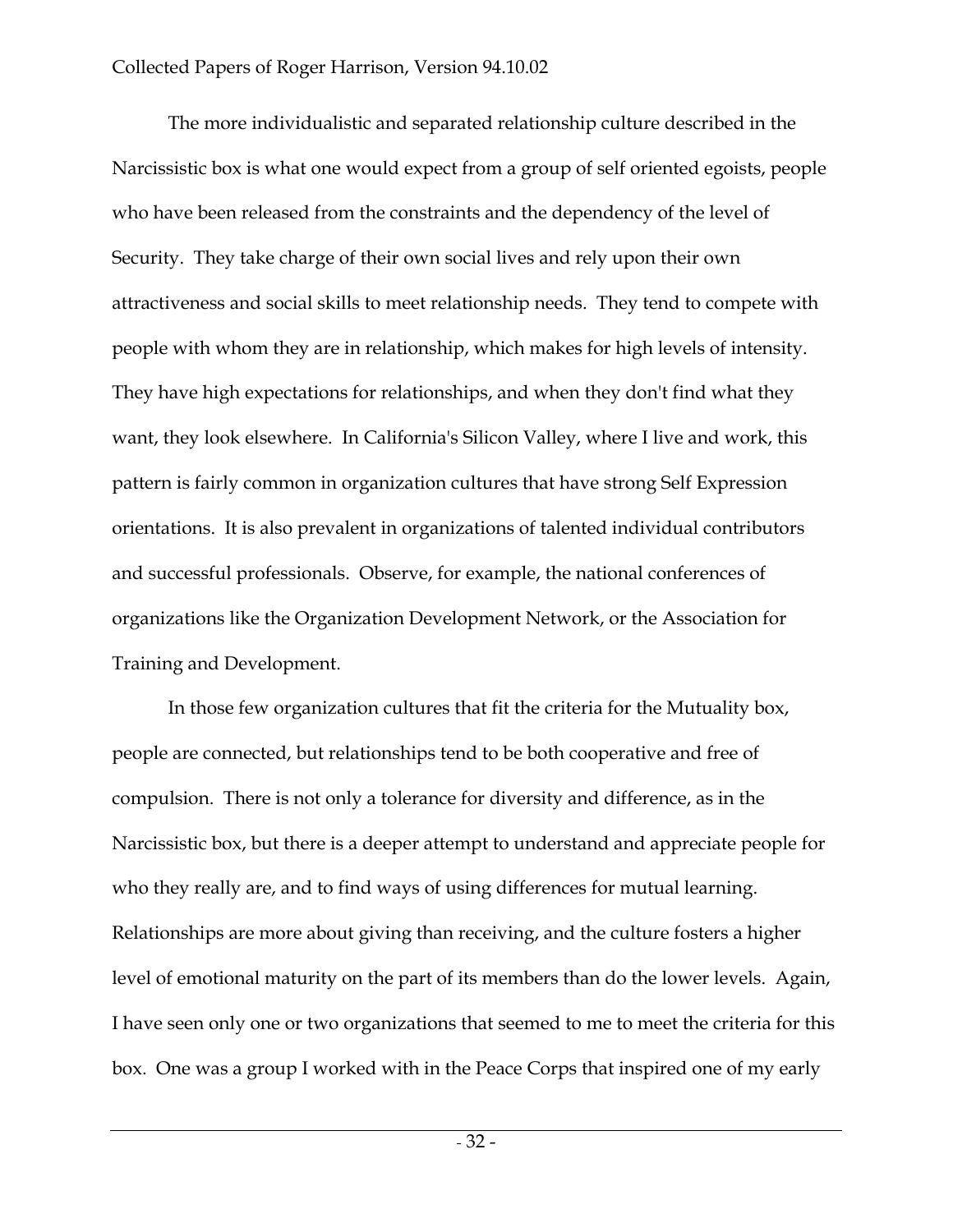The more individualistic and separated relationship culture described in the Narcissistic box is what one would expect from a group of self oriented egoists, people who have been released from the constraints and the dependency of the level of Security. They take charge of their own social lives and rely upon their own attractiveness and social skills to meet relationship needs. They tend to compete with people with whom they are in relationship, which makes for high levels of intensity. They have high expectations for relationships, and when they don't find what they want, they look elsewhere. In California's Silicon Valley, where I live and work, this pattern is fairly common in organization cultures that have strong Self Expression orientations. It is also prevalent in organizations of talented individual contributors and successful professionals. Observe, for example, the national conferences of organizations like the Organization Development Network, or the Association for Training and Development.

In those few organization cultures that fit the criteria for the Mutuality box, people are connected, but relationships tend to be both cooperative and free of compulsion. There is not only a tolerance for diversity and difference, as in the Narcissistic box, but there is a deeper attempt to understand and appreciate people for who they really are, and to find ways of using differences for mutual learning. Relationships are more about giving than receiving, and the culture fosters a higher level of emotional maturity on the part of its members than do the lower levels. Again, I have seen only one or two organizations that seemed to me to meet the criteria for this box. One was a group I worked with in the Peace Corps that inspired one of my early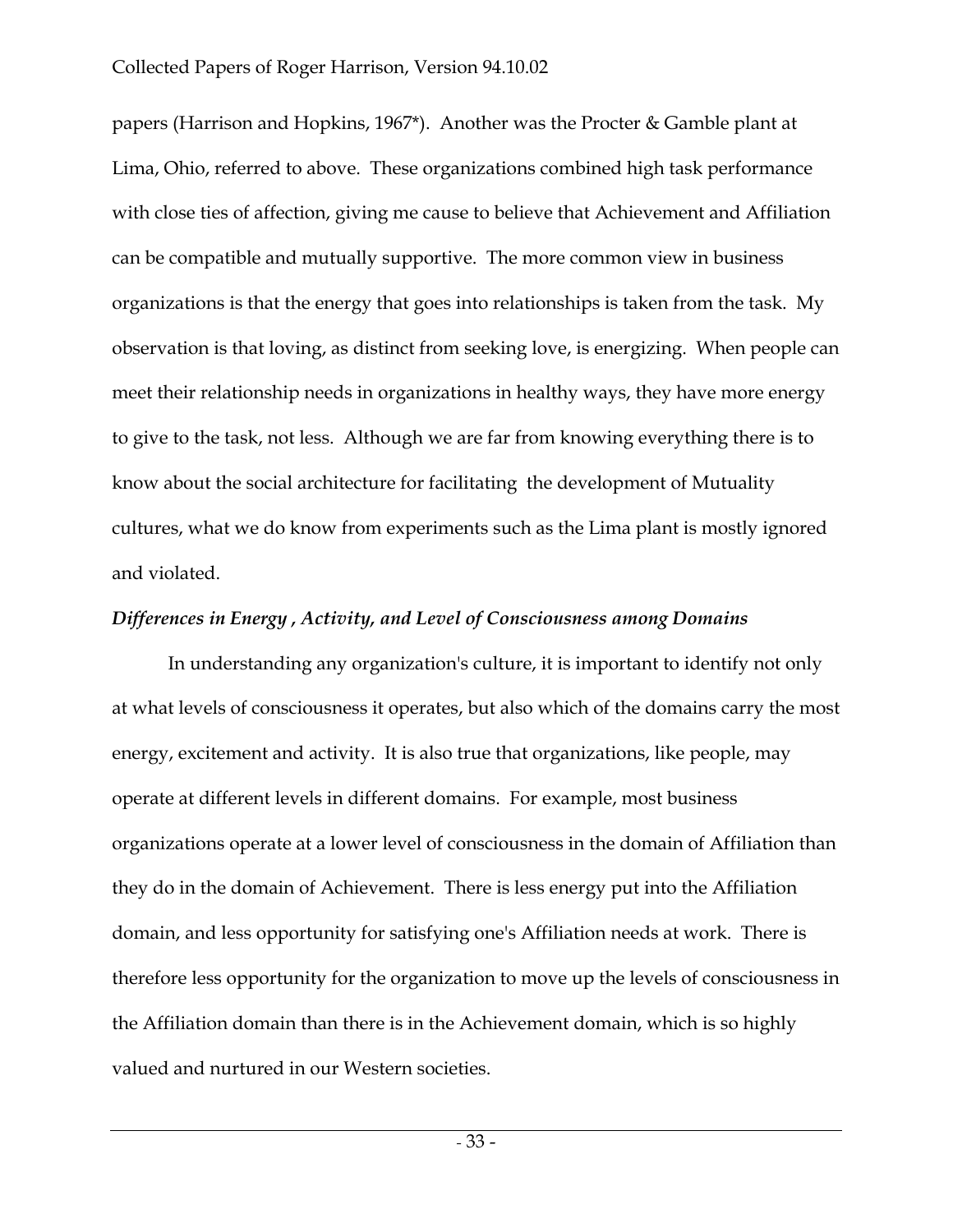papers (Harrison and Hopkins, 1967*). Another was the Procter & Gamble plant at Lima, Ohio, referred to above. These organizations combined high task performance with close ties of affection, giving me cause to believe that Achievement and Affiliation can be compatible and mutually supportive. The more common view in business organizations is that the energy that goes into relationships is taken from the task. My observation is that loving, as distinct from seeking love, is energizing. When people can meet their relationship needs in organizations in healthy ways, they have more energy to give to the task, not less. Although we are far from knowing everything there is to know about the social architecture for facilitating the development of Mutuality cultures, what we do know from experiments such as the Lima plant is mostly ignored and violated.

***Differences in Energy , Activity, and Level of Consciousness among Domains***

In understanding any organization's culture, it is important to identify not only at what levels of consciousness it operates, but also which of the domains carry the most energy, excitement and activity. It is also true that organizations, like people, may operate at different levels in different domains. For example, most business organizations operate at a lower level of consciousness in the domain of Affiliation than they do in the domain of Achievement. There is less energy put into the Affiliation domain, and less opportunity for satisfying one's Affiliation needs at work. There is therefore less opportunity for the organization to move up the levels of consciousness in the Affiliation domain than there is in the Achievement domain, which is so highly valued and nurtured in our Western societies.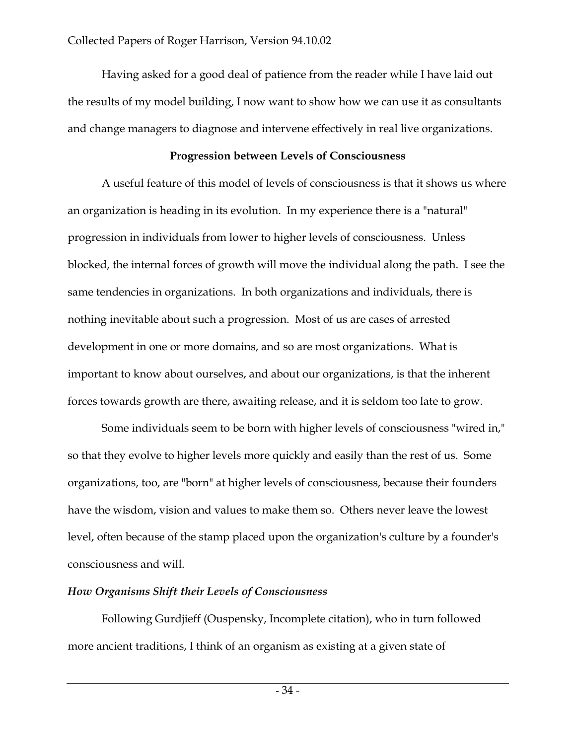Having asked for a good deal of patience from the reader while I have laid out the results of my model building, I now want to show how we can use it as consultants and change managers to diagnose and intervene effectively in real live organizations.

## Progression between Levels of Consciousness

A useful feature of this model of levels of consciousness is that it shows us where an organization is heading in its evolution. In my experience there is a "natural" progression in individuals from lower to higher levels of consciousness. Unless blocked, the internal forces of growth will move the individual along the path. I see the same tendencies in organizations. In both organizations and individuals, there is nothing inevitable about such a progression. Most of us are cases of arrested development in one or more domains, and so are most organizations. What is important to know about ourselves, and about our organizations, is that the inherent forces towards growth are there, awaiting release, and it is seldom too late to grow.

Some individuals seem to be born with higher levels of consciousness "wired in," so that they evolve to higher levels more quickly and easily than the rest of us. Some organizations, too, are "born" at higher levels of consciousness, because their founders have the wisdom, vision and values to make them so. Others never leave the lowest level, often because of the stamp placed upon the organization's culture by a founder's consciousness and will.

### *How Organisms Shift their Levels of Consciousness*

Following Gurdjieff (Ouspensky, Incomplete citation), who in turn followed more ancient traditions, I think of an organism as existing at a given state of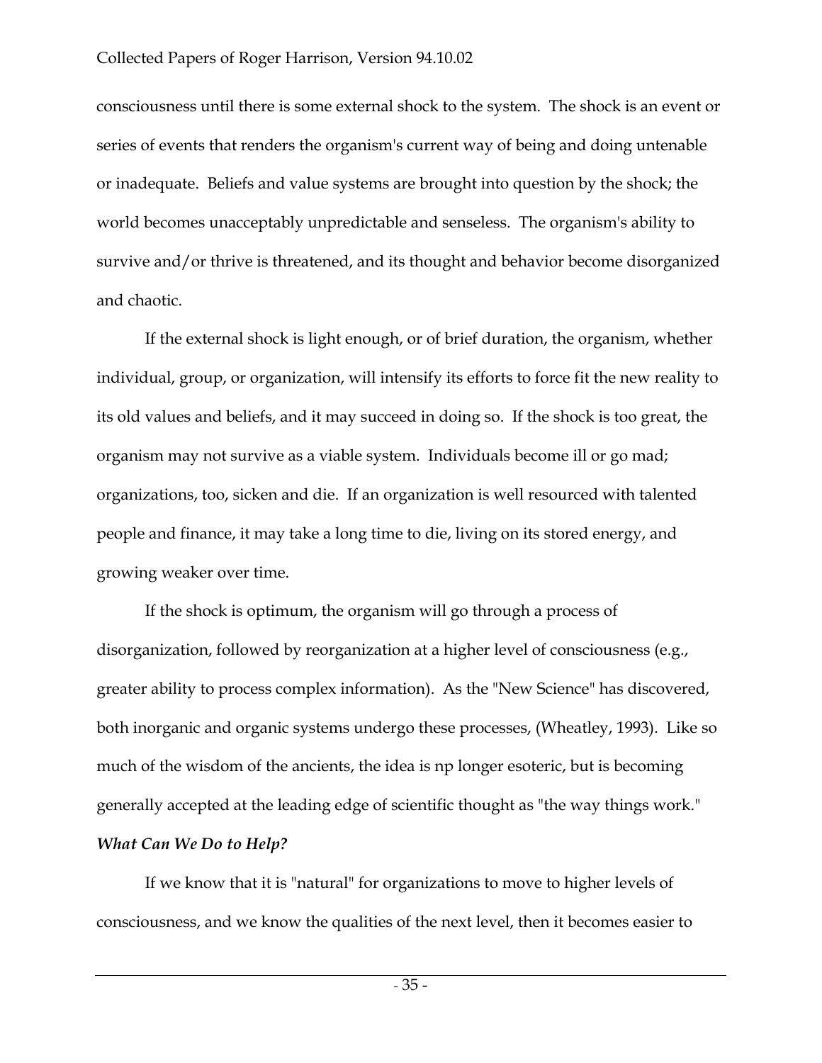consciousness until there is some external shock to the system. The shock is an event or series of events that renders the organism's current way of being and doing untenable or inadequate. Beliefs and value systems are brought into question by the shock; the world becomes unacceptably unpredictable and senseless. The organism's ability to survive and/or thrive is threatened, and its thought and behavior become disorganized and chaotic.

If the external shock is light enough, or of brief duration, the organism, whether individual, group, or organization, will intensify its efforts to force fit the new reality to its old values and beliefs, and it may succeed in doing so. If the shock is too great, the organism may not survive as a viable system. Individuals become ill or go mad; organizations, too, sicken and die. If an organization is well resourced with talented people and finance, it may take a long time to die, living on its stored energy, and growing weaker over time.

If the shock is optimum, the organism will go through a process of disorganization, followed by reorganization at a higher level of consciousness (e.g., greater ability to process complex information). As the "New Science" has discovered, both inorganic and organic systems undergo these processes, (Wheatley, 1993). Like so much of the wisdom of the ancients, the idea is np longer esoteric, but is becoming generally accepted at the leading edge of scientific thought as "the way things work."

***What Can We Do to Help?***

If we know that it is "natural" for organizations to move to higher levels of consciousness, and we know the qualities of the next level, then it becomes easier to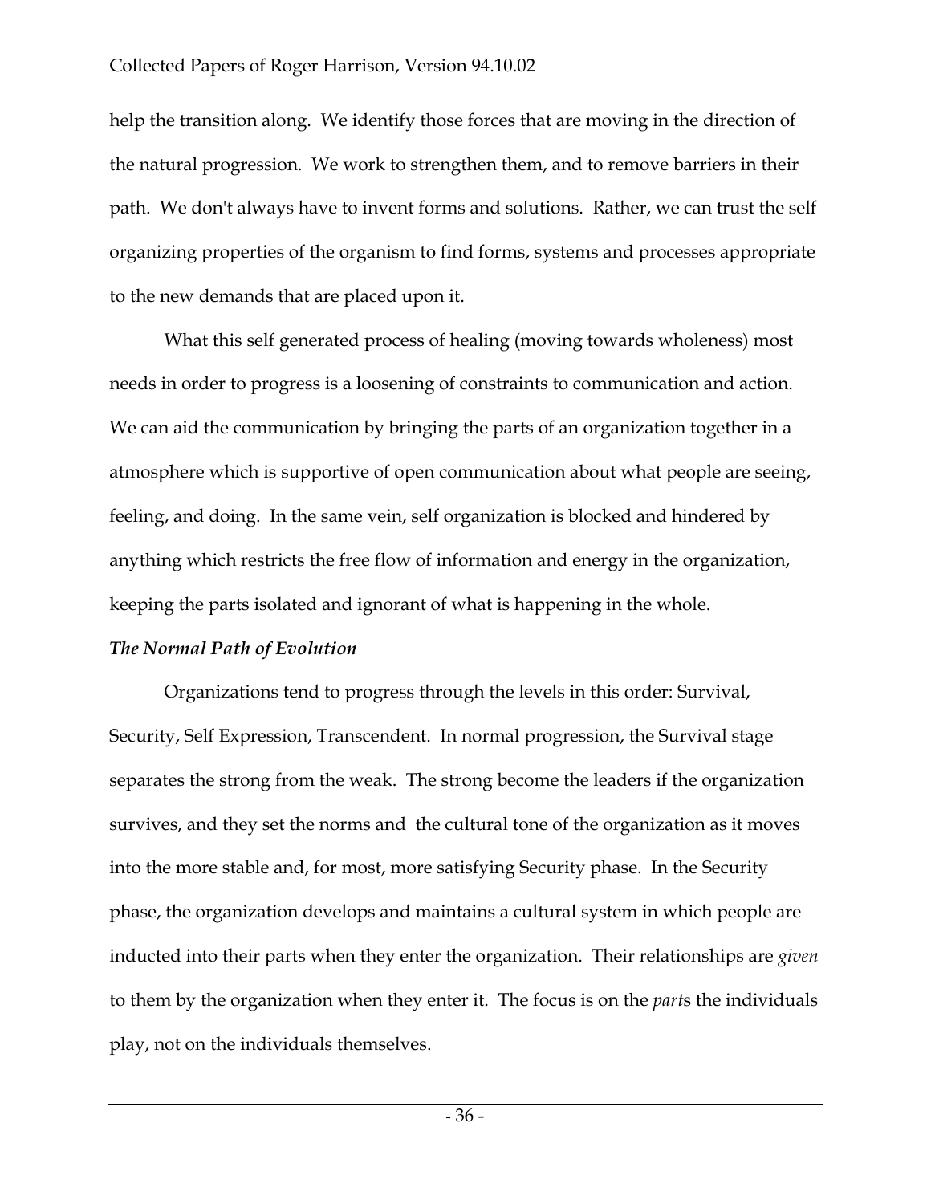help the transition along. We identify those forces that are moving in the direction of the natural progression. We work to strengthen them, and to remove barriers in their path. We don't always have to invent forms and solutions. Rather, we can trust the self organizing properties of the organism to find forms, systems and processes appropriate to the new demands that are placed upon it.

What this self generated process of healing (moving towards wholeness) most needs in order to progress is a loosening of constraints to communication and action. We can aid the communication by bringing the parts of an organization together in a atmosphere which is supportive of open communication about what people are seeing, feeling, and doing. In the same vein, self organization is blocked and hindered by anything which restricts the free flow of information and energy in the organization, keeping the parts isolated and ignorant of what is happening in the whole.

***The Normal Path of Evolution***

Organizations tend to progress through the levels in this order: Survival, Security, Self Expression, Transcendent. In normal progression, the Survival stage separates the strong from the weak. The strong become the leaders if the organization survives, and they set the norms and the cultural tone of the organization as it moves into the more stable and, for most, more satisfying Security phase. In the Security phase, the organization develops and maintains a cultural system in which people are inducted into their parts when they enter the organization. Their relationships are *given* to them by the organization when they enter it. The focus is on the *part*s the individuals play, not on the individuals themselves.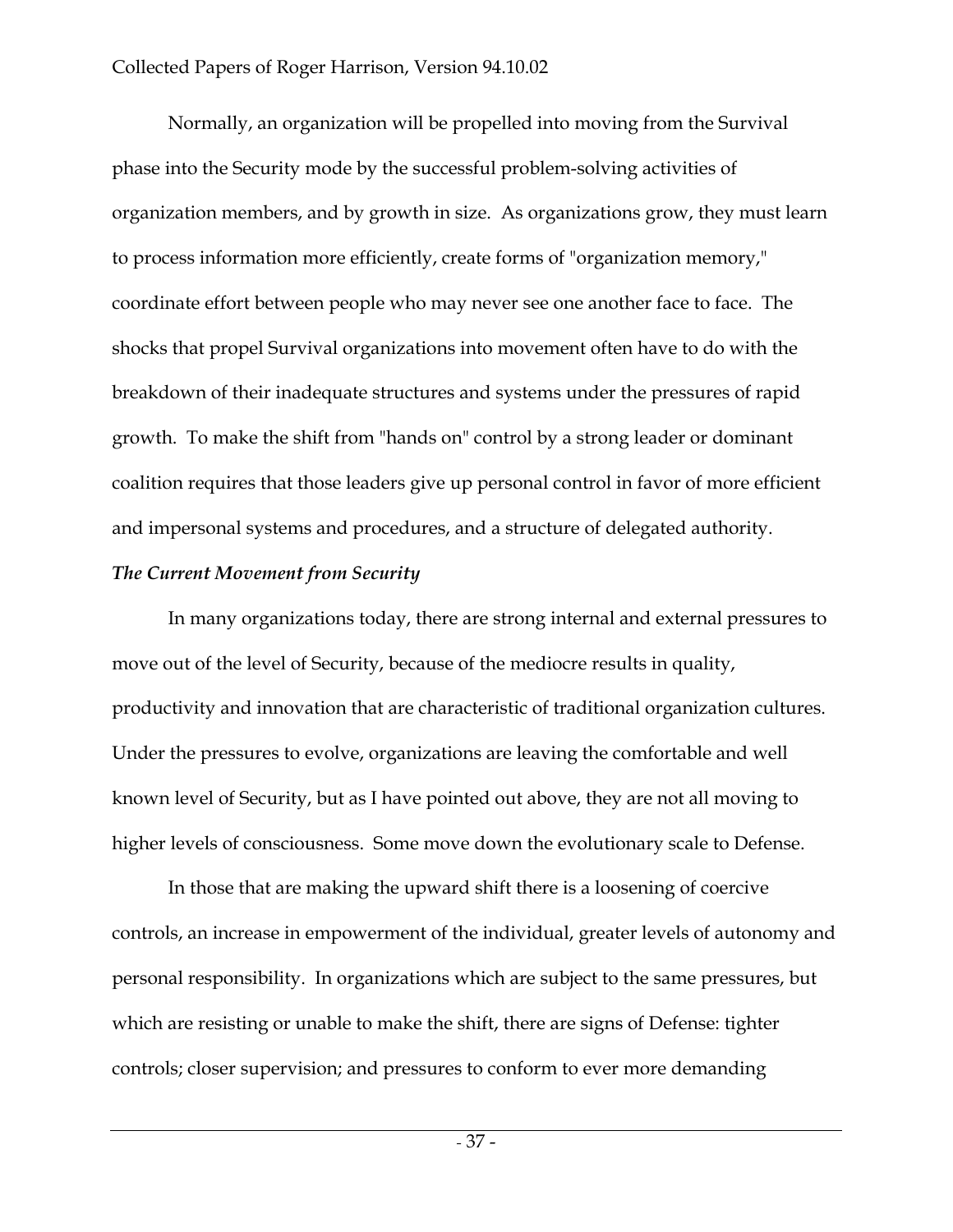Normally, an organization will be propelled into moving from the Survival phase into the Security mode by the successful problem-solving activities of organization members, and by growth in size. As organizations grow, they must learn to process information more efficiently, create forms of "organization memory," coordinate effort between people who may never see one another face to face. The shocks that propel Survival organizations into movement often have to do with the breakdown of their inadequate structures and systems under the pressures of rapid growth. To make the shift from "hands on" control by a strong leader or dominant coalition requires that those leaders give up personal control in favor of more efficient and impersonal systems and procedures, and a structure of delegated authority.

***The Current Movement from Security***

In many organizations today, there are strong internal and external pressures to move out of the level of Security, because of the mediocre results in quality, productivity and innovation that are characteristic of traditional organization cultures. Under the pressures to evolve, organizations are leaving the comfortable and well known level of Security, but as I have pointed out above, they are not all moving to higher levels of consciousness. Some move down the evolutionary scale to Defense.

In those that are making the upward shift there is a loosening of coercive controls, an increase in empowerment of the individual, greater levels of autonomy and personal responsibility. In organizations which are subject to the same pressures, but which are resisting or unable to make the shift, there are signs of Defense: tighter controls; closer supervision; and pressures to conform to ever more demanding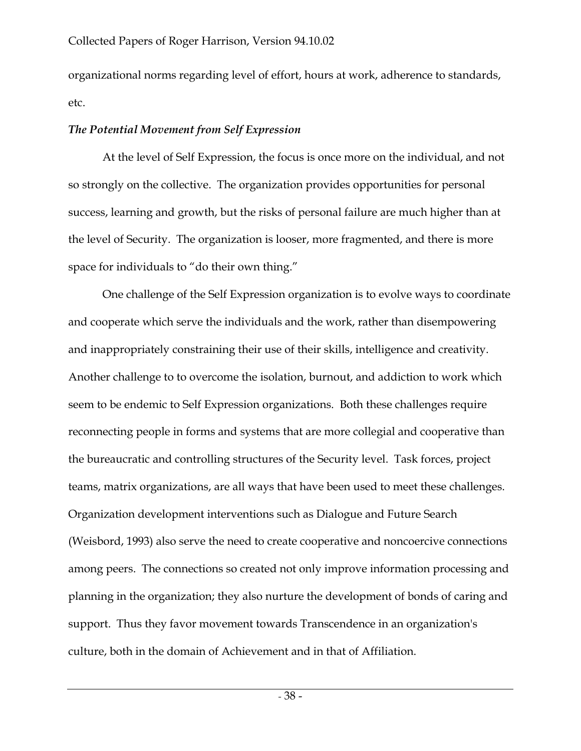organizational norms regarding level of effort, hours at work, adherence to standards, etc.

### *The Potential Movement from Self Expression*

At the level of Self Expression, the focus is once more on the individual, and not so strongly on the collective. The organization provides opportunities for personal success, learning and growth, but the risks of personal failure are much higher than at the level of Security. The organization is looser, more fragmented, and there is more space for individuals to "do their own thing."

One challenge of the Self Expression organization is to evolve ways to coordinate and cooperate which serve the individuals and the work, rather than disempowering and inappropriately constraining their use of their skills, intelligence and creativity. Another challenge to to overcome the isolation, burnout, and addiction to work which seem to be endemic to Self Expression organizations. Both these challenges require reconnecting people in forms and systems that are more collegial and cooperative than the bureaucratic and controlling structures of the Security level. Task forces, project teams, matrix organizations, are all ways that have been used to meet these challenges. Organization development interventions such as Dialogue and Future Search (Weisbord, 1993) also serve the need to create cooperative and noncoercive connections among peers. The connections so created not only improve information processing and planning in the organization; they also nurture the development of bonds of caring and support. Thus they favor movement towards Transcendence in an organization's culture, both in the domain of Achievement and in that of Affiliation.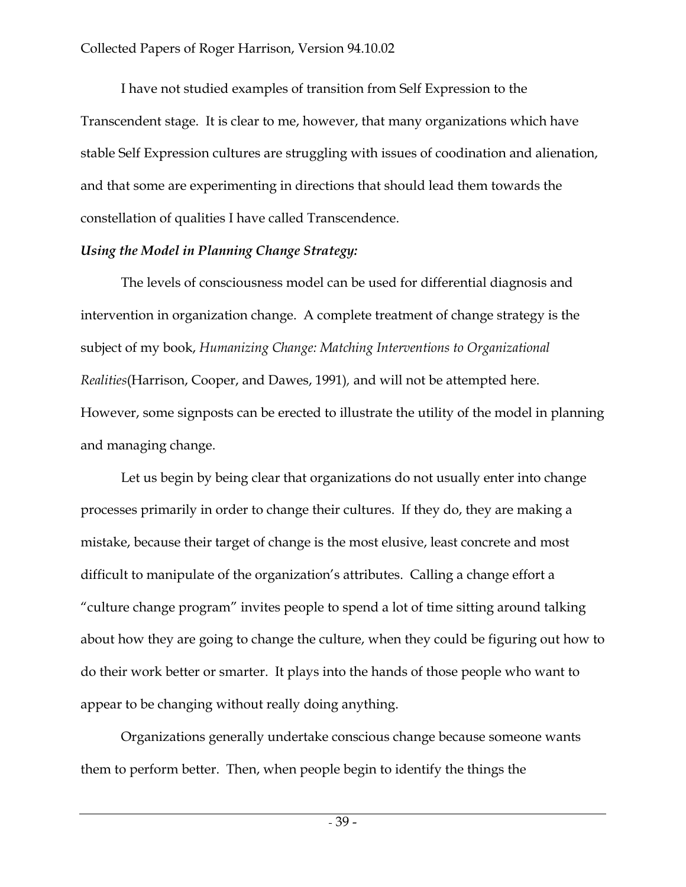I have not studied examples of transition from Self Expression to the Transcendent stage. It is clear to me, however, that many organizations which have stable Self Expression cultures are struggling with issues of coodination and alienation, and that some are experimenting in directions that should lead them towards the constellation of qualities I have called Transcendence.

***Using the Model in Planning Change Strategy:***

The levels of consciousness model can be used for differential diagnosis and intervention in organization change. A complete treatment of change strategy is the subject of my book, *Humanizing Change: Matching Interventions to Organizational Realities*(Harrison, Cooper, and Dawes, 1991), and will not be attempted here. However, some signposts can be erected to illustrate the utility of the model in planning and managing change.

Let us begin by being clear that organizations do not usually enter into change processes primarily in order to change their cultures. If they do, they are making a mistake, because their target of change is the most elusive, least concrete and most difficult to manipulate of the organization's attributes. Calling a change effort a "culture change program" invites people to spend a lot of time sitting around talking about how they are going to change the culture, when they could be figuring out how to do their work better or smarter. It plays into the hands of those people who want to appear to be changing without really doing anything.

Organizations generally undertake conscious change because someone wants them to perform better. Then, when people begin to identify the things the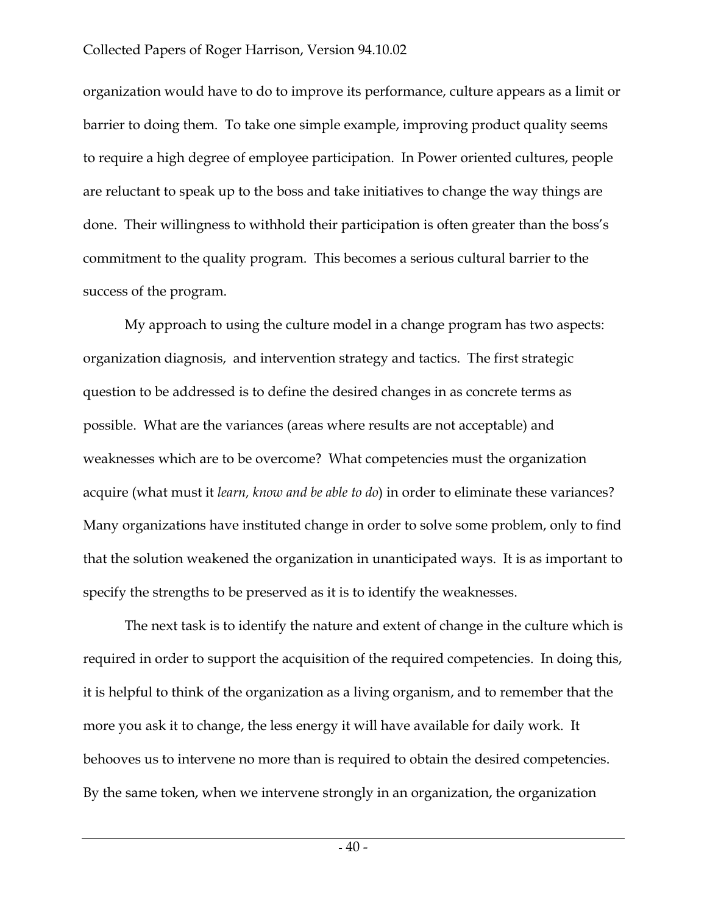organization would have to do to improve its performance, culture appears as a limit or barrier to doing them. To take one simple example, improving product quality seems to require a high degree of employee participation. In Power oriented cultures, people are reluctant to speak up to the boss and take initiatives to change the way things are done. Their willingness to withhold their participation is often greater than the boss's commitment to the quality program. This becomes a serious cultural barrier to the success of the program.

My approach to using the culture model in a change program has two aspects: organization diagnosis, and intervention strategy and tactics. The first strategic question to be addressed is to define the desired changes in as concrete terms as possible. What are the variances (areas where results are not acceptable) and weaknesses which are to be overcome? What competencies must the organization acquire (what must it *learn, know and be able to do*) in order to eliminate these variances? Many organizations have instituted change in order to solve some problem, only to find that the solution weakened the organization in unanticipated ways. It is as important to specify the strengths to be preserved as it is to identify the weaknesses.

The next task is to identify the nature and extent of change in the culture which is required in order to support the acquisition of the required competencies. In doing this, it is helpful to think of the organization as a living organism, and to remember that the more you ask it to change, the less energy it will have available for daily work. It behooves us to intervene no more than is required to obtain the desired competencies. By the same token, when we intervene strongly in an organization, the organization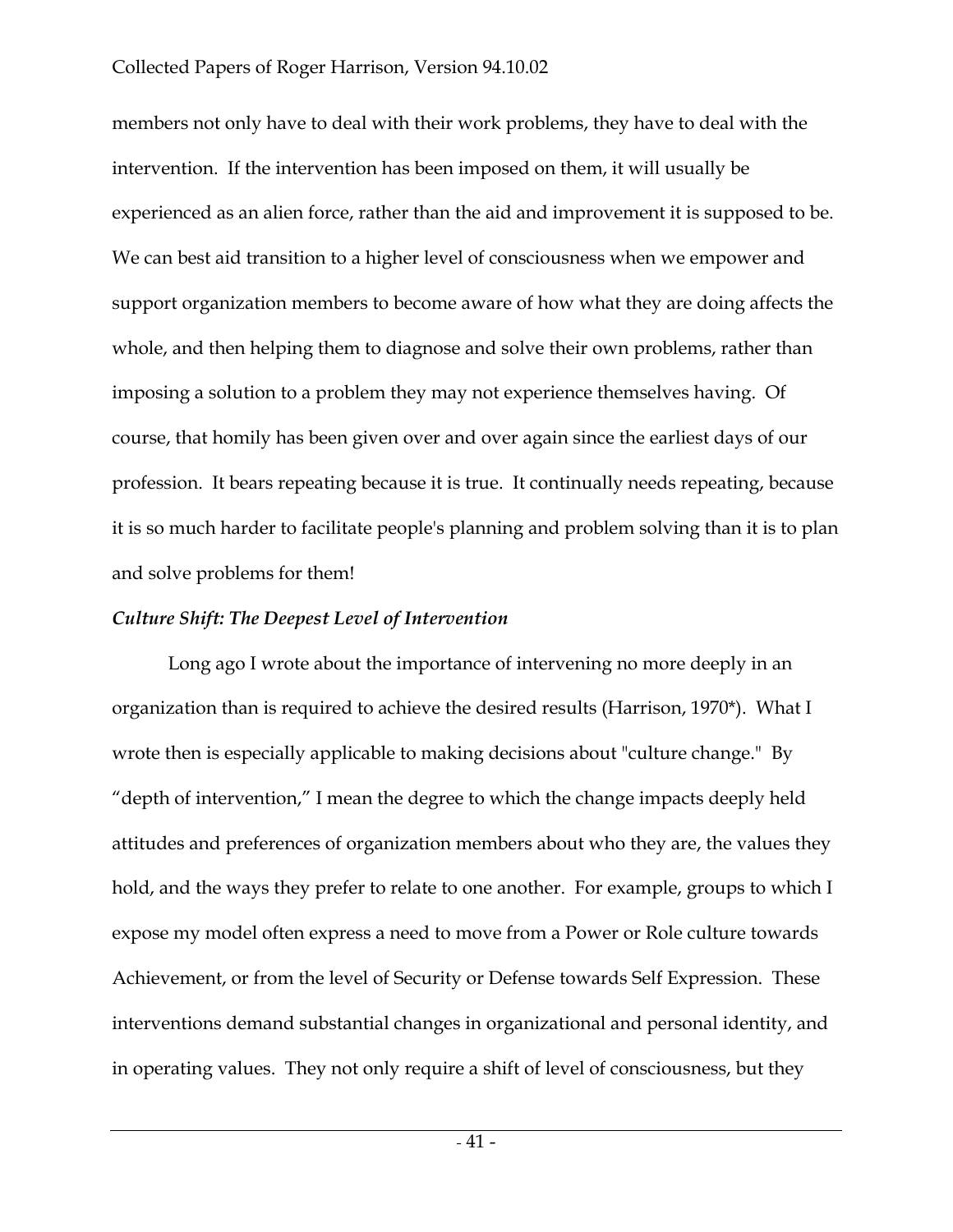members not only have to deal with their work problems, they have to deal with the intervention. If the intervention has been imposed on them, it will usually be experienced as an alien force, rather than the aid and improvement it is supposed to be. We can best aid transition to a higher level of consciousness when we empower and support organization members to become aware of how what they are doing affects the whole, and then helping them to diagnose and solve their own problems, rather than imposing a solution to a problem they may not experience themselves having. Of course, that homily has been given over and over again since the earliest days of our profession. It bears repeating because it is true. It continually needs repeating, because it is so much harder to facilitate people's planning and problem solving than it is to plan and solve problems for them!

### *Culture Shift: The Deepest Level of Intervention*

Long ago I wrote about the importance of intervening no more deeply in an organization than is required to achieve the desired results (Harrison, 1970*). What I wrote then is especially applicable to making decisions about "culture change." By "depth of intervention," I mean the degree to which the change impacts deeply held attitudes and preferences of organization members about who they are, the values they hold, and the ways they prefer to relate to one another. For example, groups to which I expose my model often express a need to move from a Power or Role culture towards Achievement, or from the level of Security or Defense towards Self Expression. These interventions demand substantial changes in organizational and personal identity, and in operating values. They not only require a shift of level of consciousness, but they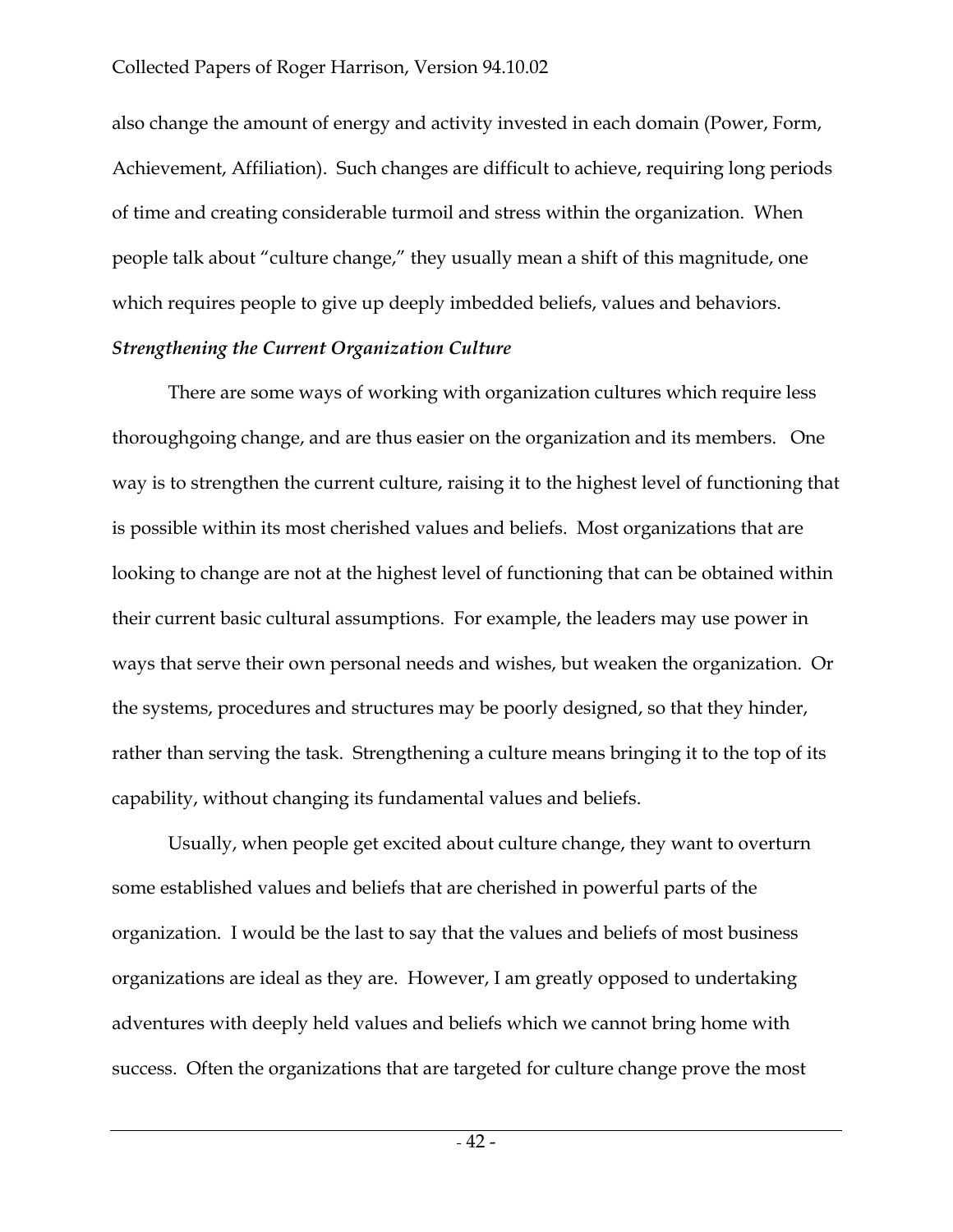also change the amount of energy and activity invested in each domain (Power, Form, Achievement, Affiliation). Such changes are difficult to achieve, requiring long periods of time and creating considerable turmoil and stress within the organization. When people talk about "culture change," they usually mean a shift of this magnitude, one which requires people to give up deeply imbedded beliefs, values and behaviors.

***Strengthening the Current Organization Culture***

There are some ways of working with organization cultures which require less thoroughgoing change, and are thus easier on the organization and its members. One way is to strengthen the current culture, raising it to the highest level of functioning that is possible within its most cherished values and beliefs. Most organizations that are looking to change are not at the highest level of functioning that can be obtained within their current basic cultural assumptions. For example, the leaders may use power in ways that serve their own personal needs and wishes, but weaken the organization. Or the systems, procedures and structures may be poorly designed, so that they hinder, rather than serving the task. Strengthening a culture means bringing it to the top of its capability, without changing its fundamental values and beliefs.

Usually, when people get excited about culture change, they want to overturn some established values and beliefs that are cherished in powerful parts of the organization. I would be the last to say that the values and beliefs of most business organizations are ideal as they are. However, I am greatly opposed to undertaking adventures with deeply held values and beliefs which we cannot bring home with success. Often the organizations that are targeted for culture change prove the most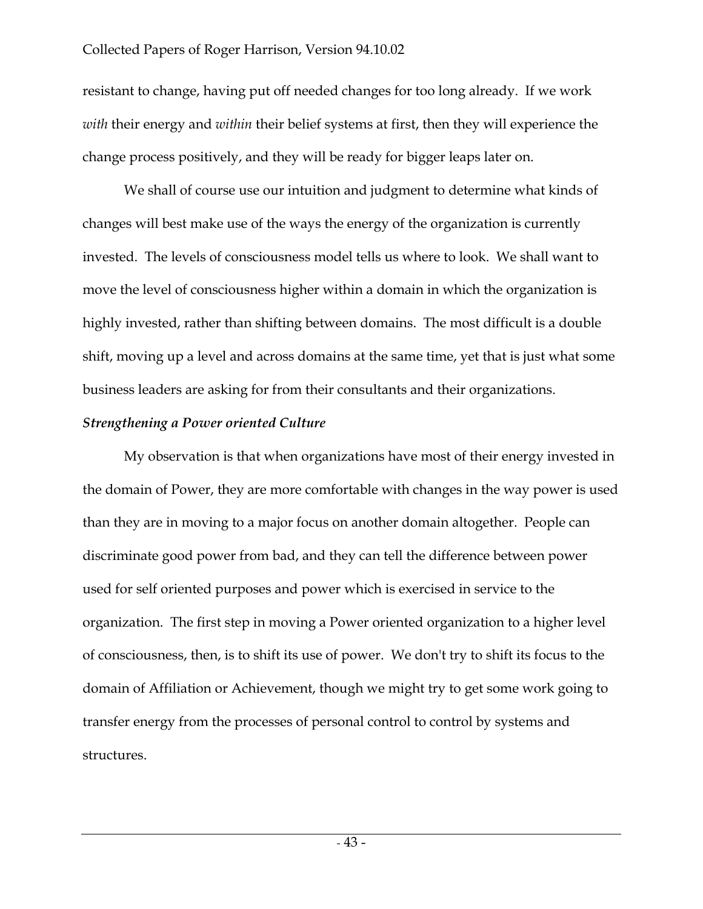resistant to change, having put off needed changes for too long already. If we work *with* their energy and *within* their belief systems at first, then they will experience the change process positively, and they will be ready for bigger leaps later on.

We shall of course use our intuition and judgment to determine what kinds of changes will best make use of the ways the energy of the organization is currently invested. The levels of consciousness model tells us where to look. We shall want to move the level of consciousness higher within a domain in which the organization is highly invested, rather than shifting between domains. The most difficult is a double shift, moving up a level and across domains at the same time, yet that is just what some business leaders are asking for from their consultants and their organizations.

***Strengthening a Power oriented Culture***

My observation is that when organizations have most of their energy invested in the domain of Power, they are more comfortable with changes in the way power is used than they are in moving to a major focus on another domain altogether. People can discriminate good power from bad, and they can tell the difference between power used for self oriented purposes and power which is exercised in service to the organization. The first step in moving a Power oriented organization to a higher level of consciousness, then, is to shift its use of power. We don't try to shift its focus to the domain of Affiliation or Achievement, though we might try to get some work going to transfer energy from the processes of personal control to control by systems and structures.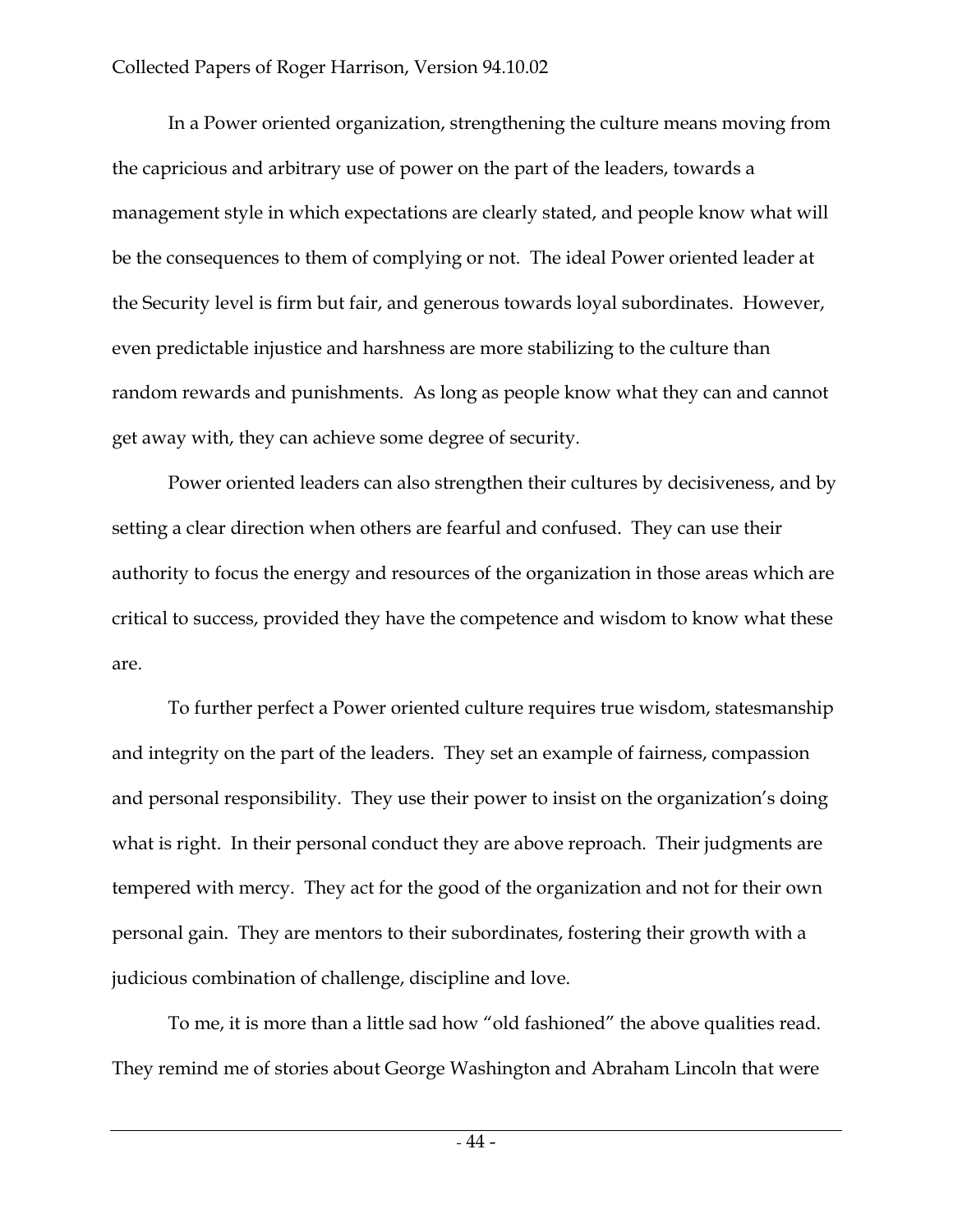In a Power oriented organization, strengthening the culture means moving from the capricious and arbitrary use of power on the part of the leaders, towards a management style in which expectations are clearly stated, and people know what will be the consequences to them of complying or not. The ideal Power oriented leader at the Security level is firm but fair, and generous towards loyal subordinates. However, even predictable injustice and harshness are more stabilizing to the culture than random rewards and punishments. As long as people know what they can and cannot get away with, they can achieve some degree of security.

Power oriented leaders can also strengthen their cultures by decisiveness, and by setting a clear direction when others are fearful and confused. They can use their authority to focus the energy and resources of the organization in those areas which are critical to success, provided they have the competence and wisdom to know what these are.

To further perfect a Power oriented culture requires true wisdom, statesmanship and integrity on the part of the leaders. They set an example of fairness, compassion and personal responsibility. They use their power to insist on the organization's doing what is right. In their personal conduct they are above reproach. Their judgments are tempered with mercy. They act for the good of the organization and not for their own personal gain. They are mentors to their subordinates, fostering their growth with a judicious combination of challenge, discipline and love.

To me, it is more than a little sad how "old fashioned" the above qualities read. They remind me of stories about George Washington and Abraham Lincoln that were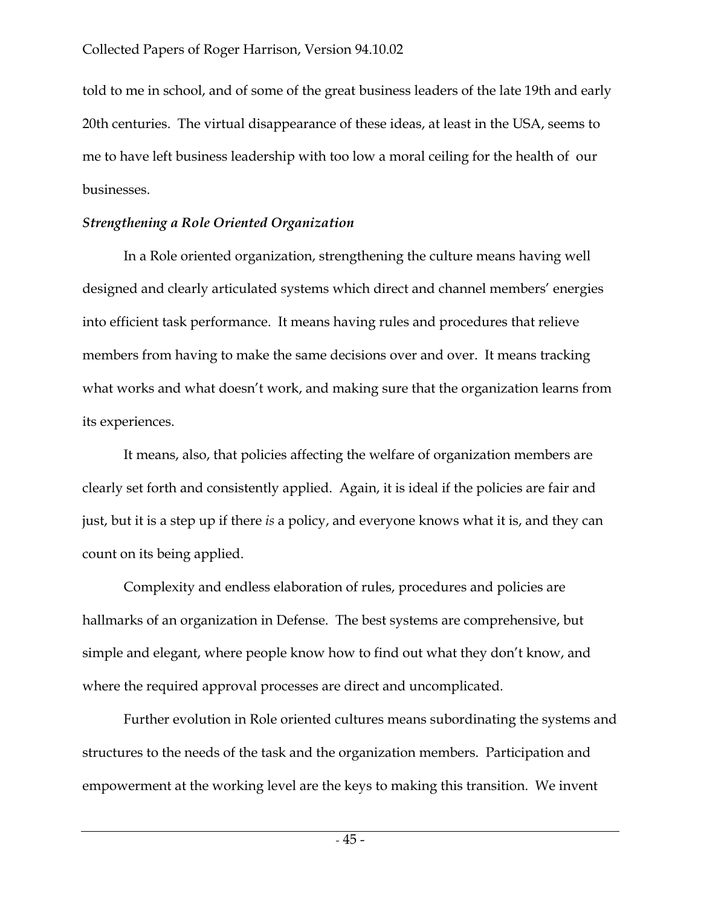told to me in school, and of some of the great business leaders of the late 19th and early 20th centuries. The virtual disappearance of these ideas, at least in the USA, seems to me to have left business leadership with too low a moral ceiling for the health of our businesses.

***Strengthening a Role Oriented Organization***

In a Role oriented organization, strengthening the culture means having well designed and clearly articulated systems which direct and channel members' energies into efficient task performance. It means having rules and procedures that relieve members from having to make the same decisions over and over. It means tracking what works and what doesn't work, and making sure that the organization learns from its experiences.

It means, also, that policies affecting the welfare of organization members are clearly set forth and consistently applied. Again, it is ideal if the policies are fair and just, but it is a step up if there *is* a policy, and everyone knows what it is, and they can count on its being applied.

Complexity and endless elaboration of rules, procedures and policies are hallmarks of an organization in Defense. The best systems are comprehensive, but simple and elegant, where people know how to find out what they don't know, and where the required approval processes are direct and uncomplicated.

Further evolution in Role oriented cultures means subordinating the systems and structures to the needs of the task and the organization members. Participation and empowerment at the working level are the keys to making this transition. We invent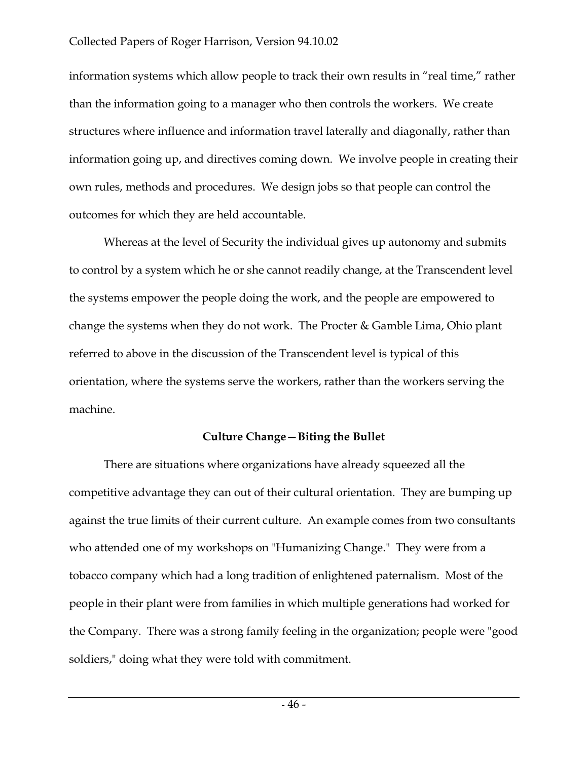information systems which allow people to track their own results in "real time," rather than the information going to a manager who then controls the workers. We create structures where influence and information travel laterally and diagonally, rather than information going up, and directives coming down. We involve people in creating their own rules, methods and procedures. We design jobs so that people can control the outcomes for which they are held accountable.

Whereas at the level of Security the individual gives up autonomy and submits to control by a system which he or she cannot readily change, at the Transcendent level the systems empower the people doing the work, and the people are empowered to change the systems when they do not work. The Procter & Gamble Lima, Ohio plant referred to above in the discussion of the Transcendent level is typical of this orientation, where the systems serve the workers, rather than the workers serving the machine.

### Culture Change—Biting the Bullet

There are situations where organizations have already squeezed all the competitive advantage they can out of their cultural orientation. They are bumping up against the true limits of their current culture. An example comes from two consultants who attended one of my workshops on "Humanizing Change." They were from a tobacco company which had a long tradition of enlightened paternalism. Most of the people in their plant were from families in which multiple generations had worked for the Company. There was a strong family feeling in the organization; people were "good soldiers," doing what they were told with commitment.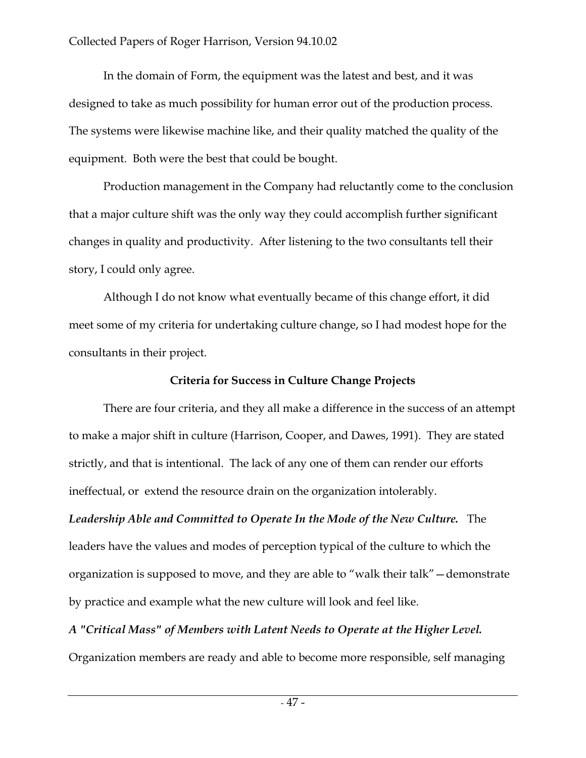In the domain of Form, the equipment was the latest and best, and it was designed to take as much possibility for human error out of the production process. The systems were likewise machine like, and their quality matched the quality of the equipment. Both were the best that could be bought.

Production management in the Company had reluctantly come to the conclusion that a major culture shift was the only way they could accomplish further significant changes in quality and productivity. After listening to the two consultants tell their story, I could only agree.

Although I do not know what eventually became of this change effort, it did meet some of my criteria for undertaking culture change, so I had modest hope for the consultants in their project.

### Criteria for Success in Culture Change Projects

There are four criteria, and they all make a difference in the success of an attempt to make a major shift in culture (Harrison, Cooper, and Dawes, 1991). They are stated strictly, and that is intentional. The lack of any one of them can render our efforts ineffectual, or extend the resource drain on the organization intolerably.

***Leadership Able and Committed to Operate In the Mode of the New Culture.*** The leaders have the values and modes of perception typical of the culture to which the organization is supposed to move, and they are able to "walk their talk"—demonstrate by practice and example what the new culture will look and feel like.

***A "Critical Mass" of Members with Latent Needs to Operate at the Higher Level.*** Organization members are ready and able to become more responsible, self managing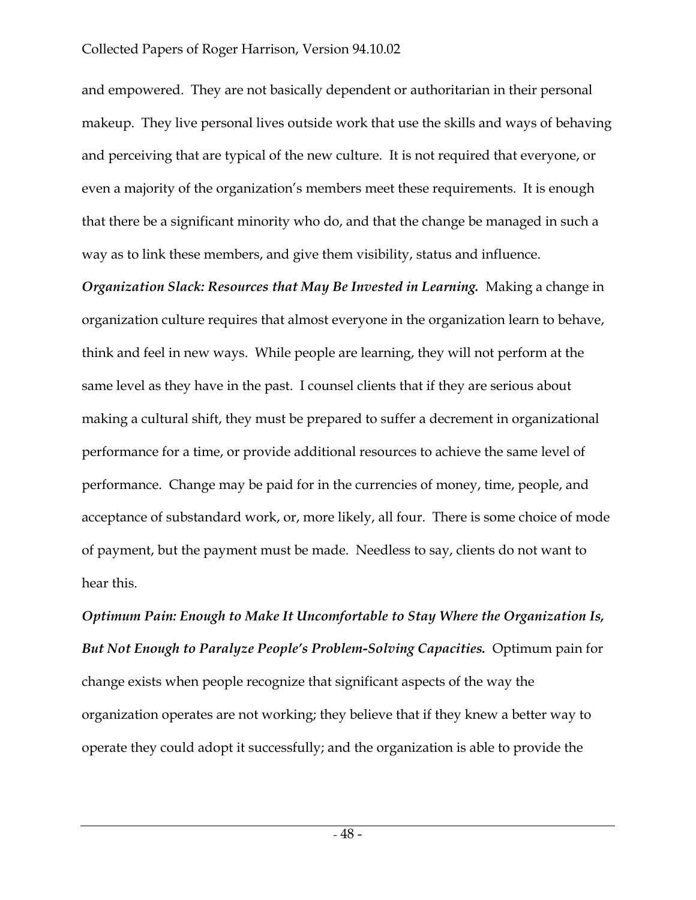and empowered. They are not basically dependent or authoritarian in their personal makeup. They live personal lives outside work that use the skills and ways of behaving and perceiving that are typical of the new culture. It is not required that everyone, or even a majority of the organization's members meet these requirements. It is enough that there be a significant minority who do, and that the change be managed in such a way as to link these members, and give them visibility, status and influence.

***Organization Slack: Resources that May Be Invested in Learning.*** Making a change in organization culture requires that almost everyone in the organization learn to behave, think and feel in new ways. While people are learning, they will not perform at the same level as they have in the past. I counsel clients that if they are serious about making a cultural shift, they must be prepared to suffer a decrement in organizational performance for a time, or provide additional resources to achieve the same level of performance. Change may be paid for in the currencies of money, time, people, and acceptance of substandard work, or, more likely, all four. There is some choice of mode of payment, but the payment must be made. Needless to say, clients do not want to hear this.

***Optimum Pain: Enough to Make It Uncomfortable to Stay Where the Organization Is, But Not Enough to Paralyze People's Problem-Solving Capacities.*** Optimum pain for change exists when people recognize that significant aspects of the way the organization operates are not working; they believe that if they knew a better way to operate they could adopt it successfully; and the organization is able to provide the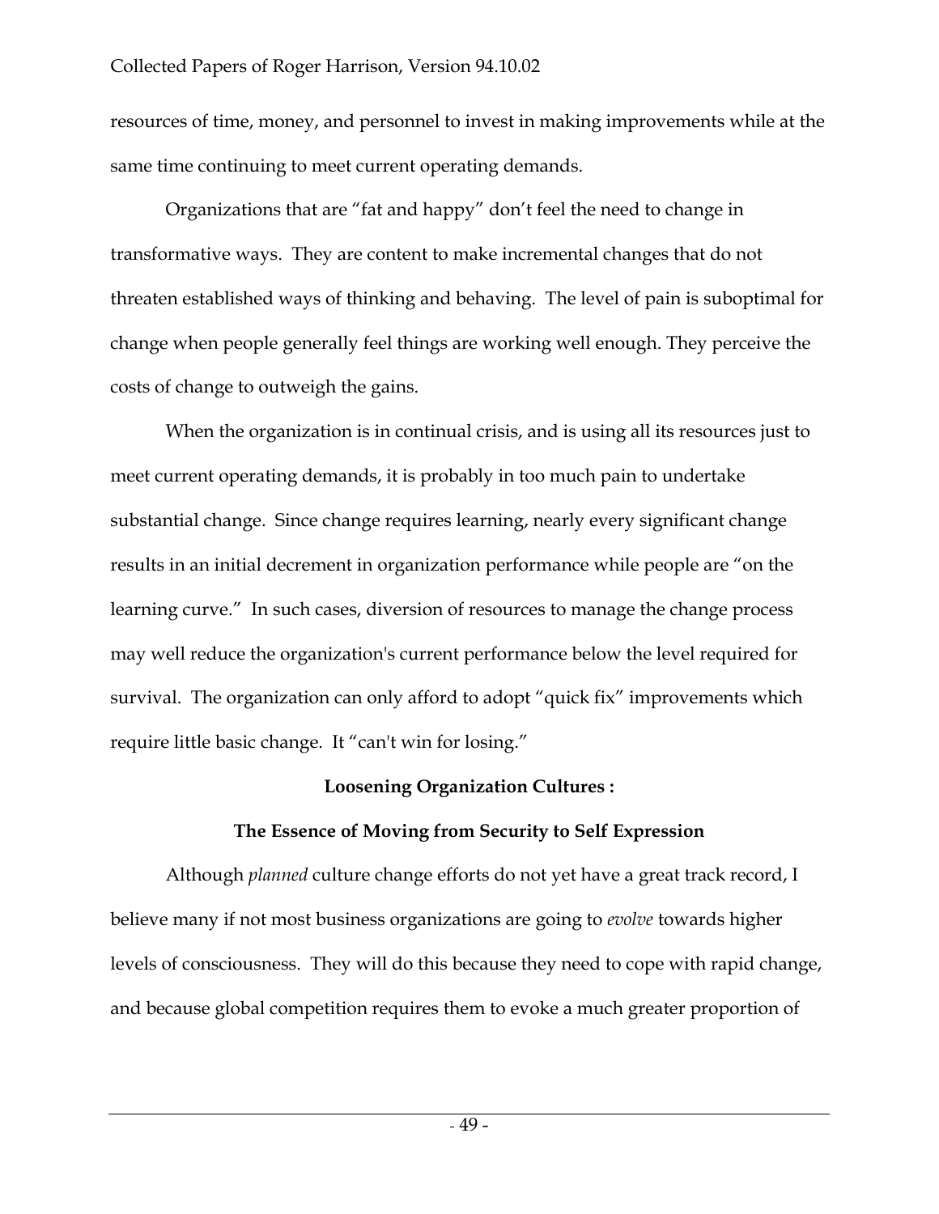resources of time, money, and personnel to invest in making improvements while at the same time continuing to meet current operating demands.

Organizations that are "fat and happy" don't feel the need to change in transformative ways. They are content to make incremental changes that do not threaten established ways of thinking and behaving. The level of pain is suboptimal for change when people generally feel things are working well enough. They perceive the costs of change to outweigh the gains.

When the organization is in continual crisis, and is using all its resources just to meet current operating demands, it is probably in too much pain to undertake substantial change. Since change requires learning, nearly every significant change results in an initial decrement in organization performance while people are "on the learning curve." In such cases, diversion of resources to manage the change process may well reduce the organization's current performance below the level required for survival. The organization can only afford to adopt "quick fix" improvements which require little basic change. It "can't win for losing."

## Loosening Organization Cultures :

## The Essence of Moving from Security to Self Expression

Although *planned* culture change efforts do not yet have a great track record, I believe many if not most business organizations are going to *evolve* towards higher levels of consciousness. They will do this because they need to cope with rapid change, and because global competition requires them to evoke a much greater proportion of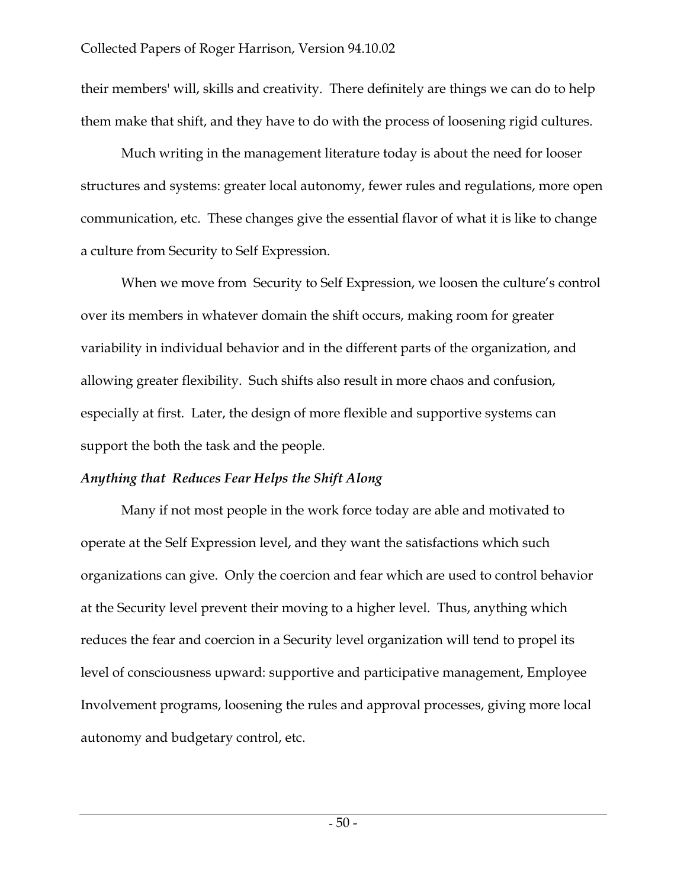their members' will, skills and creativity. There definitely are things we can do to help them make that shift, and they have to do with the process of loosening rigid cultures.

Much writing in the management literature today is about the need for looser structures and systems: greater local autonomy, fewer rules and regulations, more open communication, etc. These changes give the essential flavor of what it is like to change a culture from Security to Self Expression.

When we move from Security to Self Expression, we loosen the culture's control over its members in whatever domain the shift occurs, making room for greater variability in individual behavior and in the different parts of the organization, and allowing greater flexibility. Such shifts also result in more chaos and confusion, especially at first. Later, the design of more flexible and supportive systems can support the both the task and the people.

***Anything that Reduces Fear Helps the Shift Along***

Many if not most people in the work force today are able and motivated to operate at the Self Expression level, and they want the satisfactions which such organizations can give. Only the coercion and fear which are used to control behavior at the Security level prevent their moving to a higher level. Thus, anything which reduces the fear and coercion in a Security level organization will tend to propel its level of consciousness upward: supportive and participative management, Employee Involvement programs, loosening the rules and approval processes, giving more local autonomy and budgetary control, etc.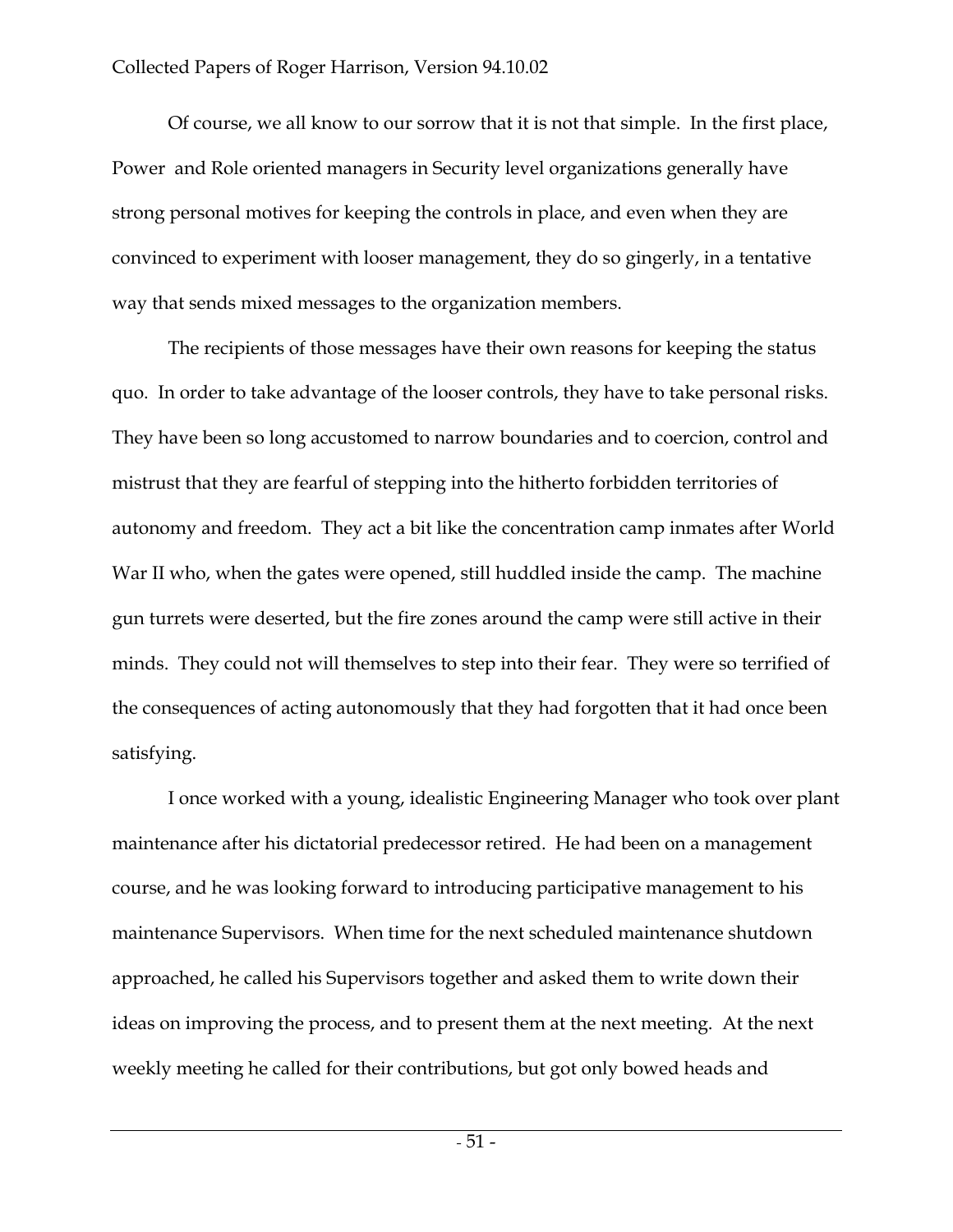Of course, we all know to our sorrow that it is not that simple. In the first place, Power and Role oriented managers in Security level organizations generally have strong personal motives for keeping the controls in place, and even when they are convinced to experiment with looser management, they do so gingerly, in a tentative way that sends mixed messages to the organization members.

The recipients of those messages have their own reasons for keeping the status quo. In order to take advantage of the looser controls, they have to take personal risks. They have been so long accustomed to narrow boundaries and to coercion, control and mistrust that they are fearful of stepping into the hitherto forbidden territories of autonomy and freedom. They act a bit like the concentration camp inmates after World War II who, when the gates were opened, still huddled inside the camp. The machine gun turrets were deserted, but the fire zones around the camp were still active in their minds. They could not will themselves to step into their fear. They were so terrified of the consequences of acting autonomously that they had forgotten that it had once been satisfying.

I once worked with a young, idealistic Engineering Manager who took over plant maintenance after his dictatorial predecessor retired. He had been on a management course, and he was looking forward to introducing participative management to his maintenance Supervisors. When time for the next scheduled maintenance shutdown approached, he called his Supervisors together and asked them to write down their ideas on improving the process, and to present them at the next meeting. At the next weekly meeting he called for their contributions, but got only bowed heads and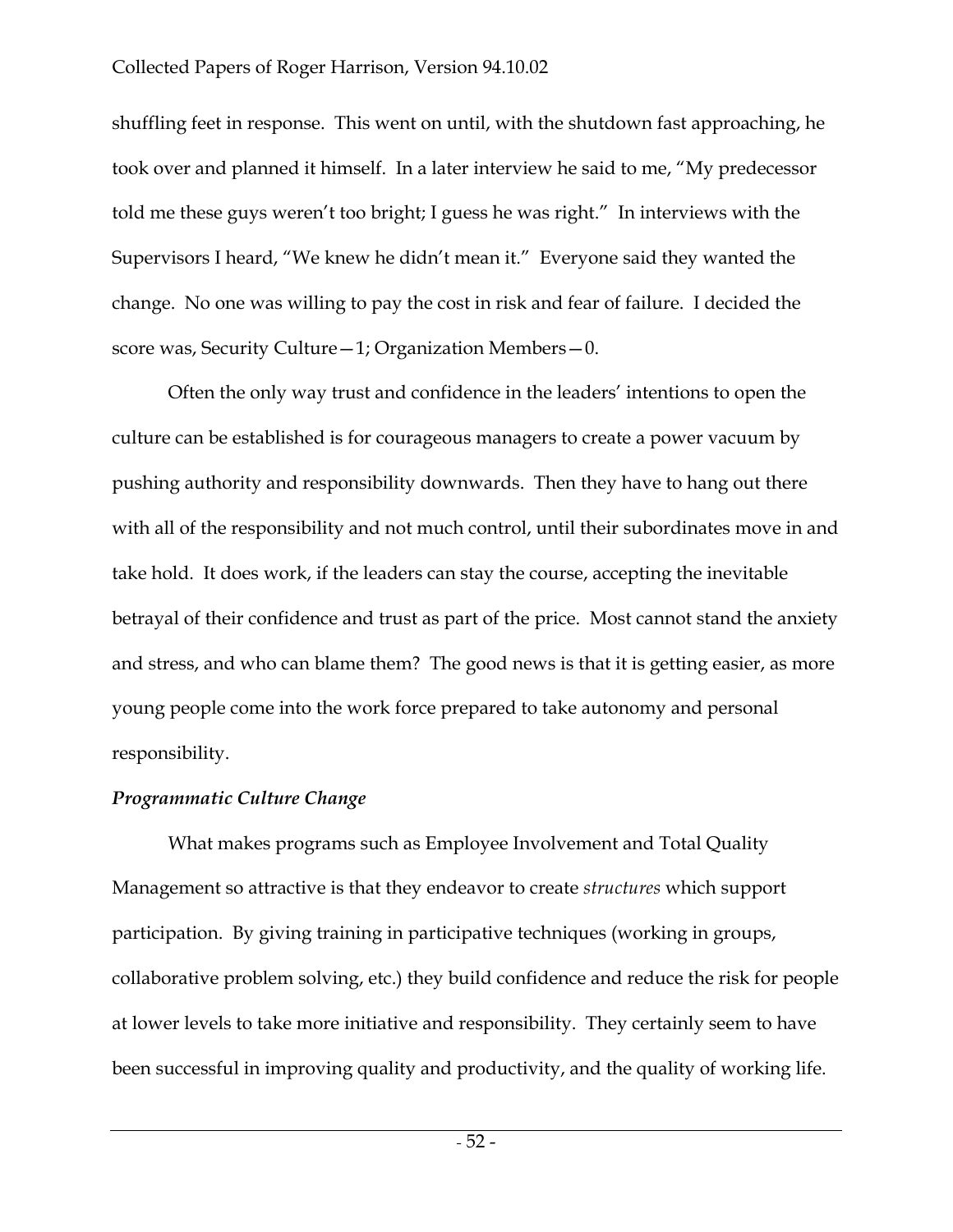shuffling feet in response. This went on until, with the shutdown fast approaching, he took over and planned it himself. In a later interview he said to me, "My predecessor told me these guys weren't too bright; I guess he was right." In interviews with the Supervisors I heard, "We knew he didn't mean it." Everyone said they wanted the change. No one was willing to pay the cost in risk and fear of failure. I decided the score was, Security Culture—1; Organization Members—0.

Often the only way trust and confidence in the leaders' intentions to open the culture can be established is for courageous managers to create a power vacuum by pushing authority and responsibility downwards. Then they have to hang out there with all of the responsibility and not much control, until their subordinates move in and take hold. It does work, if the leaders can stay the course, accepting the inevitable betrayal of their confidence and trust as part of the price. Most cannot stand the anxiety and stress, and who can blame them? The good news is that it is getting easier, as more young people come into the work force prepared to take autonomy and personal responsibility.

***Programmatic Culture Change***

What makes programs such as Employee Involvement and Total Quality Management so attractive is that they endeavor to create *structures* which support participation. By giving training in participative techniques (working in groups, collaborative problem solving, etc.) they build confidence and reduce the risk for people at lower levels to take more initiative and responsibility. They certainly seem to have been successful in improving quality and productivity, and the quality of working life.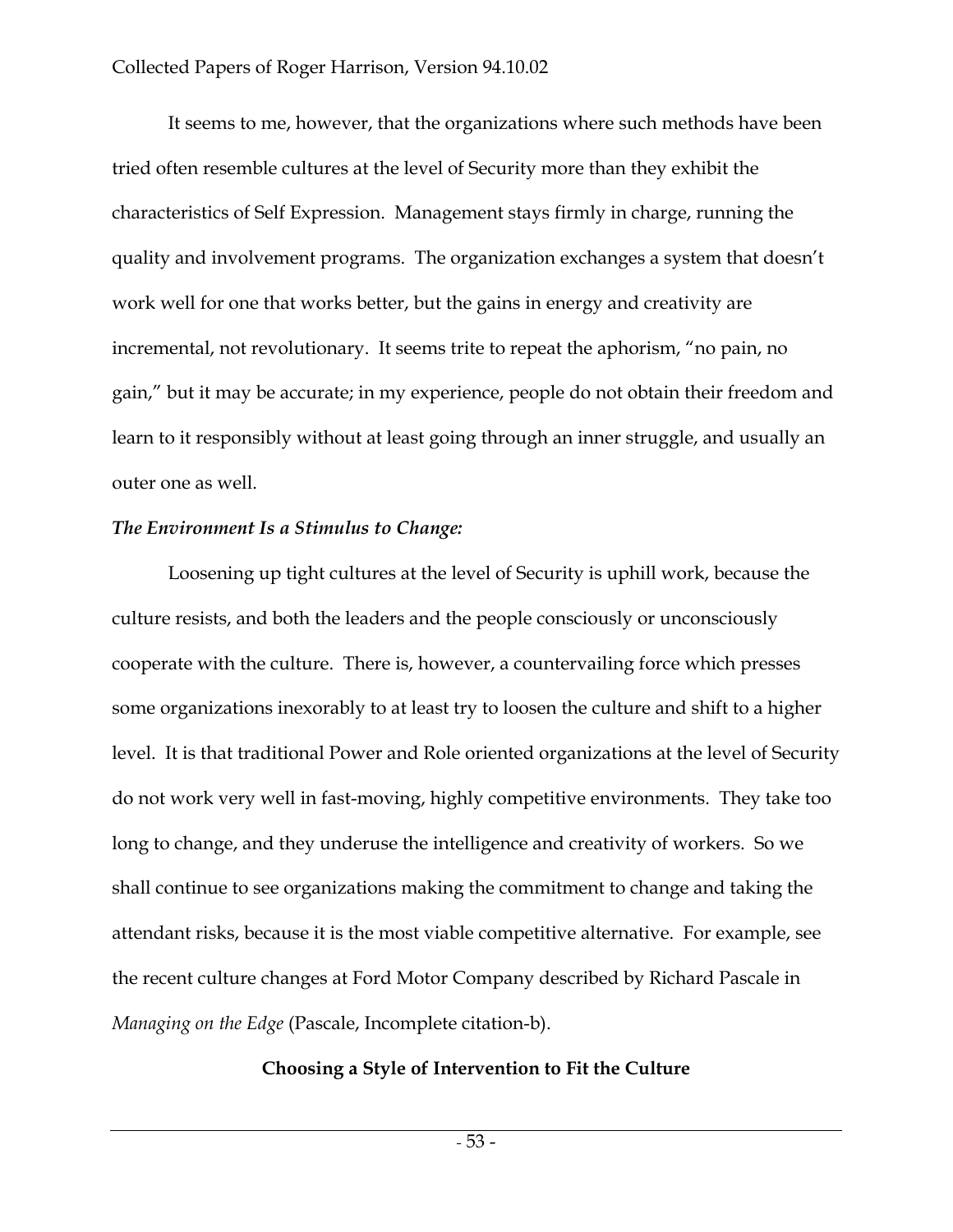It seems to me, however, that the organizations where such methods have been tried often resemble cultures at the level of Security more than they exhibit the characteristics of Self Expression. Management stays firmly in charge, running the quality and involvement programs. The organization exchanges a system that doesn't work well for one that works better, but the gains in energy and creativity are incremental, not revolutionary. It seems trite to repeat the aphorism, "no pain, no gain," but it may be accurate; in my experience, people do not obtain their freedom and learn to it responsibly without at least going through an inner struggle, and usually an outer one as well.

***The Environment Is a Stimulus to Change:***

Loosening up tight cultures at the level of Security is uphill work, because the culture resists, and both the leaders and the people consciously or unconsciously cooperate with the culture. There is, however, a countervailing force which presses some organizations inexorably to at least try to loosen the culture and shift to a higher level. It is that traditional Power and Role oriented organizations at the level of Security do not work very well in fast-moving, highly competitive environments. They take too long to change, and they underuse the intelligence and creativity of workers. So we shall continue to see organizations making the commitment to change and taking the attendant risks, because it is the most viable competitive alternative. For example, see the recent culture changes at Ford Motor Company described by Richard Pascale in *Managing on the Edge* (Pascale, Incomplete citation-b).

**Choosing a Style of Intervention to Fit the Culture**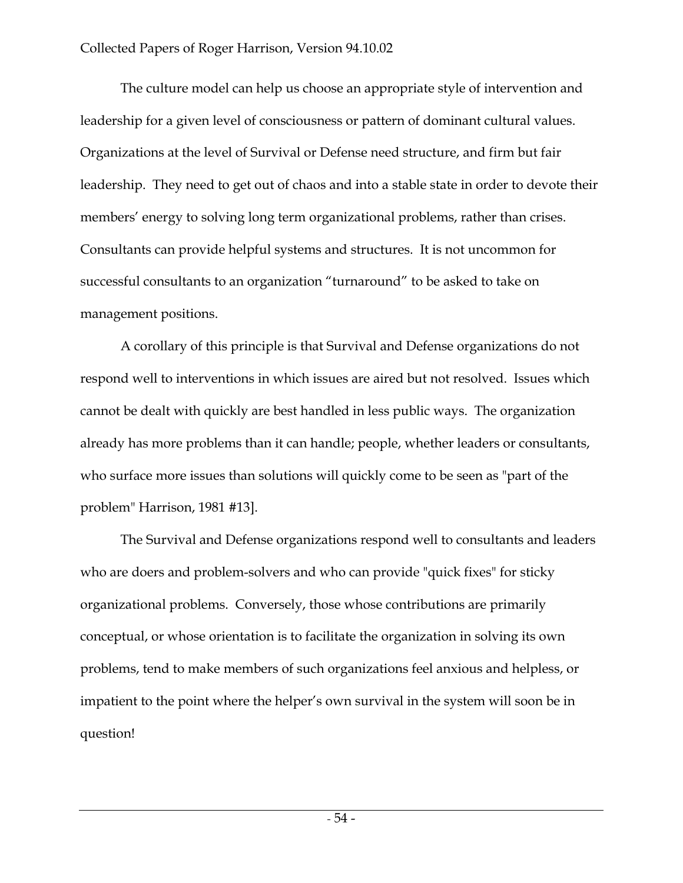The culture model can help us choose an appropriate style of intervention and leadership for a given level of consciousness or pattern of dominant cultural values. Organizations at the level of Survival or Defense need structure, and firm but fair leadership. They need to get out of chaos and into a stable state in order to devote their members' energy to solving long term organizational problems, rather than crises. Consultants can provide helpful systems and structures. It is not uncommon for successful consultants to an organization "turnaround" to be asked to take on management positions.

A corollary of this principle is that Survival and Defense organizations do not respond well to interventions in which issues are aired but not resolved. Issues which cannot be dealt with quickly are best handled in less public ways. The organization already has more problems than it can handle; people, whether leaders or consultants, who surface more issues than solutions will quickly come to be seen as "part of the problem" Harrison, 1981 #13].

The Survival and Defense organizations respond well to consultants and leaders who are doers and problem-solvers and who can provide "quick fixes" for sticky organizational problems. Conversely, those whose contributions are primarily conceptual, or whose orientation is to facilitate the organization in solving its own problems, tend to make members of such organizations feel anxious and helpless, or impatient to the point where the helper's own survival in the system will soon be in question!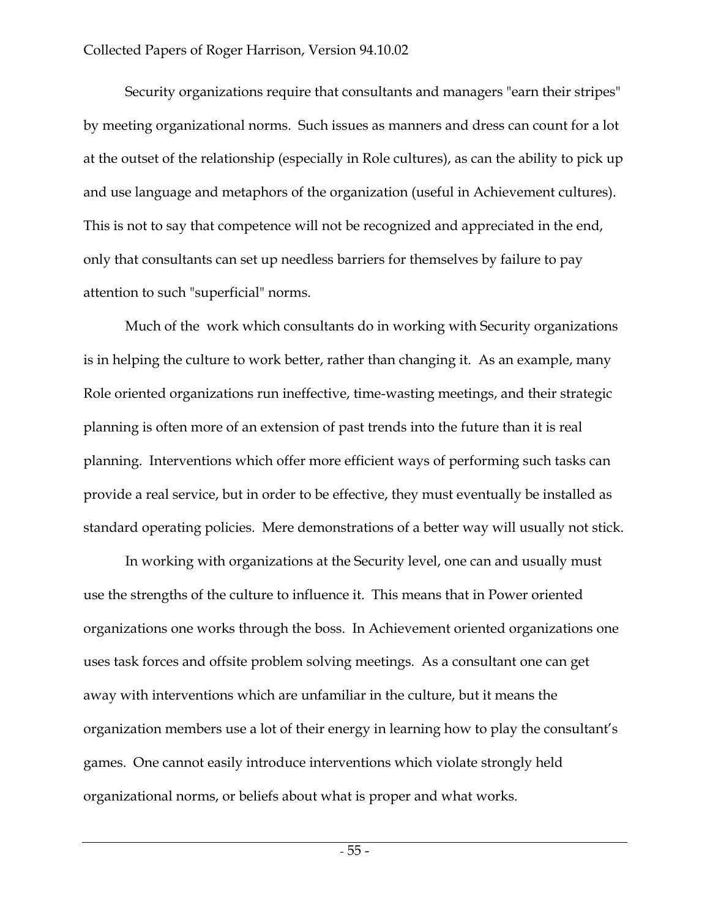Security organizations require that consultants and managers "earn their stripes" by meeting organizational norms. Such issues as manners and dress can count for a lot at the outset of the relationship (especially in Role cultures), as can the ability to pick up and use language and metaphors of the organization (useful in Achievement cultures). This is not to say that competence will not be recognized and appreciated in the end, only that consultants can set up needless barriers for themselves by failure to pay attention to such "superficial" norms.

Much of the work which consultants do in working with Security organizations is in helping the culture to work better, rather than changing it. As an example, many Role oriented organizations run ineffective, time-wasting meetings, and their strategic planning is often more of an extension of past trends into the future than it is real planning. Interventions which offer more efficient ways of performing such tasks can provide a real service, but in order to be effective, they must eventually be installed as standard operating policies. Mere demonstrations of a better way will usually not stick.

In working with organizations at the Security level, one can and usually must use the strengths of the culture to influence it. This means that in Power oriented organizations one works through the boss. In Achievement oriented organizations one uses task forces and offsite problem solving meetings. As a consultant one can get away with interventions which are unfamiliar in the culture, but it means the organization members use a lot of their energy in learning how to play the consultant's games. One cannot easily introduce interventions which violate strongly held organizational norms, or beliefs about what is proper and what works.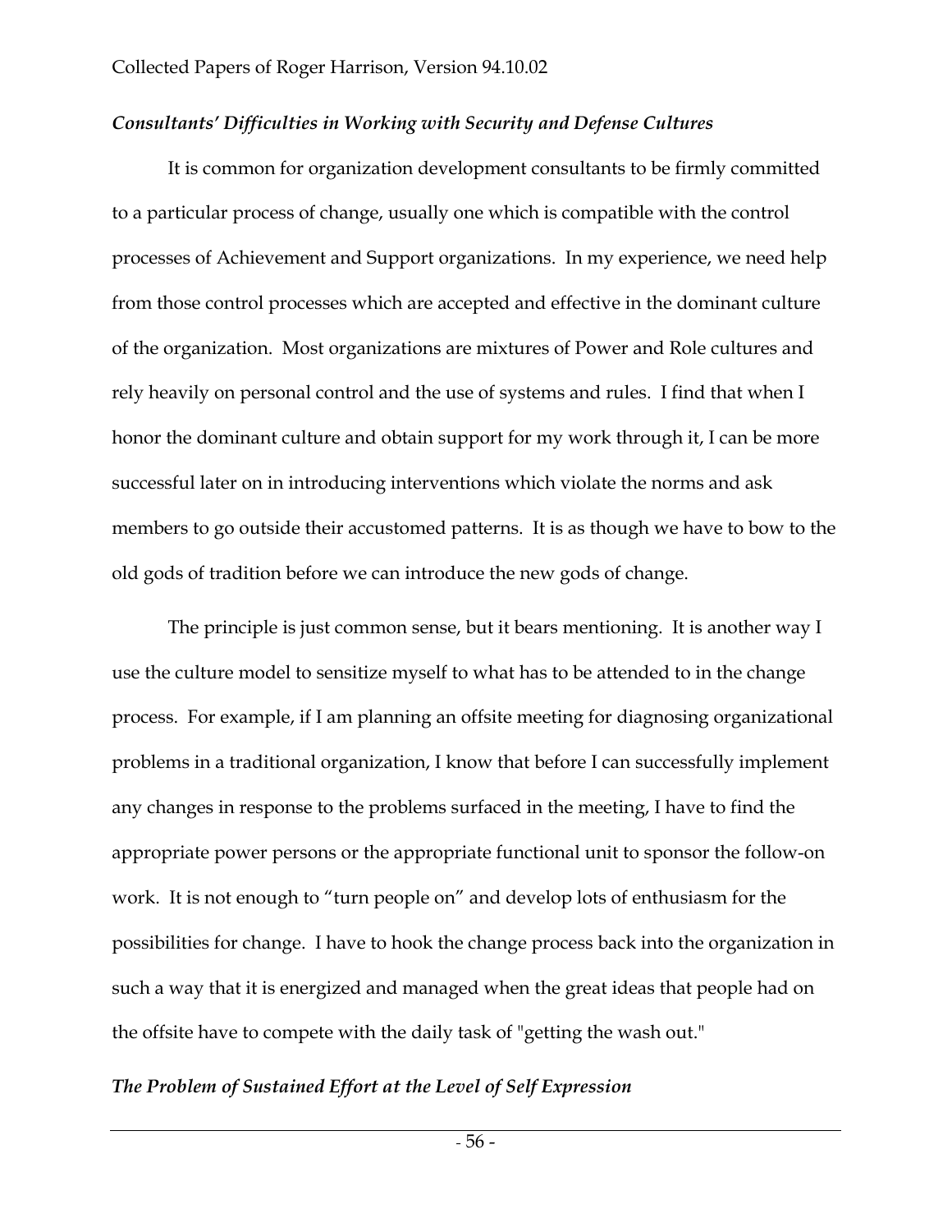### *Consultants' Difficulties in Working with Security and Defense Cultures*

It is common for organization development consultants to be firmly committed to a particular process of change, usually one which is compatible with the control processes of Achievement and Support organizations. In my experience, we need help from those control processes which are accepted and effective in the dominant culture of the organization. Most organizations are mixtures of Power and Role cultures and rely heavily on personal control and the use of systems and rules. I find that when I honor the dominant culture and obtain support for my work through it, I can be more successful later on in introducing interventions which violate the norms and ask members to go outside their accustomed patterns. It is as though we have to bow to the old gods of tradition before we can introduce the new gods of change.

The principle is just common sense, but it bears mentioning. It is another way I use the culture model to sensitize myself to what has to be attended to in the change process. For example, if I am planning an offsite meeting for diagnosing organizational problems in a traditional organization, I know that before I can successfully implement any changes in response to the problems surfaced in the meeting, I have to find the appropriate power persons or the appropriate functional unit to sponsor the follow-on work. It is not enough to "turn people on" and develop lots of enthusiasm for the possibilities for change. I have to hook the change process back into the organization in such a way that it is energized and managed when the great ideas that people had on the offsite have to compete with the daily task of "getting the wash out."

### *The Problem of Sustained Effort at the Level of Self Expression*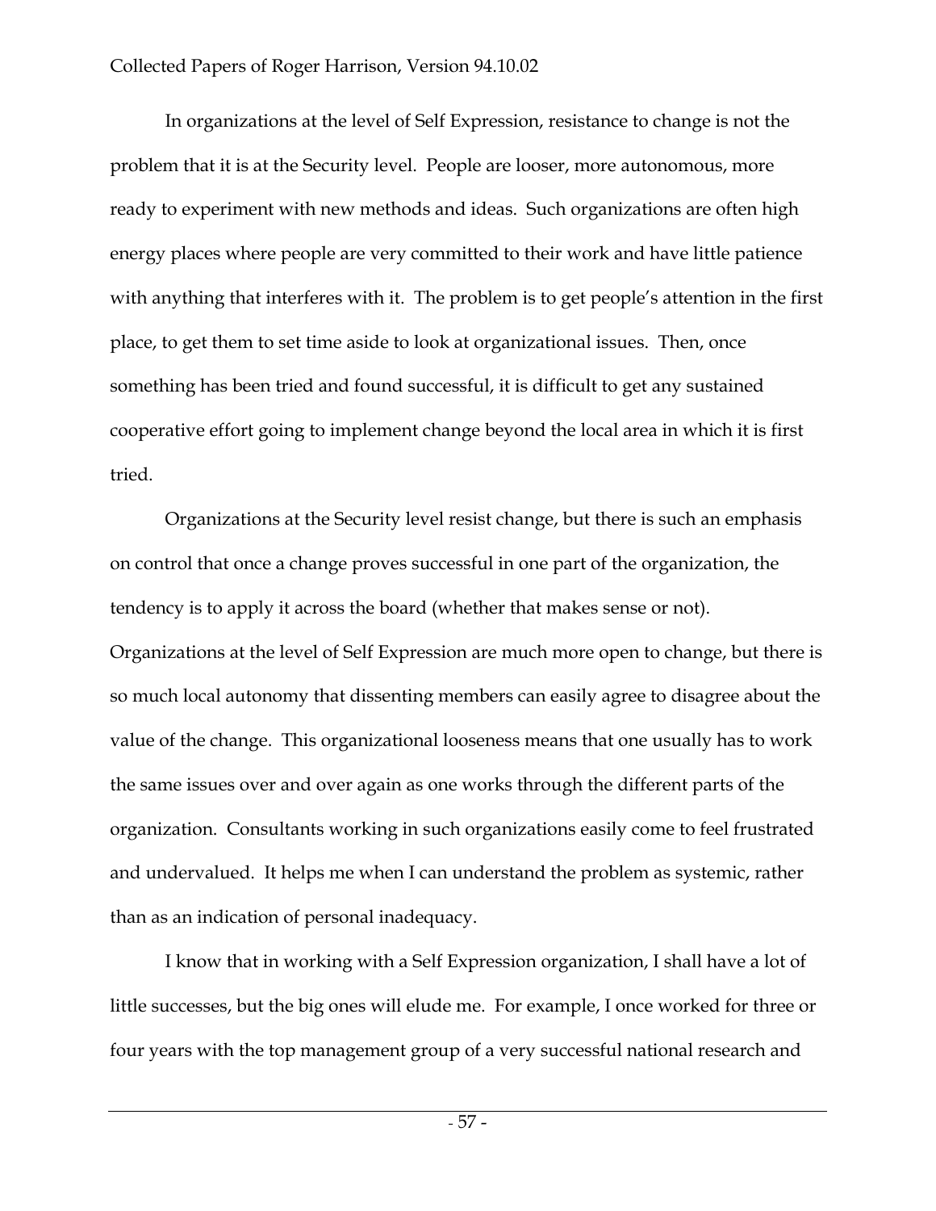In organizations at the level of Self Expression, resistance to change is not the problem that it is at the Security level. People are looser, more autonomous, more ready to experiment with new methods and ideas. Such organizations are often high energy places where people are very committed to their work and have little patience with anything that interferes with it. The problem is to get people's attention in the first place, to get them to set time aside to look at organizational issues. Then, once something has been tried and found successful, it is difficult to get any sustained cooperative effort going to implement change beyond the local area in which it is first tried.

Organizations at the Security level resist change, but there is such an emphasis on control that once a change proves successful in one part of the organization, the tendency is to apply it across the board (whether that makes sense or not). Organizations at the level of Self Expression are much more open to change, but there is so much local autonomy that dissenting members can easily agree to disagree about the value of the change. This organizational looseness means that one usually has to work the same issues over and over again as one works through the different parts of the organization. Consultants working in such organizations easily come to feel frustrated and undervalued. It helps me when I can understand the problem as systemic, rather than as an indication of personal inadequacy.

I know that in working with a Self Expression organization, I shall have a lot of little successes, but the big ones will elude me. For example, I once worked for three or four years with the top management group of a very successful national research and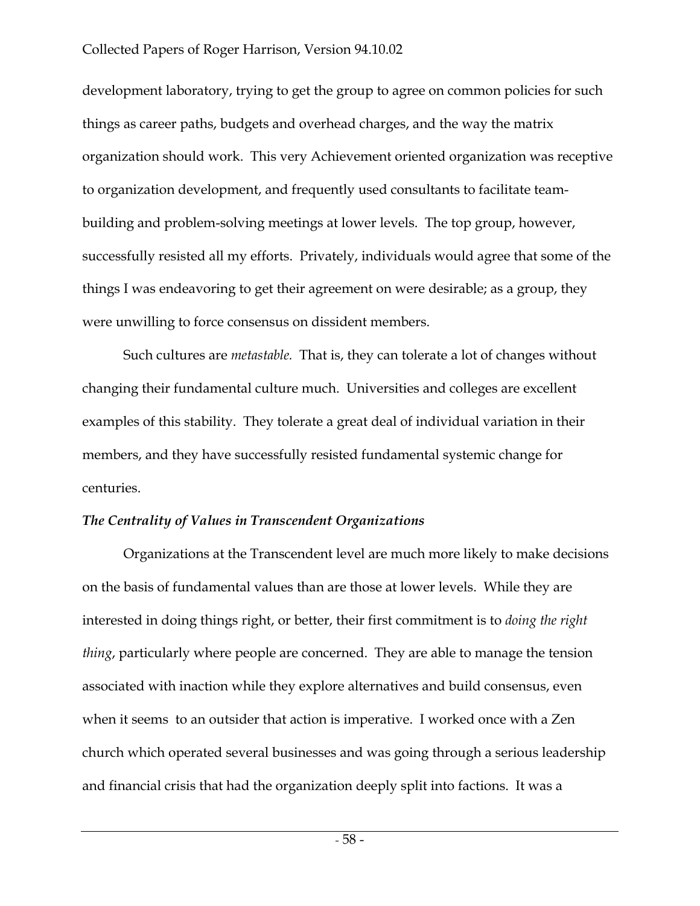development laboratory, trying to get the group to agree on common policies for such things as career paths, budgets and overhead charges, and the way the matrix organization should work. This very Achievement oriented organization was receptive to organization development, and frequently used consultants to facilitate team-building and problem-solving meetings at lower levels. The top group, however, successfully resisted all my efforts. Privately, individuals would agree that some of the things I was endeavoring to get their agreement on were desirable; as a group, they were unwilling to force consensus on dissident members.

Such cultures are *metastable.* That is, they can tolerate a lot of changes without changing their fundamental culture much. Universities and colleges are excellent examples of this stability. They tolerate a great deal of individual variation in their members, and they have successfully resisted fundamental systemic change for centuries.

### *The Centrality of Values in Transcendent Organizations*

Organizations at the Transcendent level are much more likely to make decisions on the basis of fundamental values than are those at lower levels. While they are interested in doing things right, or better, their first commitment is to *doing the right thing*, particularly where people are concerned. They are able to manage the tension associated with inaction while they explore alternatives and build consensus, even when it seems to an outsider that action is imperative. I worked once with a Zen church which operated several businesses and was going through a serious leadership and financial crisis that had the organization deeply split into factions. It was a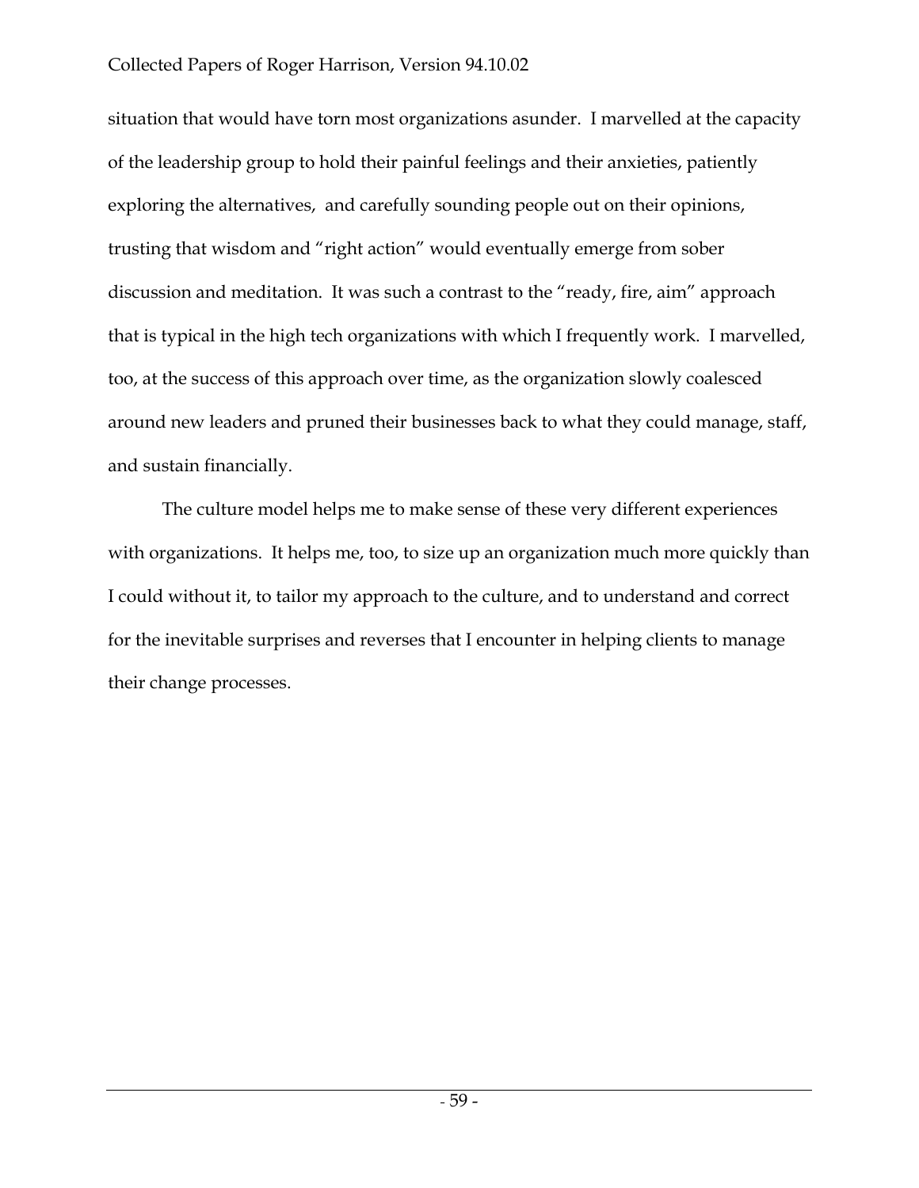situation that would have torn most organizations asunder. I marvelled at the capacity of the leadership group to hold their painful feelings and their anxieties, patiently exploring the alternatives, and carefully sounding people out on their opinions, trusting that wisdom and "right action" would eventually emerge from sober discussion and meditation. It was such a contrast to the "ready, fire, aim" approach that is typical in the high tech organizations with which I frequently work. I marvelled, too, at the success of this approach over time, as the organization slowly coalesced around new leaders and pruned their businesses back to what they could manage, staff, and sustain financially.

The culture model helps me to make sense of these very different experiences with organizations. It helps me, too, to size up an organization much more quickly than I could without it, to tailor my approach to the culture, and to understand and correct for the inevitable surprises and reverses that I encounter in helping clients to manage their change processes.